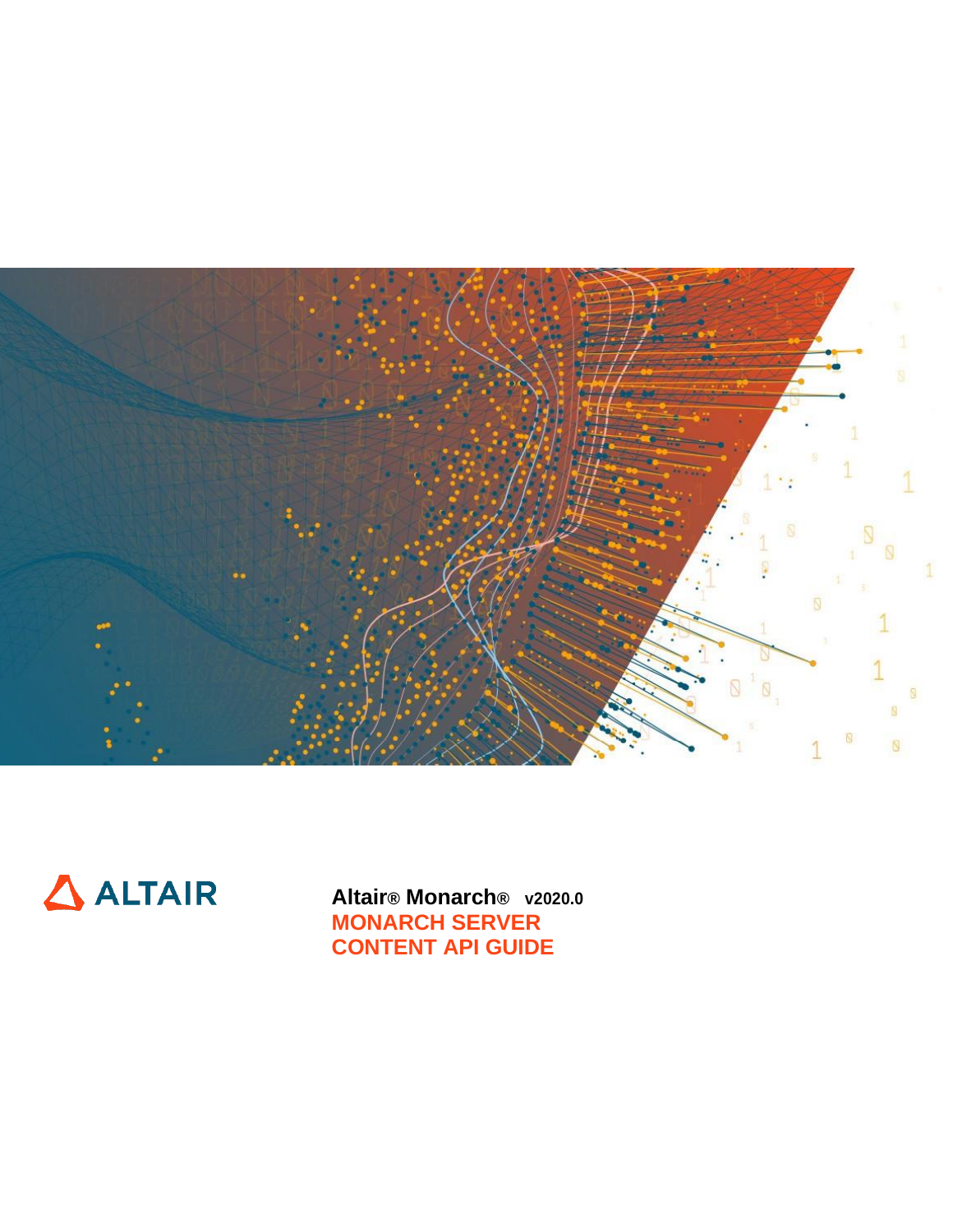ALTAIR

**Altair® Monarch®** **v2020.0**

# MONARCH SERVER CONTENT API GUIDE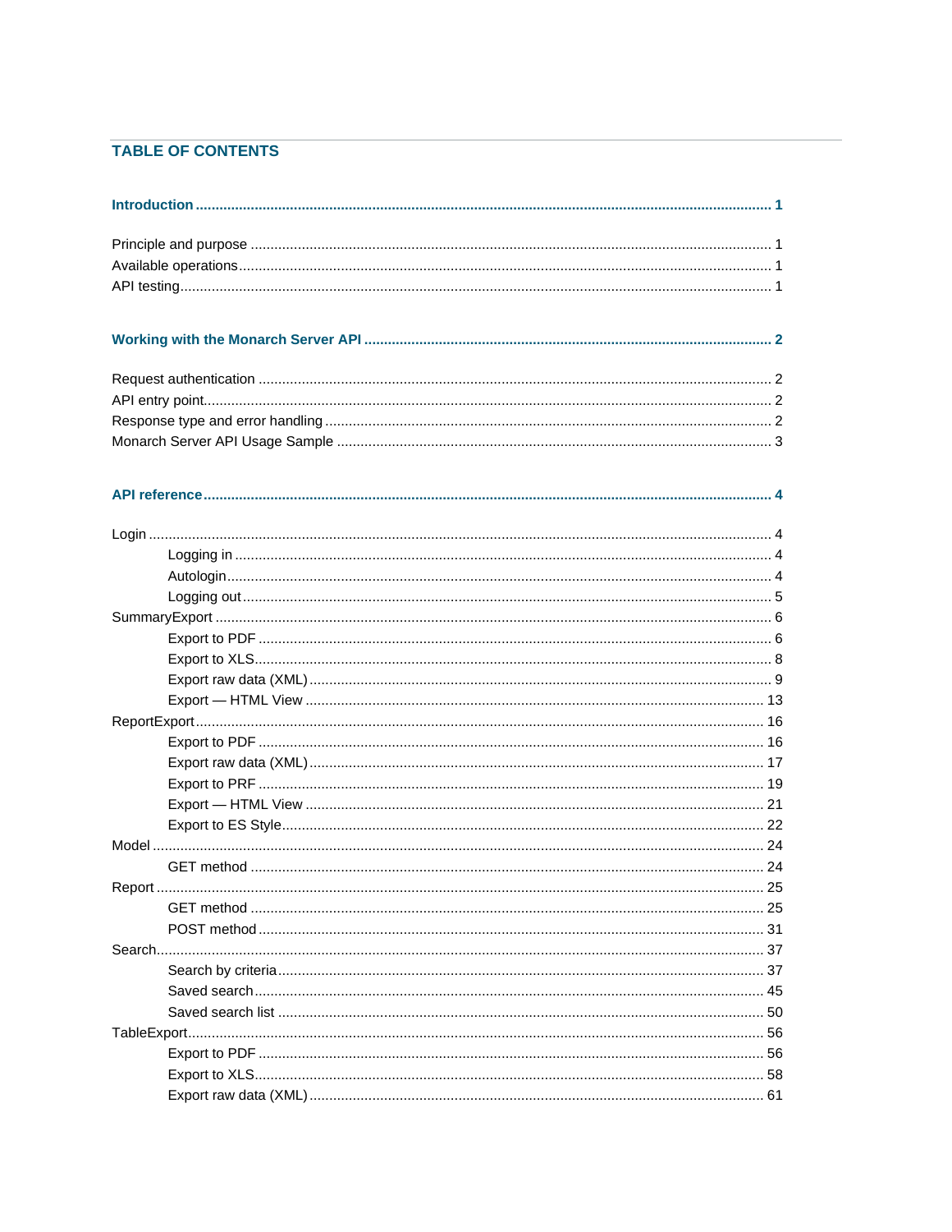## TABLE OF CONTENTS

**Introduction ........ 1**

Principle and purpose ........ 1
Available operations ........ 1
API testing ........ 1

**Working with the Monarch Server API ........ 2**

Request authentication ........ 2
API entry point ........ 2
Response type and error handling ........ 2
Monarch Server API Usage Sample ........ 3

**API reference ........ 4**

Login ........ 4
- Logging in ........ 4
- Autologin ........ 4
- Logging out ........ 5

SummaryExport ........ 6
- Export to PDF ........ 6
- Export to XLS ........ 8
- Export raw data (XML) ........ 9
- Export — HTML View ........ 13

ReportExport ........ 16
- Export to PDF ........ 16
- Export raw data (XML) ........ 17
- Export to PRF ........ 19
- Export — HTML View ........ 21
- Export to ES Style ........ 22

Model ........ 24
- GET method ........ 24

Report ........ 25
- GET method ........ 25
- POST method ........ 31

Search ........ 37
- Search by criteria ........ 37
- Saved search ........ 45
- Saved search list ........ 50

TableExport ........ 56
- Export to PDF ........ 56
- Export to XLS ........ 58
- Export raw data (XML) ........ 61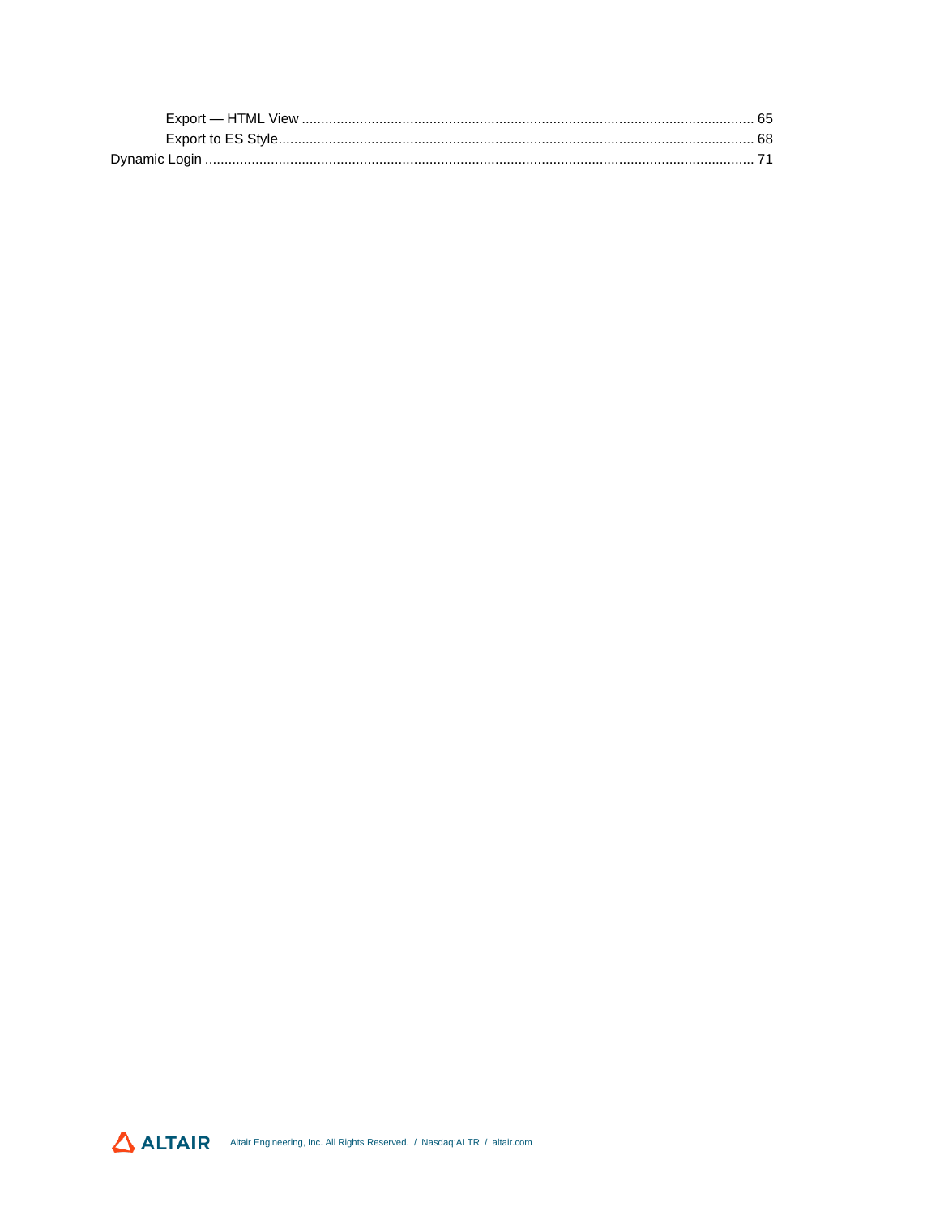- Export — HTML View ........................................................................................................................ 65
- Export to ES Style............................................................................................................................ 68

Dynamic Login ....................................................................................................................................... 71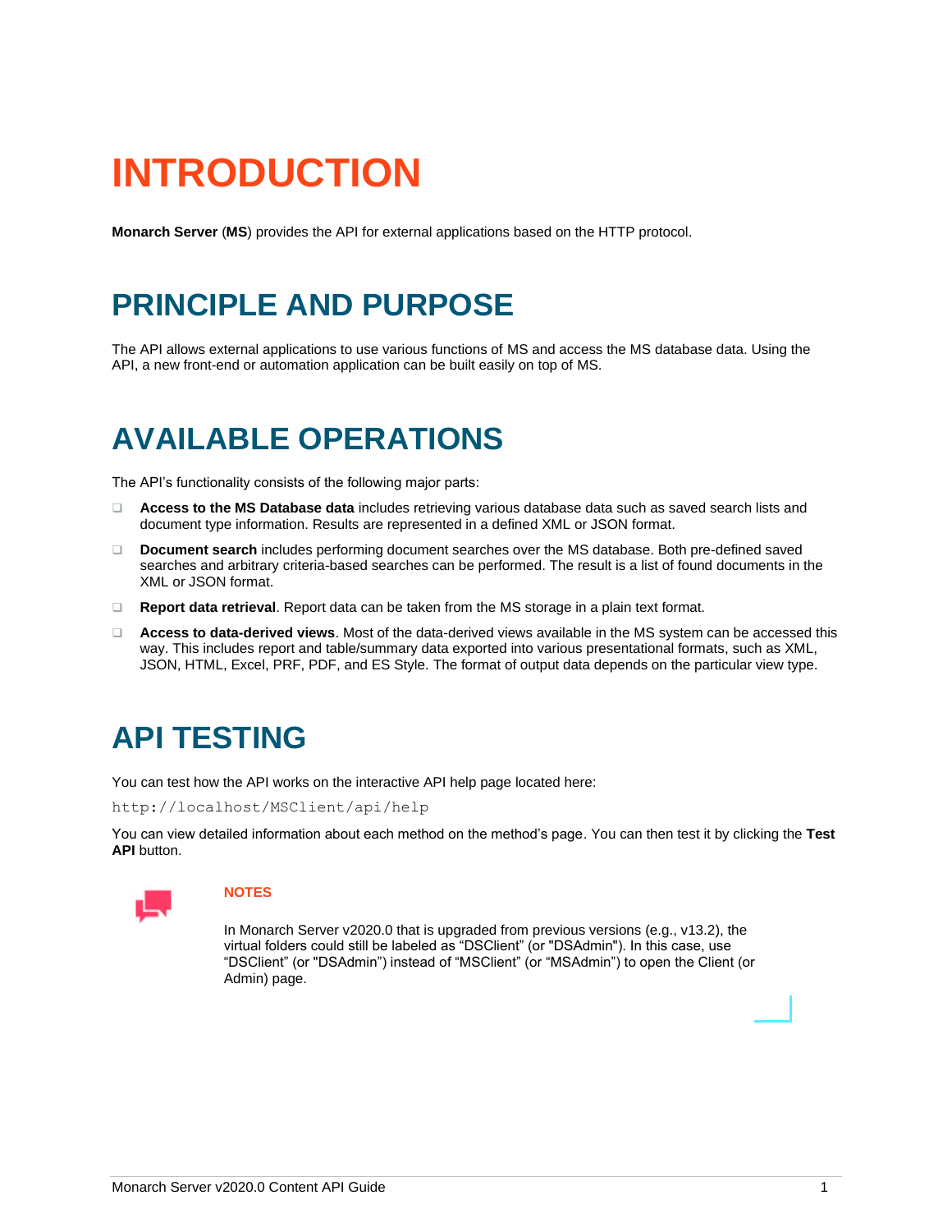# INTRODUCTION

**Monarch Server** (**MS**) provides the API for external applications based on the HTTP protocol.

## PRINCIPLE AND PURPOSE

The API allows external applications to use various functions of MS and access the MS database data. Using the API, a new front-end or automation application can be built easily on top of MS.

## AVAILABLE OPERATIONS

The API's functionality consists of the following major parts:

- **Access to the MS Database data** includes retrieving various database data such as saved search lists and document type information. Results are represented in a defined XML or JSON format.
- **Document search** includes performing document searches over the MS database. Both pre-defined saved searches and arbitrary criteria-based searches can be performed. The result is a list of found documents in the XML or JSON format.
- **Report data retrieval**. Report data can be taken from the MS storage in a plain text format.
- **Access to data-derived views**. Most of the data-derived views available in the MS system can be accessed this way. This includes report and table/summary data exported into various presentational formats, such as XML, JSON, HTML, Excel, PRF, PDF, and ES Style. The format of output data depends on the particular view type.

## API TESTING

You can test how the API works on the interactive API help page located here:

```
http://localhost/MSClient/api/help
```

You can view detailed information about each method on the method's page. You can then test it by clicking the **Test API** button.

**NOTES**

In Monarch Server v2020.0 that is upgraded from previous versions (e.g., v13.2), the virtual folders could still be labeled as "DSClient" (or "DSAdmin"). In this case, use "DSClient" (or "DSAdmin") instead of "MSClient" (or "MSAdmin") to open the Client (or Admin) page.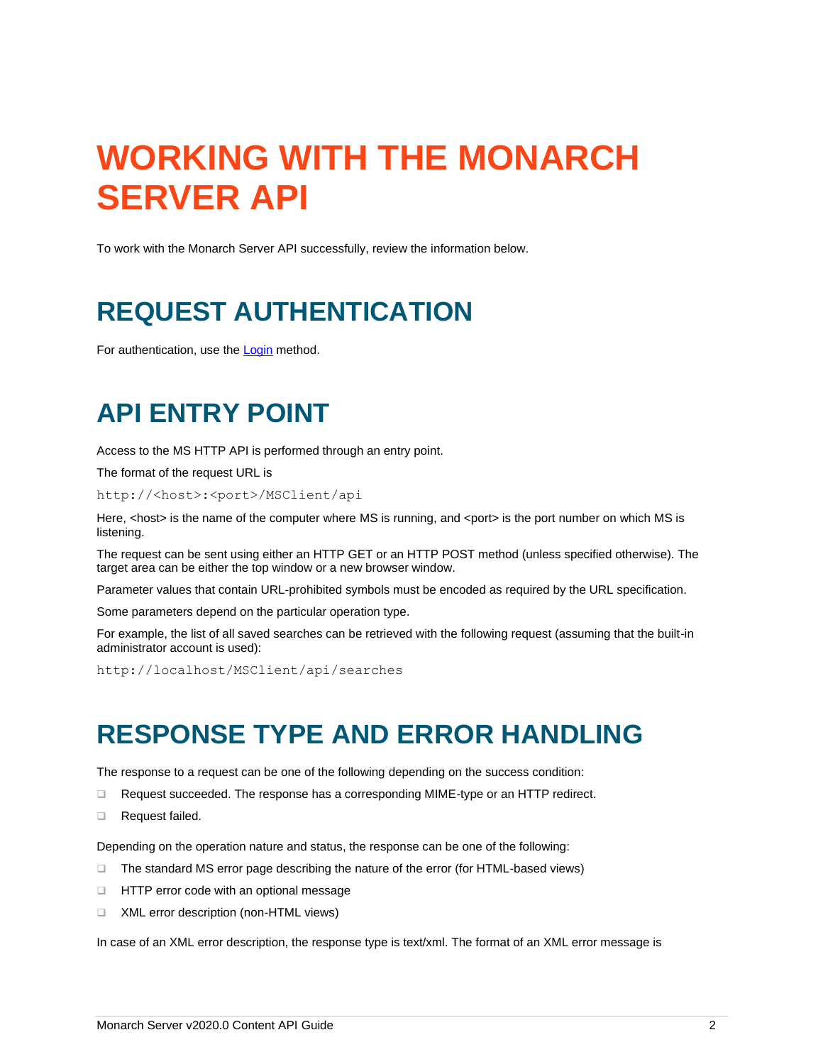# WORKING WITH THE MONARCH SERVER API

To work with the Monarch Server API successfully, review the information below.

## REQUEST AUTHENTICATION

For authentication, use the Login method.

## API ENTRY POINT

Access to the MS HTTP API is performed through an entry point.

The format of the request URL is

```
http://<host>:<port>/MSClient/api
```

Here, <host> is the name of the computer where MS is running, and <port> is the port number on which MS is listening.

The request can be sent using either an HTTP GET or an HTTP POST method (unless specified otherwise). The target area can be either the top window or a new browser window.

Parameter values that contain URL-prohibited symbols must be encoded as required by the URL specification.

Some parameters depend on the particular operation type.

For example, the list of all saved searches can be retrieved with the following request (assuming that the built-in administrator account is used):

```
http://localhost/MSClient/api/searches
```

## RESPONSE TYPE AND ERROR HANDLING

The response to a request can be one of the following depending on the success condition:

- Request succeeded. The response has a corresponding MIME-type or an HTTP redirect.
- Request failed.

Depending on the operation nature and status, the response can be one of the following:

- The standard MS error page describing the nature of the error (for HTML-based views)
- HTTP error code with an optional message
- XML error description (non-HTML views)

In case of an XML error description, the response type is text/xml. The format of an XML error message is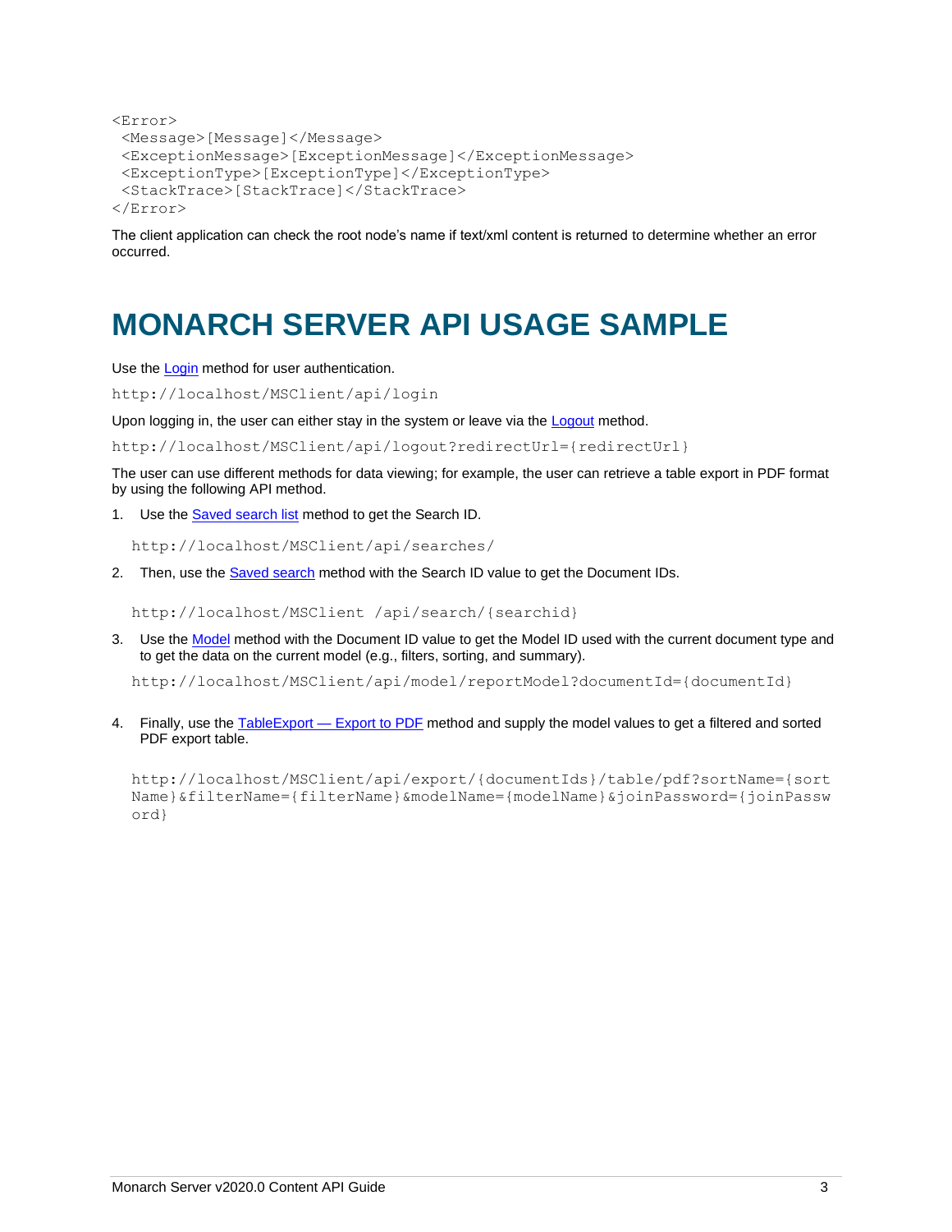```
<Error>
 <Message>[Message]</Message>
 <ExceptionMessage>[ExceptionMessage]</ExceptionMessage>
 <ExceptionType>[ExceptionType]</ExceptionType>
 <StackTrace>[StackTrace]</StackTrace>
</Error>
```

The client application can check the root node's name if text/xml content is returned to determine whether an error occurred.

# MONARCH SERVER API USAGE SAMPLE

Use the Login method for user authentication.

```
http://localhost/MSClient/api/login
```

Upon logging in, the user can either stay in the system or leave via the Logout method.

```
http://localhost/MSClient/api/logout?redirectUrl={redirectUrl}
```

The user can use different methods for data viewing; for example, the user can retrieve a table export in PDF format by using the following API method.

1. Use the Saved search list method to get the Search ID.

   ```
   http://localhost/MSClient/api/searches/
   ```

2. Then, use the Saved search method with the Search ID value to get the Document IDs.

   ```
   http://localhost/MSClient /api/search/{searchid}
   ```

3. Use the Model method with the Document ID value to get the Model ID used with the current document type and to get the data on the current model (e.g., filters, sorting, and summary).

   ```
   http://localhost/MSClient/api/model/reportModel?documentId={documentId}
   ```

4. Finally, use the TableExport — Export to PDF method and supply the model values to get a filtered and sorted PDF export table.

   ```
   http://localhost/MSClient/api/export/{documentIds}/table/pdf?sortName={sortName}&filterName={filterName}&modelName={modelName}&joinPassword={joinPassword}
   ```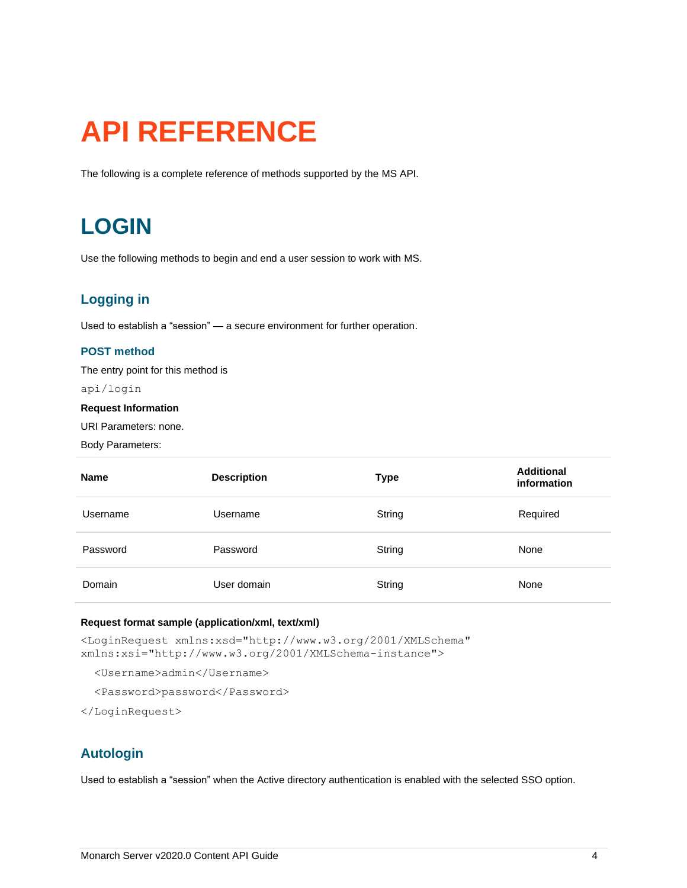# API REFERENCE

The following is a complete reference of methods supported by the MS API.

## LOGIN

Use the following methods to begin and end a user session to work with MS.

### Logging in

Used to establish a “session” — a secure environment for further operation.

#### POST method

The entry point for this method is

`api/login`

**Request Information**

URI Parameters: none.

Body Parameters:

| Name | Description | Type | Additional information |
|---|---|---|---|
| Username | Username | String | Required |
| Password | Password | String | None |
| Domain | User domain | String | None |

**Request format sample (application/xml, text/xml)**

```
<LoginRequest xmlns:xsd="http://www.w3.org/2001/XMLSchema"
xmlns:xsi="http://www.w3.org/2001/XMLSchema-instance">
  <Username>admin</Username>
  <Password>password</Password>
</LoginRequest>
```

### Autologin

Used to establish a “session” when the Active directory authentication is enabled with the selected SSO option.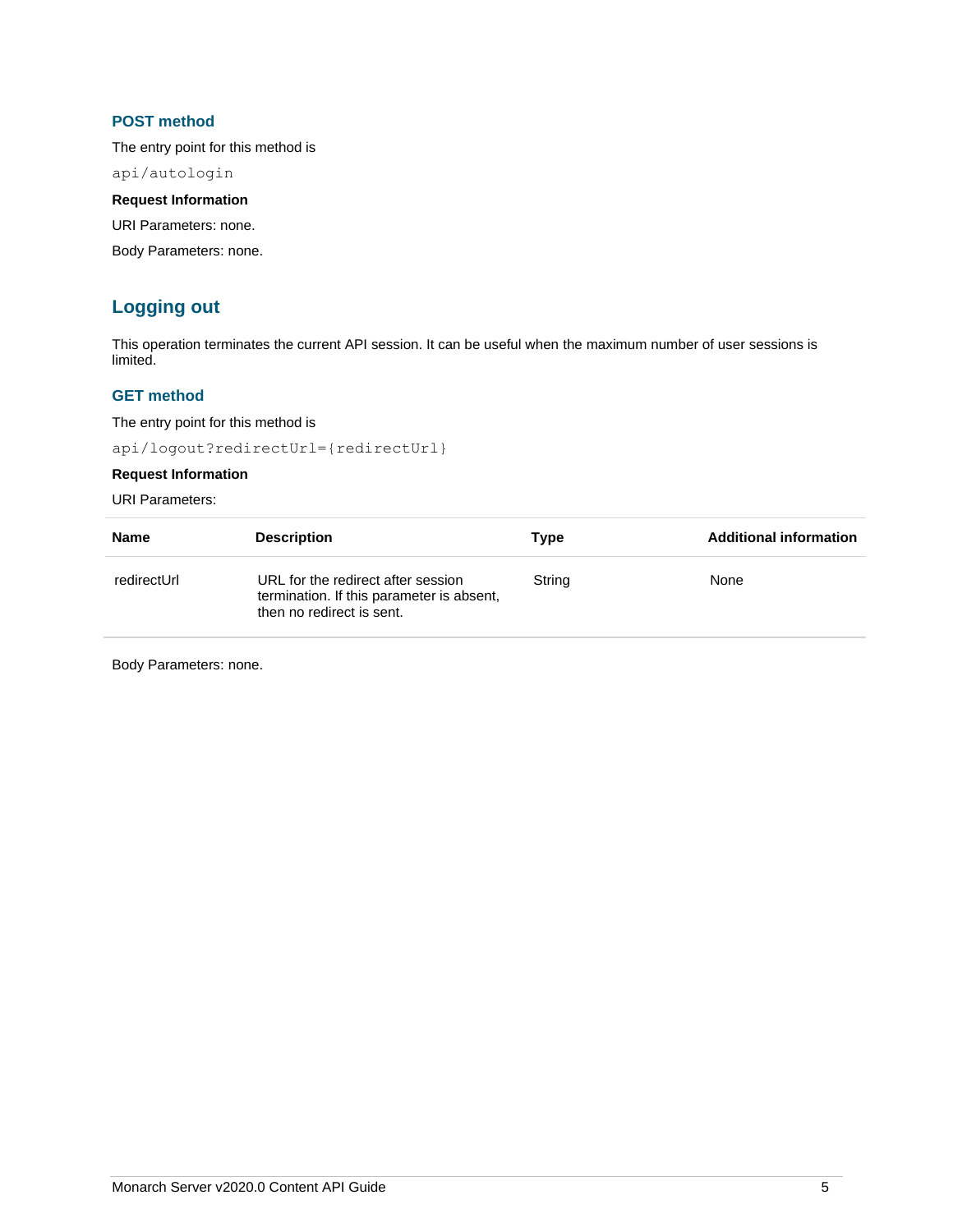### POST method

The entry point for this method is

```
api/autologin
```

**Request Information**

URI Parameters: none.

Body Parameters: none.

## Logging out

This operation terminates the current API session. It can be useful when the maximum number of user sessions is limited.

### GET method

The entry point for this method is

```
api/logout?redirectUrl={redirectUrl}
```

**Request Information**

URI Parameters:

| Name | Description | Type | Additional information |
| --- | --- | --- | --- |
| redirectUrl | URL for the redirect after session termination. If this parameter is absent, then no redirect is sent. | String | None |

Body Parameters: none.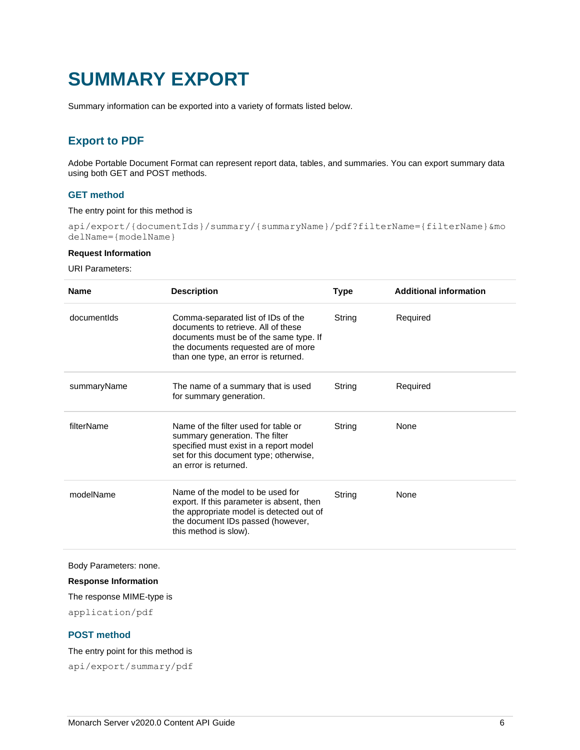# SUMMARY EXPORT

Summary information can be exported into a variety of formats listed below.

## Export to PDF

Adobe Portable Document Format can represent report data, tables, and summaries. You can export summary data using both GET and POST methods.

### GET method

The entry point for this method is

```
api/export/{documentIds}/summary/{summaryName}/pdf?filterName={filterName}&modelName={modelName}
```

**Request Information**

URI Parameters:

| Name | Description | Type | Additional information |
|---|---|---|---|
| documentIds | Comma-separated list of IDs of the documents to retrieve. All of these documents must be of the same type. If the documents requested are of more than one type, an error is returned. | String | Required |
| summaryName | The name of a summary that is used for summary generation. | String | Required |
| filterName | Name of the filter used for table or summary generation. The filter specified must exist in a report model set for this document type; otherwise, an error is returned. | String | None |
| modelName | Name of the model to be used for export. If this parameter is absent, then the appropriate model is detected out of the document IDs passed (however, this method is slow). | String | None |

Body Parameters: none.

**Response Information**

The response MIME-type is

```
application/pdf
```

### POST method

The entry point for this method is

```
api/export/summary/pdf
```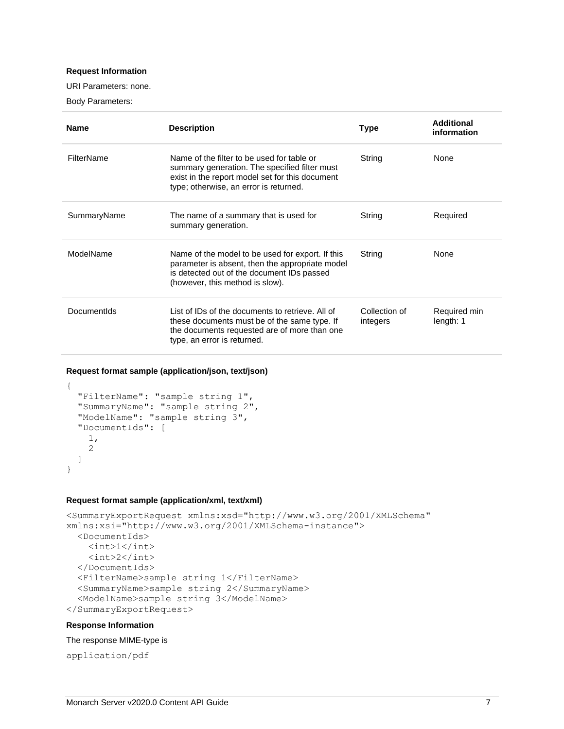**Request Information**

URI Parameters: none.

Body Parameters:

| Name | Description | Type | Additional information |
| --- | --- | --- | --- |
| FilterName | Name of the filter to be used for table or summary generation. The specified filter must exist in the report model set for this document type; otherwise, an error is returned. | String | None |
| SummaryName | The name of a summary that is used for summary generation. | String | Required |
| ModelName | Name of the model to be used for export. If this parameter is absent, then the appropriate model is detected out of the document IDs passed (however, this method is slow). | String | None |
| DocumentIds | List of IDs of the documents to retrieve. All of these documents must be of the same type. If the documents requested are of more than one type, an error is returned. | Collection of integers | Required min length: 1 |

**Request format sample (application/json, text/json)**

```
{
  "FilterName": "sample string 1",
  "SummaryName": "sample string 2",
  "ModelName": "sample string 3",
  "DocumentIds": [
    1,
    2
  ]
}
```

**Request format sample (application/xml, text/xml)**

```
<SummaryExportRequest xmlns:xsd="http://www.w3.org/2001/XMLSchema"
xmlns:xsi="http://www.w3.org/2001/XMLSchema-instance">
  <DocumentIds>
    <int>1</int>
    <int>2</int>
  </DocumentIds>
  <FilterName>sample string 1</FilterName>
  <SummaryName>sample string 2</SummaryName>
  <ModelName>sample string 3</ModelName>
</SummaryExportRequest>
```

**Response Information**

The response MIME-type is

```
application/pdf
```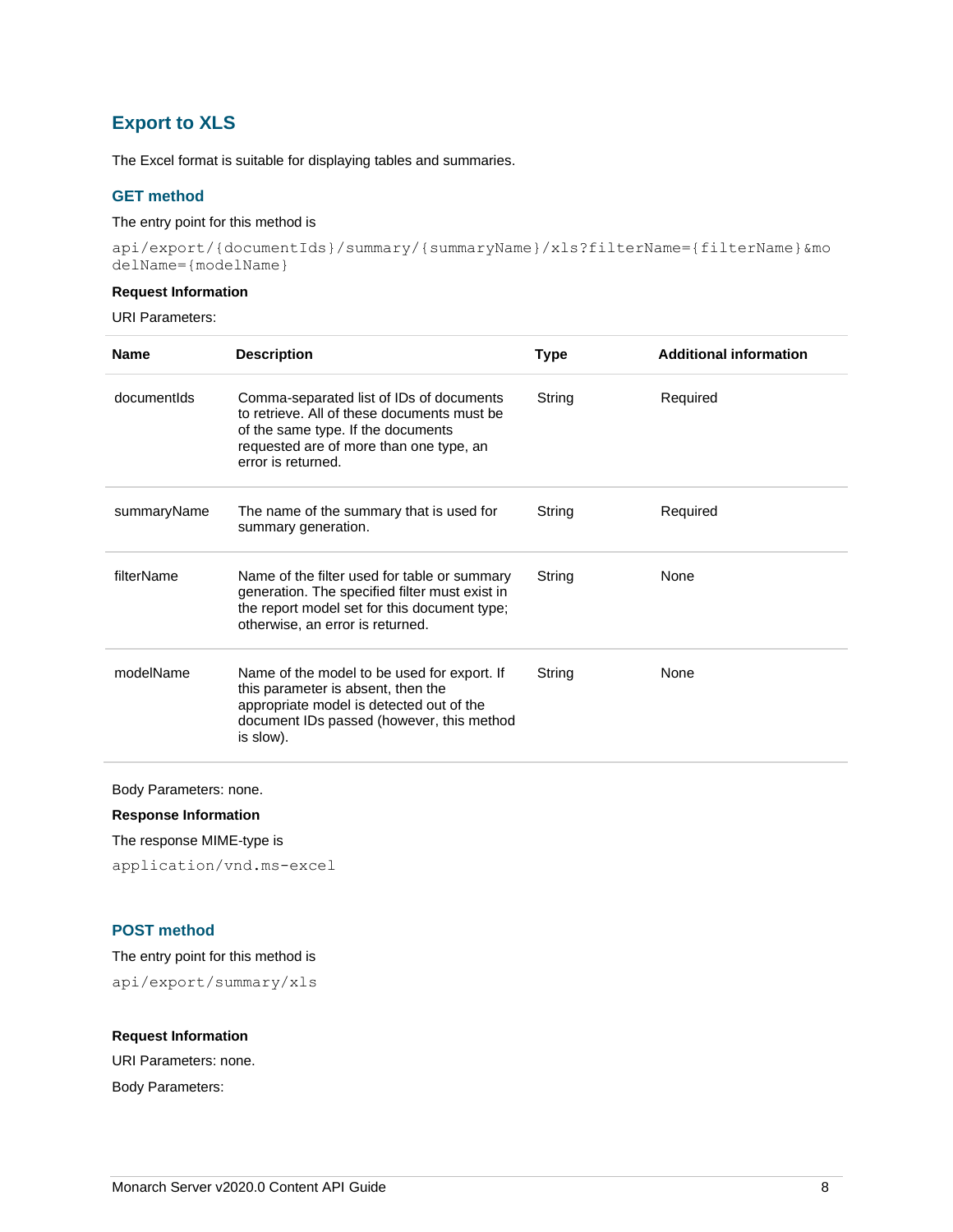## Export to XLS

The Excel format is suitable for displaying tables and summaries.

### GET method

The entry point for this method is

```
api/export/{documentIds}/summary/{summaryName}/xls?filterName={filterName}&modelName={modelName}
```

**Request Information**

URI Parameters:

| Name | Description | Type | Additional information |
|---|---|---|---|
| documentIds | Comma-separated list of IDs of documents to retrieve. All of these documents must be of the same type. If the documents requested are of more than one type, an error is returned. | String | Required |
| summaryName | The name of the summary that is used for summary generation. | String | Required |
| filterName | Name of the filter used for table or summary generation. The specified filter must exist in the report model set for this document type; otherwise, an error is returned. | String | None |
| modelName | Name of the model to be used for export. If this parameter is absent, then the appropriate model is detected out of the document IDs passed (however, this method is slow). | String | None |

Body Parameters: none.

**Response Information**

The response MIME-type is

```
application/vnd.ms-excel
```

### POST method

The entry point for this method is

```
api/export/summary/xls
```

**Request Information**

URI Parameters: none.

Body Parameters: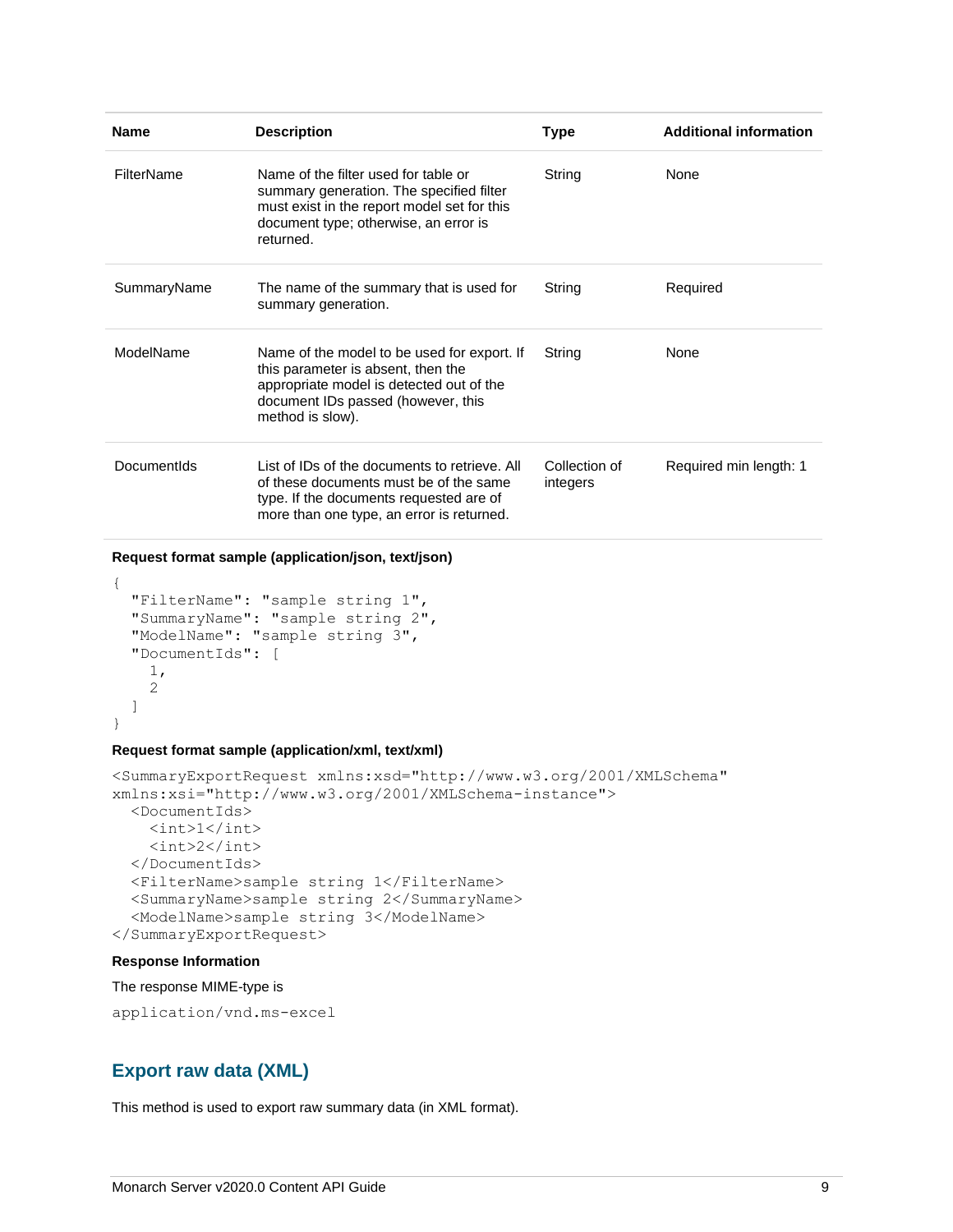| Name | Description | Type | Additional information |
| --- | --- | --- | --- |
| FilterName | Name of the filter used for table or summary generation. The specified filter must exist in the report model set for this document type; otherwise, an error is returned. | String | None |
| SummaryName | The name of the summary that is used for summary generation. | String | Required |
| ModelName | Name of the model to be used for export. If this parameter is absent, then the appropriate model is detected out of the document IDs passed (however, this method is slow). | String | None |
| DocumentIds | List of IDs of the documents to retrieve. All of these documents must be of the same type. If the documents requested are of more than one type, an error is returned. | Collection of integers | Required min length: 1 |

**Request format sample (application/json, text/json)**

```
{
  "FilterName": "sample string 1",
  "SummaryName": "sample string 2",
  "ModelName": "sample string 3",
  "DocumentIds": [
    1,
    2
  ]
}
```

**Request format sample (application/xml, text/xml)**

```
<SummaryExportRequest xmlns:xsd="http://www.w3.org/2001/XMLSchema"
xmlns:xsi="http://www.w3.org/2001/XMLSchema-instance">
  <DocumentIds>
    <int>1</int>
    <int>2</int>
  </DocumentIds>
  <FilterName>sample string 1</FilterName>
  <SummaryName>sample string 2</SummaryName>
  <ModelName>sample string 3</ModelName>
</SummaryExportRequest>
```

**Response Information**

The response MIME-type is

```
application/vnd.ms-excel
```

## Export raw data (XML)

This method is used to export raw summary data (in XML format).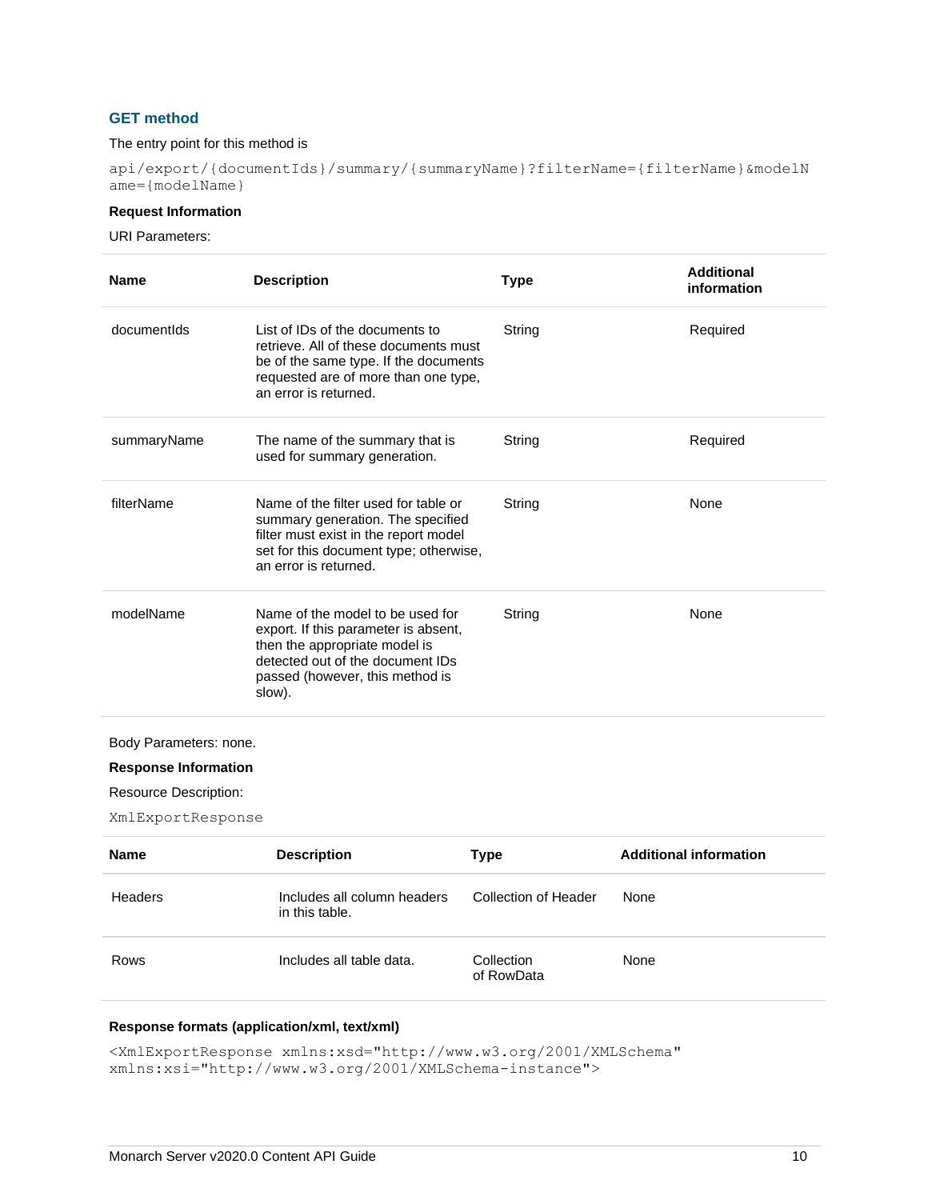### GET method

The entry point for this method is

```
api/export/{documentIds}/summary/{summaryName}?filterName={filterName}&modelName={modelName}
```

**Request Information**

URI Parameters:

| Name | Description | Type | Additional information |
|---|---|---|---|
| documentIds | List of IDs of the documents to retrieve. All of these documents must be of the same type. If the documents requested are of more than one type, an error is returned. | String | Required |
| summaryName | The name of the summary that is used for summary generation. | String | Required |
| filterName | Name of the filter used for table or summary generation. The specified filter must exist in the report model set for this document type; otherwise, an error is returned. | String | None |
| modelName | Name of the model to be used for export. If this parameter is absent, then the appropriate model is detected out of the document IDs passed (however, this method is slow). | String | None |

Body Parameters: none.

**Response Information**

Resource Description:

`XmlExportResponse`

| Name | Description | Type | Additional information |
|---|---|---|---|
| Headers | Includes all column headers in this table. | Collection of Header | None |
| Rows | Includes all table data. | Collection of RowData | None |

**Response formats (application/xml, text/xml)**

```
<XmlExportResponse xmlns:xsd="http://www.w3.org/2001/XMLSchema"
xmlns:xsi="http://www.w3.org/2001/XMLSchema-instance">
```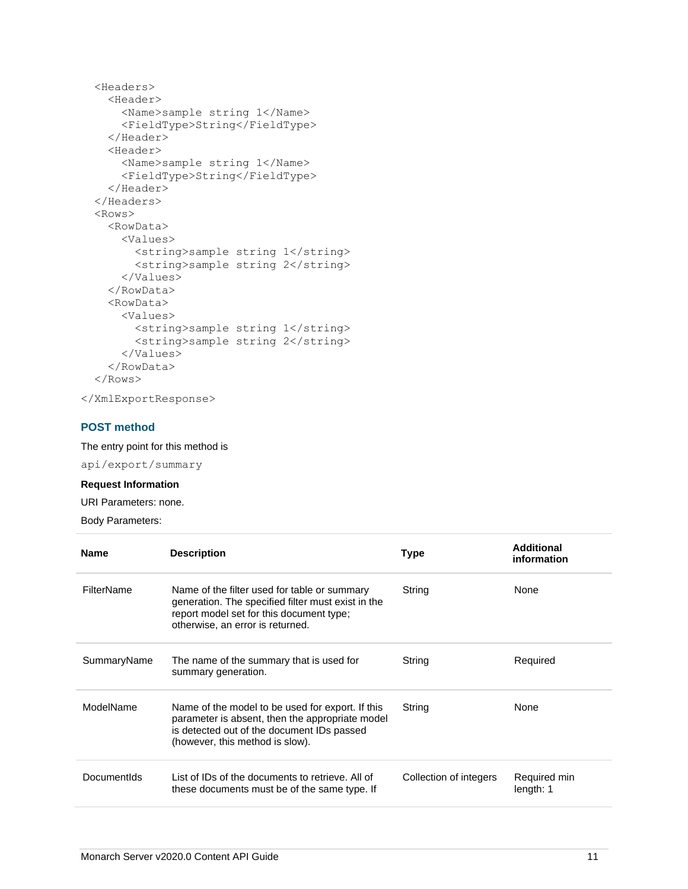```
  <Headers>
    <Header>
      <Name>sample string 1</Name>
      <FieldType>String</FieldType>
    </Header>
    <Header>
      <Name>sample string 1</Name>
      <FieldType>String</FieldType>
    </Header>
  </Headers>
  <Rows>
    <RowData>
      <Values>
        <string>sample string 1</string>
        <string>sample string 2</string>
      </Values>
    </RowData>
    <RowData>
      <Values>
        <string>sample string 1</string>
        <string>sample string 2</string>
      </Values>
    </RowData>
  </Rows>
</XmlExportResponse>
```

### POST method

The entry point for this method is

`api/export/summary`

**Request Information**

URI Parameters: none.

Body Parameters:

| Name | Description | Type | Additional information |
|---|---|---|---|
| FilterName | Name of the filter used for table or summary generation. The specified filter must exist in the report model set for this document type; otherwise, an error is returned. | String | None |
| SummaryName | The name of the summary that is used for summary generation. | String | Required |
| ModelName | Name of the model to be used for export. If this parameter is absent, then the appropriate model is detected out of the document IDs passed (however, this method is slow). | String | None |
| DocumentIds | List of IDs of the documents to retrieve. All of these documents must be of the same type. If | Collection of integers | Required min length: 1 |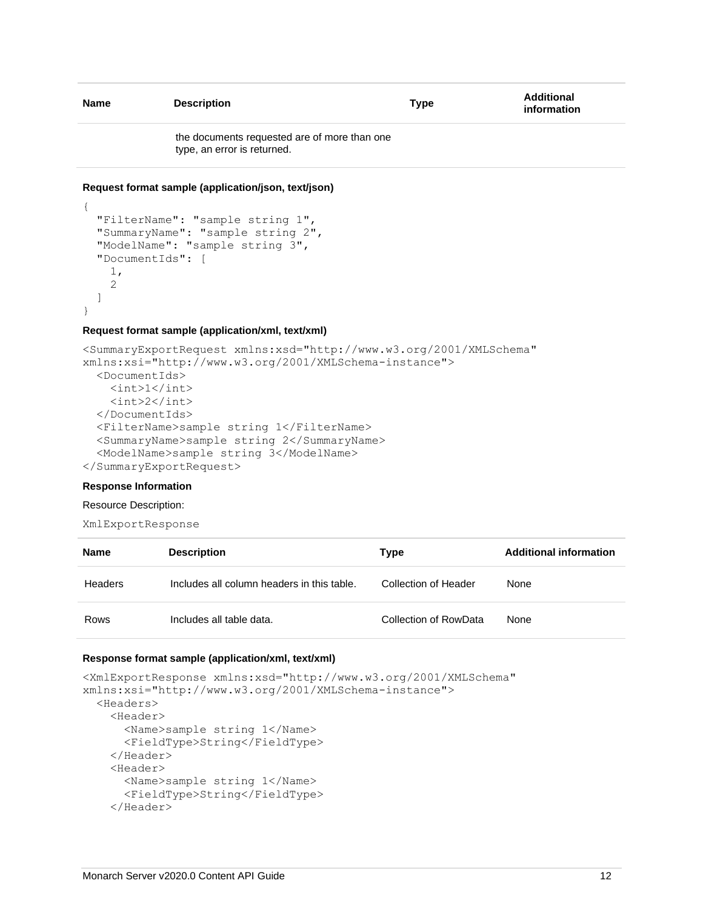| Name | Description | Type | Additional information |
| --- | --- | --- | --- |
| | the documents requested are of more than one type, an error is returned. | | |

**Request format sample (application/json, text/json)**

```
{
  "FilterName": "sample string 1",
  "SummaryName": "sample string 2",
  "ModelName": "sample string 3",
  "DocumentIds": [
    1,
    2
  ]
}
```

**Request format sample (application/xml, text/xml)**

```
<SummaryExportRequest xmlns:xsd="http://www.w3.org/2001/XMLSchema"
xmlns:xsi="http://www.w3.org/2001/XMLSchema-instance">
  <DocumentIds>
    <int>1</int>
    <int>2</int>
  </DocumentIds>
  <FilterName>sample string 1</FilterName>
  <SummaryName>sample string 2</SummaryName>
  <ModelName>sample string 3</ModelName>
</SummaryExportRequest>
```

**Response Information**

Resource Description:

XmlExportResponse

| Name | Description | Type | Additional information |
| --- | --- | --- | --- |
| Headers | Includes all column headers in this table. | Collection of Header | None |
| Rows | Includes all table data. | Collection of RowData | None |

**Response format sample (application/xml, text/xml)**

```
<XmlExportResponse xmlns:xsd="http://www.w3.org/2001/XMLSchema"
xmlns:xsi="http://www.w3.org/2001/XMLSchema-instance">
  <Headers>
    <Header>
      <Name>sample string 1</Name>
      <FieldType>String</FieldType>
    </Header>
    <Header>
      <Name>sample string 1</Name>
      <FieldType>String</FieldType>
    </Header>
```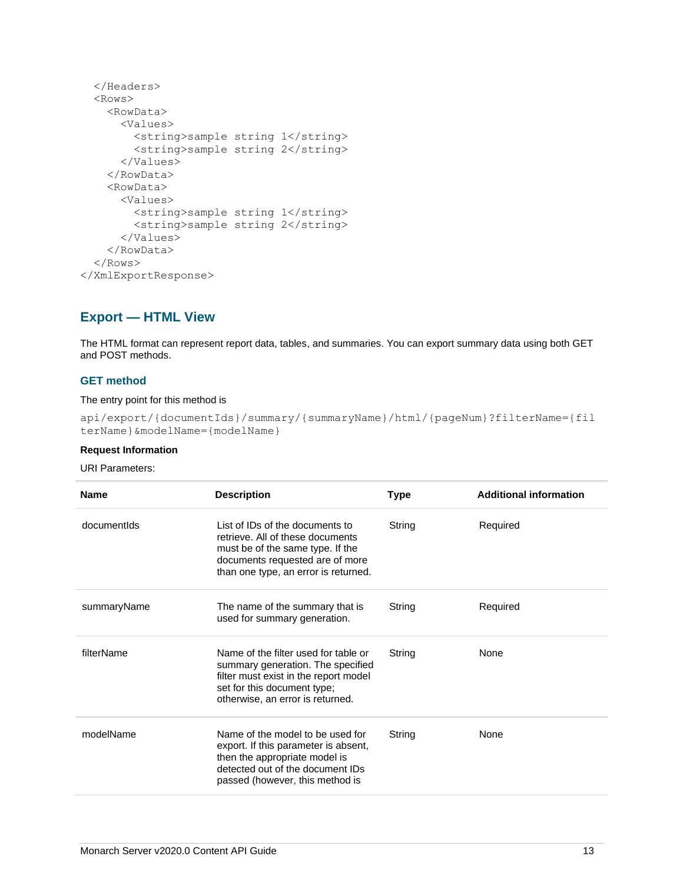```
  </Headers>
  <Rows>
    <RowData>
      <Values>
        <string>sample string 1</string>
        <string>sample string 2</string>
      </Values>
    </RowData>
    <RowData>
      <Values>
        <string>sample string 1</string>
        <string>sample string 2</string>
      </Values>
    </RowData>
  </Rows>
</XmlExportResponse>
```

## Export — HTML View

The HTML format can represent report data, tables, and summaries. You can export summary data using both GET and POST methods.

### GET method

The entry point for this method is

```
api/export/{documentIds}/summary/{summaryName}/html/{pageNum}?filterName={filterName}&modelName={modelName}
```

**Request Information**

URI Parameters:

| Name | Description | Type | Additional information |
|---|---|---|---|
| documentIds | List of IDs of the documents to retrieve. All of these documents must be of the same type. If the documents requested are of more than one type, an error is returned. | String | Required |
| summaryName | The name of the summary that is used for summary generation. | String | Required |
| filterName | Name of the filter used for table or summary generation. The specified filter must exist in the report model set for this document type; otherwise, an error is returned. | String | None |
| modelName | Name of the model to be used for export. If this parameter is absent, then the appropriate model is detected out of the document IDs passed (however, this method is | String | None |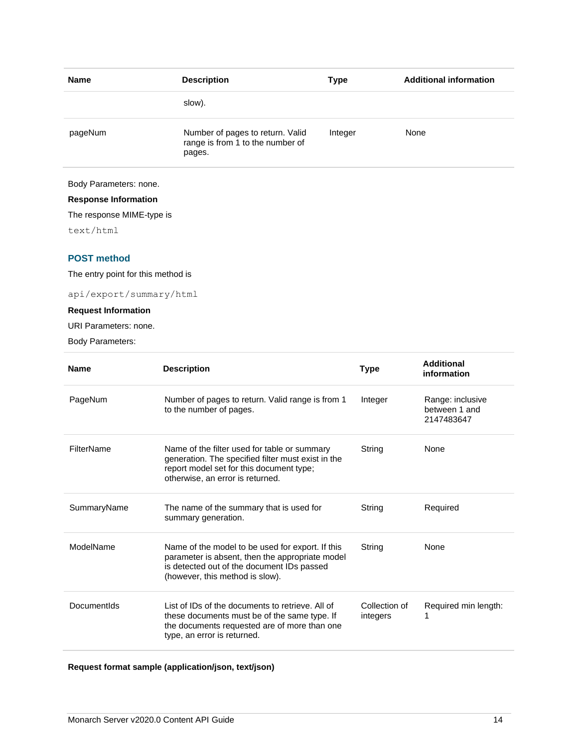| Name | Description | Type | Additional information |
|---|---|---|---|
| | slow). | | |
| pageNum | Number of pages to return. Valid range is from 1 to the number of pages. | Integer | None |

Body Parameters: none.

**Response Information**

The response MIME-type is

`text/html`

## POST method

The entry point for this method is

`api/export/summary/html`

**Request Information**

URI Parameters: none.

Body Parameters:

| Name | Description | Type | Additional information |
|---|---|---|---|
| PageNum | Number of pages to return. Valid range is from 1 to the number of pages. | Integer | Range: inclusive between 1 and 2147483647 |
| FilterName | Name of the filter used for table or summary generation. The specified filter must exist in the report model set for this document type; otherwise, an error is returned. | String | None |
| SummaryName | The name of the summary that is used for summary generation. | String | Required |
| ModelName | Name of the model to be used for export. If this parameter is absent, then the appropriate model is detected out of the document IDs passed (however, this method is slow). | String | None |
| DocumentIds | List of IDs of the documents to retrieve. All of these documents must be of the same type. If the documents requested are of more than one type, an error is returned. | Collection of integers | Required min length: 1 |

**Request format sample (application/json, text/json)**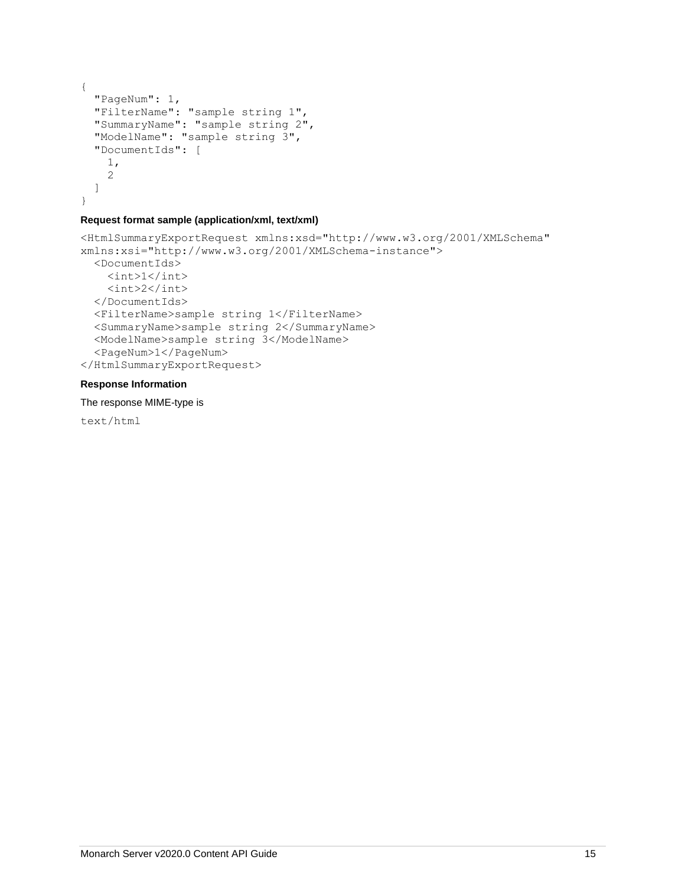```
{
  "PageNum": 1,
  "FilterName": "sample string 1",
  "SummaryName": "sample string 2",
  "ModelName": "sample string 3",
  "DocumentIds": [
    1,
    2
  ]
}
```

**Request format sample (application/xml, text/xml)**

```
<HtmlSummaryExportRequest xmlns:xsd="http://www.w3.org/2001/XMLSchema"
xmlns:xsi="http://www.w3.org/2001/XMLSchema-instance">
  <DocumentIds>
    <int>1</int>
    <int>2</int>
  </DocumentIds>
  <FilterName>sample string 1</FilterName>
  <SummaryName>sample string 2</SummaryName>
  <ModelName>sample string 3</ModelName>
  <PageNum>1</PageNum>
</HtmlSummaryExportRequest>
```

**Response Information**

The response MIME-type is

```
text/html
```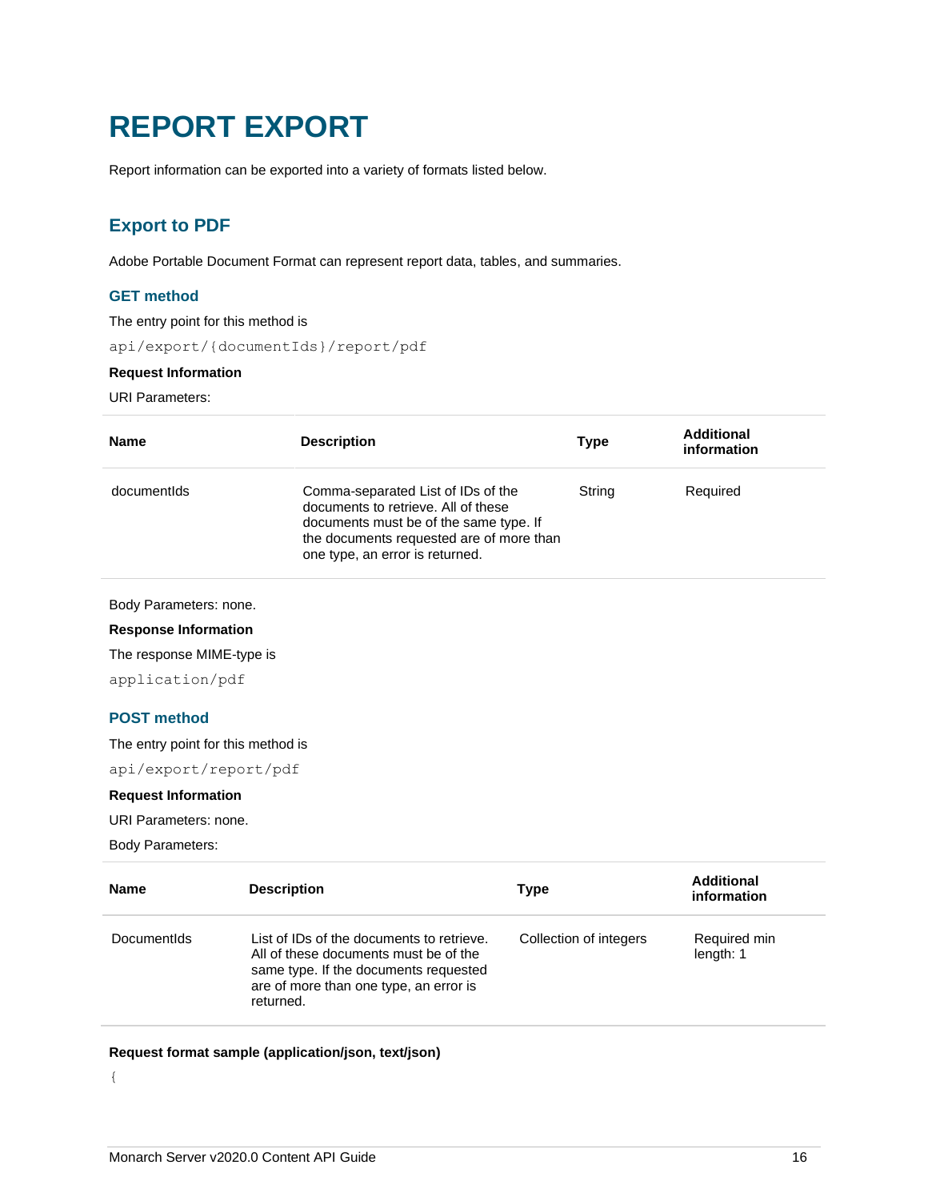# REPORT EXPORT

Report information can be exported into a variety of formats listed below.

## Export to PDF

Adobe Portable Document Format can represent report data, tables, and summaries.

### GET method

The entry point for this method is

`api/export/{documentIds}/report/pdf`

**Request Information**

URI Parameters:

| Name | Description | Type | Additional information |
| --- | --- | --- | --- |
| documentIds | Comma-separated List of IDs of the documents to retrieve. All of these documents must be of the same type. If the documents requested are of more than one type, an error is returned. | String | Required |

Body Parameters: none.

**Response Information**

The response MIME-type is

`application/pdf`

### POST method

The entry point for this method is

`api/export/report/pdf`

**Request Information**

URI Parameters: none.

Body Parameters:

| Name | Description | Type | Additional information |
| --- | --- | --- | --- |
| DocumentIds | List of IDs of the documents to retrieve. All of these documents must be of the same type. If the documents requested are of more than one type, an error is returned. | Collection of integers | Required min length: 1 |

**Request format sample (application/json, text/json)**

```
{
```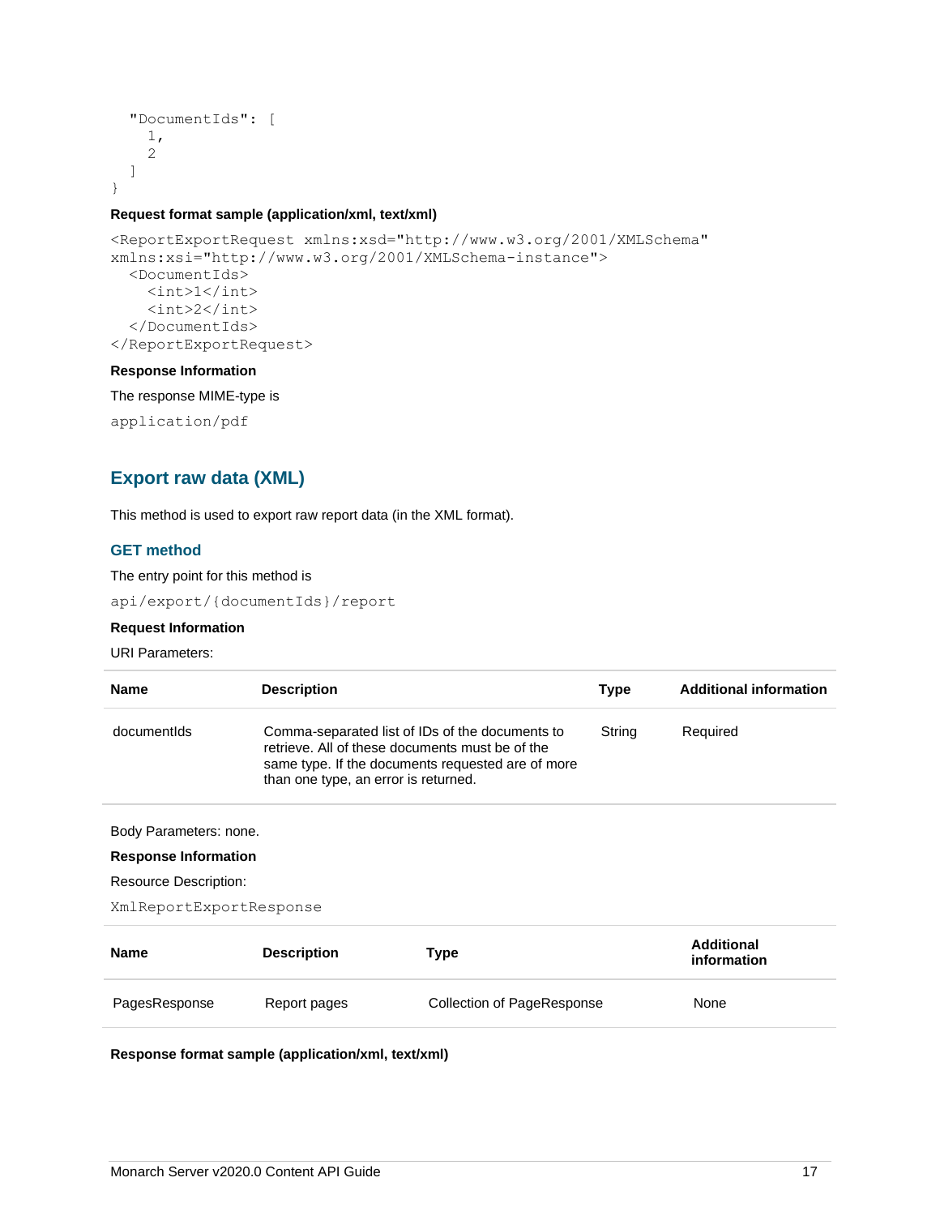```
  "DocumentIds": [
    1,
    2
  ]
}
```

**Request format sample (application/xml, text/xml)**

```
<ReportExportRequest xmlns:xsd="http://www.w3.org/2001/XMLSchema"
xmlns:xsi="http://www.w3.org/2001/XMLSchema-instance">
  <DocumentIds>
    <int>1</int>
    <int>2</int>
  </DocumentIds>
</ReportExportRequest>
```

**Response Information**

The response MIME-type is

`application/pdf`

## Export raw data (XML)

This method is used to export raw report data (in the XML format).

### GET method

The entry point for this method is

`api/export/{documentIds}/report`

**Request Information**

URI Parameters:

| Name | Description | Type | Additional information |
|---|---|---|---|
| documentIds | Comma-separated list of IDs of the documents to retrieve. All of these documents must be of the same type. If the documents requested are of more than one type, an error is returned. | String | Required |

Body Parameters: none.

**Response Information**

Resource Description:

`XmlReportExportResponse`

| Name | Description | Type | Additional information |
|---|---|---|---|
| PagesResponse | Report pages | Collection of PageResponse | None |

**Response format sample (application/xml, text/xml)**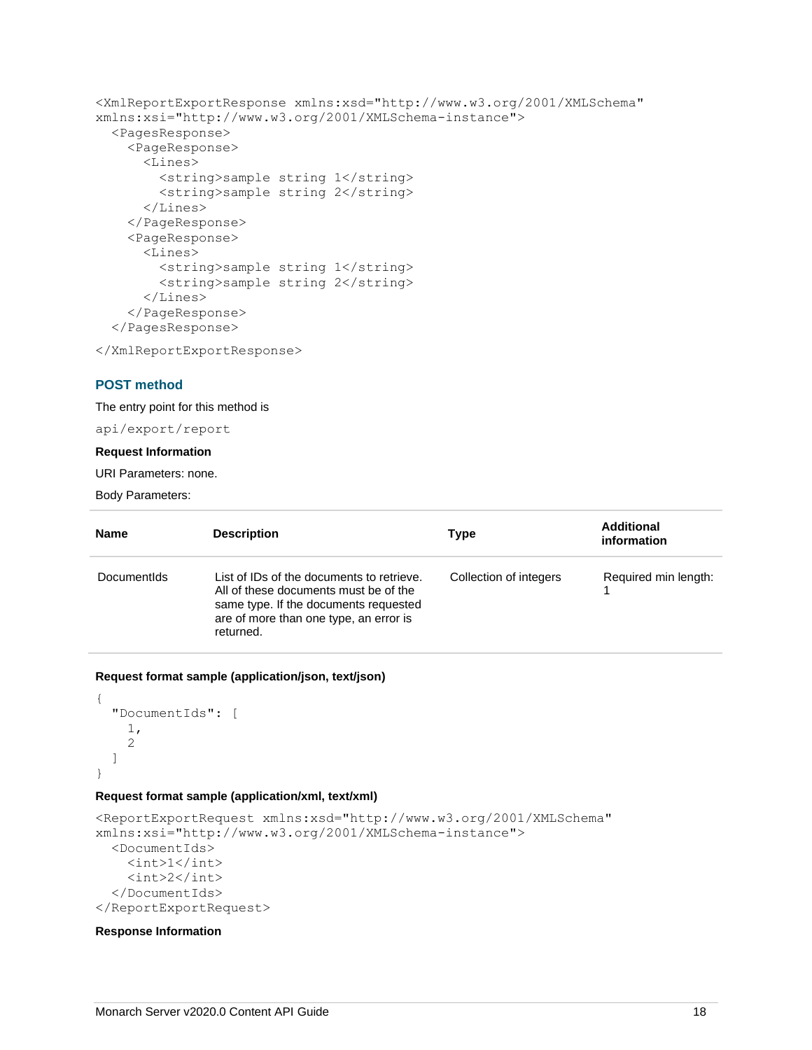```
<XmlReportExportResponse xmlns:xsd="http://www.w3.org/2001/XMLSchema"
xmlns:xsi="http://www.w3.org/2001/XMLSchema-instance">
  <PagesResponse>
    <PageResponse>
      <Lines>
        <string>sample string 1</string>
        <string>sample string 2</string>
      </Lines>
    </PageResponse>
    <PageResponse>
      <Lines>
        <string>sample string 1</string>
        <string>sample string 2</string>
      </Lines>
    </PageResponse>
  </PagesResponse>
</XmlReportExportResponse>
```

### POST method

The entry point for this method is

```
api/export/report
```

**Request Information**

URI Parameters: none.

Body Parameters:

| Name | Description | Type | Additional information |
| --- | --- | --- | --- |
| DocumentIds | List of IDs of the documents to retrieve. All of these documents must be of the same type. If the documents requested are of more than one type, an error is returned. | Collection of integers | Required min length: 1 |

**Request format sample (application/json, text/json)**

```
{
  "DocumentIds": [
    1,
    2
  ]
}
```

**Request format sample (application/xml, text/xml)**

```
<ReportExportRequest xmlns:xsd="http://www.w3.org/2001/XMLSchema"
xmlns:xsi="http://www.w3.org/2001/XMLSchema-instance">
  <DocumentIds>
    <int>1</int>
    <int>2</int>
  </DocumentIds>
</ReportExportRequest>
```

**Response Information**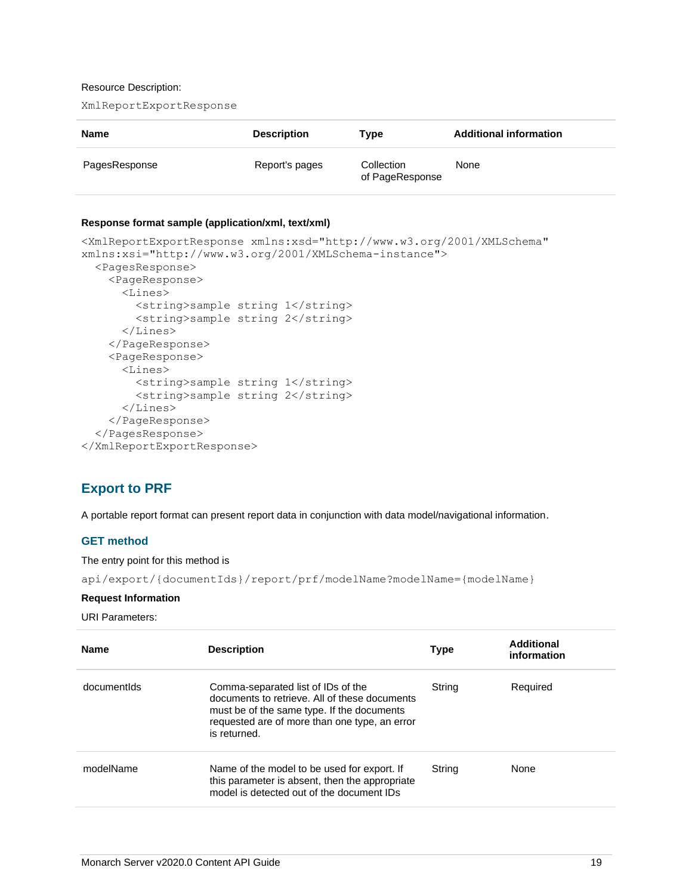Resource Description:

`XmlReportExportResponse`

| Name | Description | Type | Additional information |
| --- | --- | --- | --- |
| PagesResponse | Report's pages | Collection of PageResponse | None |

**Response format sample (application/xml, text/xml)**

```
<XmlReportExportResponse xmlns:xsd="http://www.w3.org/2001/XMLSchema"
xmlns:xsi="http://www.w3.org/2001/XMLSchema-instance">
  <PagesResponse>
    <PageResponse>
      <Lines>
        <string>sample string 1</string>
        <string>sample string 2</string>
      </Lines>
    </PageResponse>
    <PageResponse>
      <Lines>
        <string>sample string 1</string>
        <string>sample string 2</string>
      </Lines>
    </PageResponse>
  </PagesResponse>
</XmlReportExportResponse>
```

## Export to PRF

A portable report format can present report data in conjunction with data model/navigational information.

### GET method

The entry point for this method is

`api/export/{documentIds}/report/prf/modelName?modelName={modelName}`

**Request Information**

URI Parameters:

| Name | Description | Type | Additional information |
| --- | --- | --- | --- |
| documentIds | Comma-separated list of IDs of the documents to retrieve. All of these documents must be of the same type. If the documents requested are of more than one type, an error is returned. | String | Required |
| modelName | Name of the model to be used for export. If this parameter is absent, then the appropriate model is detected out of the document IDs | String | None |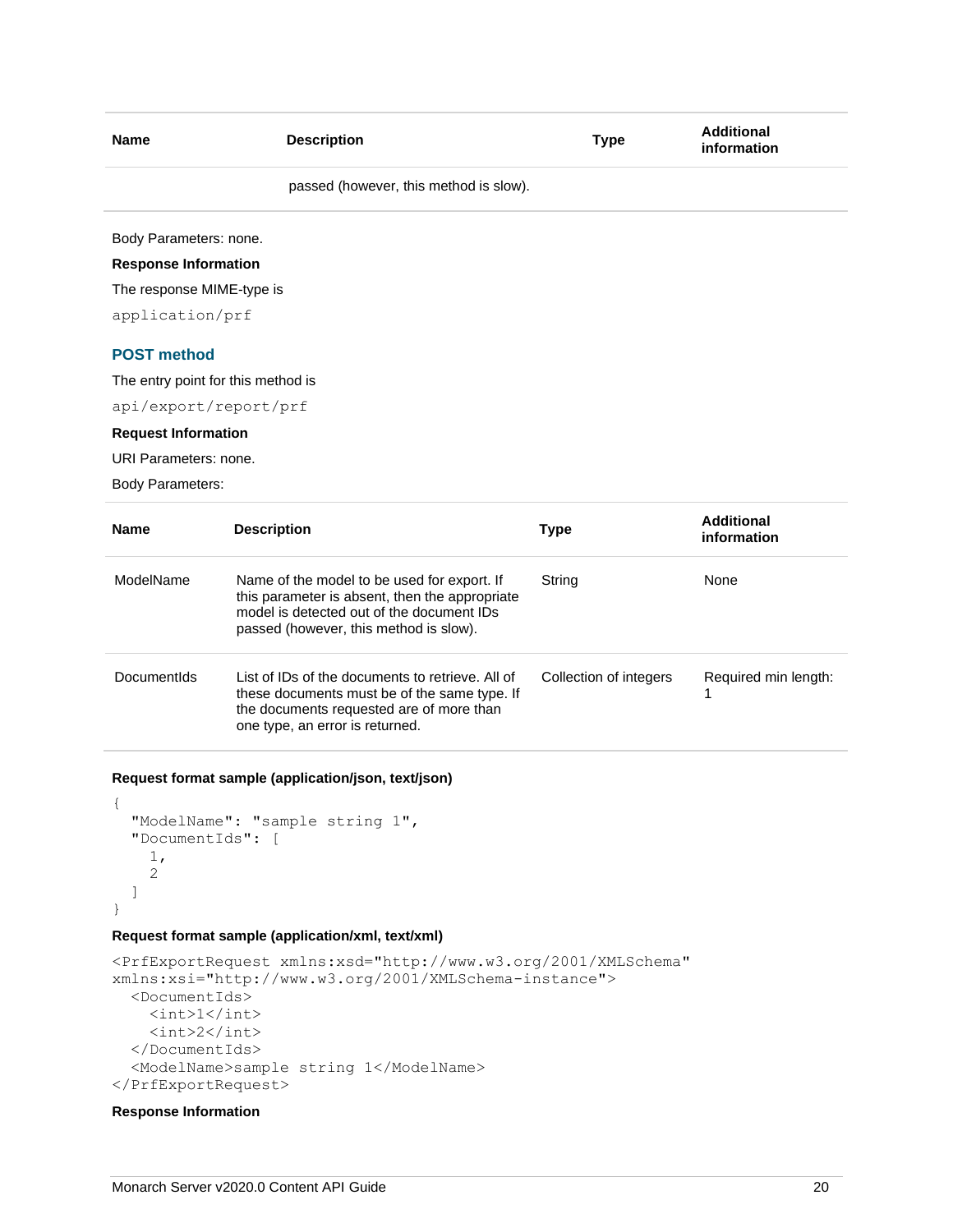| Name | Description | Type | Additional information |
|---|---|---|---|
| | passed (however, this method is slow). | | |

Body Parameters: none.

**Response Information**

The response MIME-type is

`application/prf`

### POST method

The entry point for this method is

`api/export/report/prf`

**Request Information**

URI Parameters: none.

Body Parameters:

| Name | Description | Type | Additional information |
|---|---|---|---|
| ModelName | Name of the model to be used for export. If this parameter is absent, then the appropriate model is detected out of the document IDs passed (however, this method is slow). | String | None |
| DocumentIds | List of IDs of the documents to retrieve. All of these documents must be of the same type. If the documents requested are of more than one type, an error is returned. | Collection of integers | Required min length: 1 |

**Request format sample (application/json, text/json)**

```
{
  "ModelName": "sample string 1",
  "DocumentIds": [
    1,
    2
  ]
}
```

**Request format sample (application/xml, text/xml)**

```
<PrfExportRequest xmlns:xsd="http://www.w3.org/2001/XMLSchema"
xmlns:xsi="http://www.w3.org/2001/XMLSchema-instance">
  <DocumentIds>
    <int>1</int>
    <int>2</int>
  </DocumentIds>
  <ModelName>sample string 1</ModelName>
</PrfExportRequest>
```

**Response Information**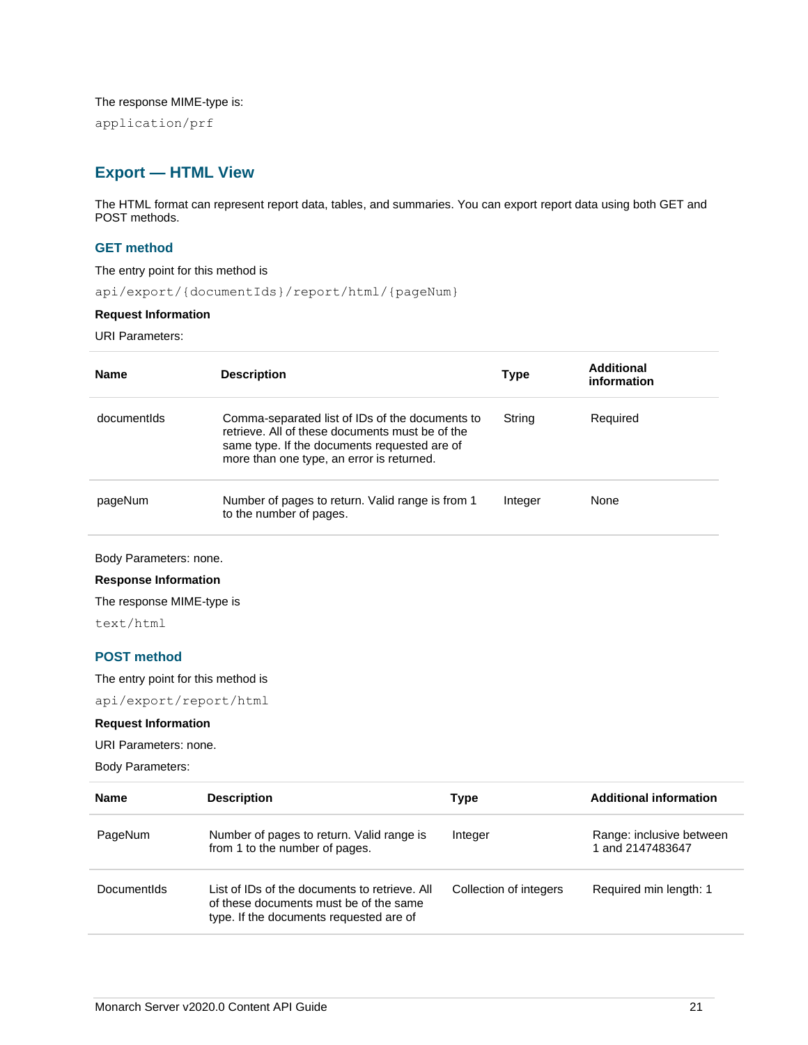The response MIME-type is:

```
application/prf
```

## Export — HTML View

The HTML format can represent report data, tables, and summaries. You can export report data using both GET and POST methods.

### GET method

The entry point for this method is

```
api/export/{documentIds}/report/html/{pageNum}
```

**Request Information**

URI Parameters:

| Name | Description | Type | Additional information |
|---|---|---|---|
| documentIds | Comma-separated list of IDs of the documents to retrieve. All of these documents must be of the same type. If the documents requested are of more than one type, an error is returned. | String | Required |
| pageNum | Number of pages to return. Valid range is from 1 to the number of pages. | Integer | None |

Body Parameters: none.

**Response Information**

The response MIME-type is

```
text/html
```

### POST method

The entry point for this method is

```
api/export/report/html
```

**Request Information**

URI Parameters: none.

Body Parameters:

| Name | Description | Type | Additional information |
|---|---|---|---|
| PageNum | Number of pages to return. Valid range is from 1 to the number of pages. | Integer | Range: inclusive between 1 and 2147483647 |
| DocumentIds | List of IDs of the documents to retrieve. All of these documents must be of the same type. If the documents requested are of | Collection of integers | Required min length: 1 |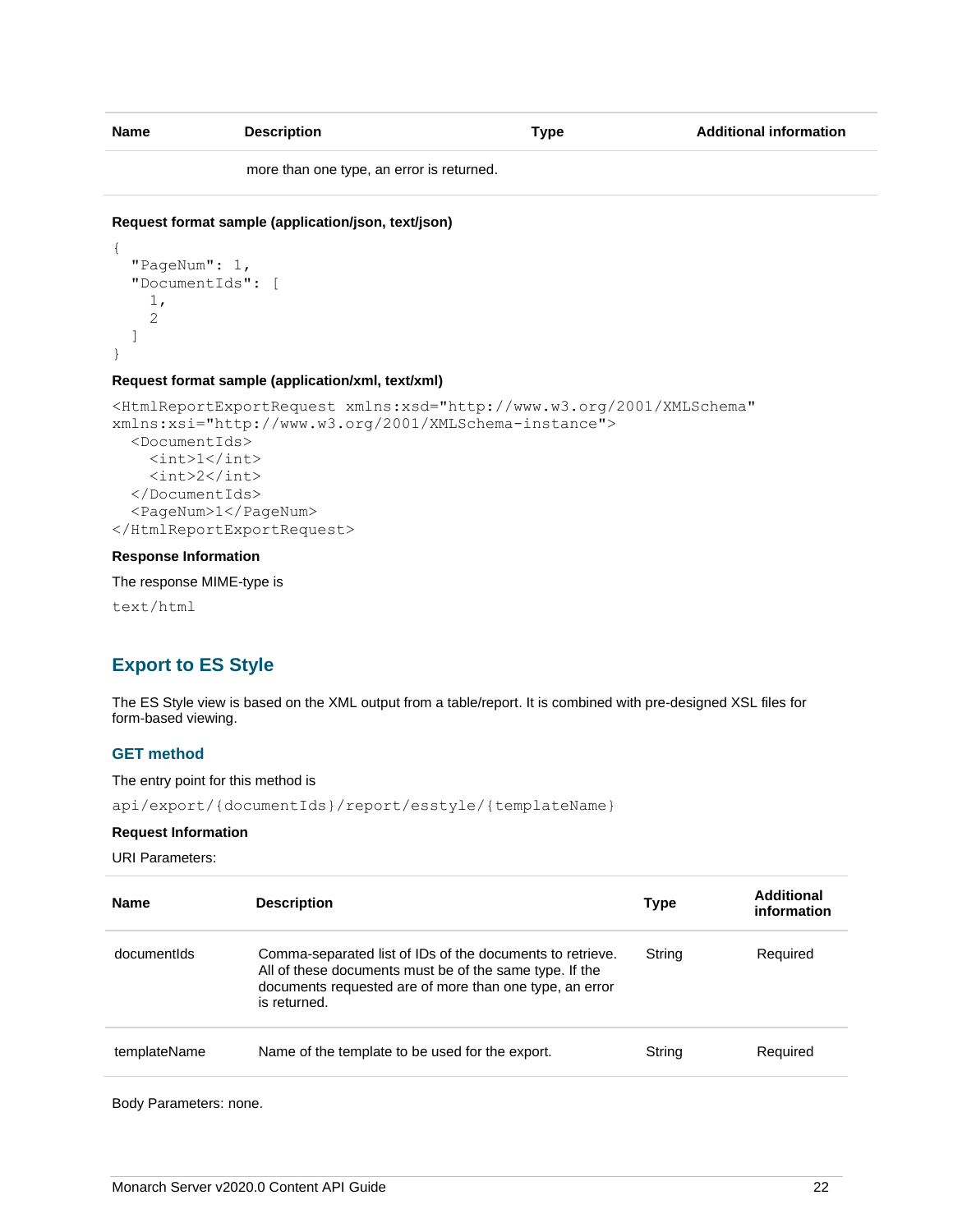| Name | Description | Type | Additional information |
| --- | --- | --- | --- |
| | more than one type, an error is returned. | | |

**Request format sample (application/json, text/json)**

```
{
  "PageNum": 1,
  "DocumentIds": [
    1,
    2
  ]
}
```

**Request format sample (application/xml, text/xml)**

```
<HtmlReportExportRequest xmlns:xsd="http://www.w3.org/2001/XMLSchema"
xmlns:xsi="http://www.w3.org/2001/XMLSchema-instance">
  <DocumentIds>
    <int>1</int>
    <int>2</int>
  </DocumentIds>
  <PageNum>1</PageNum>
</HtmlReportExportRequest>
```

**Response Information**

The response MIME-type is

```
text/html
```

## Export to ES Style

The ES Style view is based on the XML output from a table/report. It is combined with pre-designed XSL files for form-based viewing.

### GET method

The entry point for this method is

```
api/export/{documentIds}/report/esstyle/{templateName}
```

**Request Information**

URI Parameters:

| Name | Description | Type | Additional information |
| --- | --- | --- | --- |
| documentIds | Comma-separated list of IDs of the documents to retrieve. All of these documents must be of the same type. If the documents requested are of more than one type, an error is returned. | String | Required |
| templateName | Name of the template to be used for the export. | String | Required |

Body Parameters: none.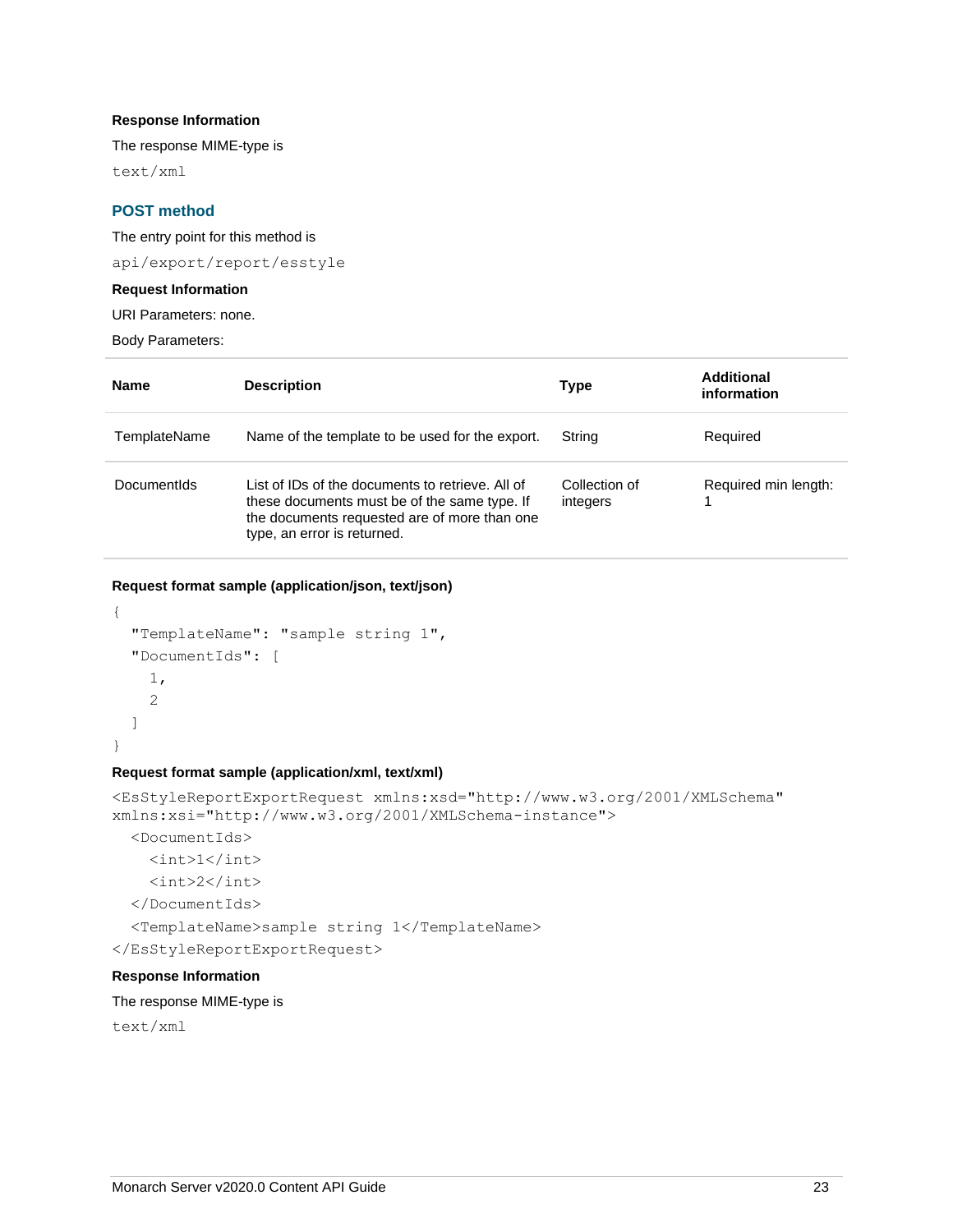**Response Information**

The response MIME-type is

```
text/xml
```

## POST method

The entry point for this method is

```
api/export/report/esstyle
```

**Request Information**

URI Parameters: none.

Body Parameters:

| Name | Description | Type | Additional information |
|---|---|---|---|
| TemplateName | Name of the template to be used for the export. | String | Required |
| DocumentIds | List of IDs of the documents to retrieve. All of these documents must be of the same type. If the documents requested are of more than one type, an error is returned. | Collection of integers | Required min length: 1 |

**Request format sample (application/json, text/json)**

```
{
  "TemplateName": "sample string 1",
  "DocumentIds": [
    1,
    2
  ]
}
```

**Request format sample (application/xml, text/xml)**

```
<EsStyleReportExportRequest xmlns:xsd="http://www.w3.org/2001/XMLSchema"
xmlns:xsi="http://www.w3.org/2001/XMLSchema-instance">
  <DocumentIds>
    <int>1</int>
    <int>2</int>
  </DocumentIds>
  <TemplateName>sample string 1</TemplateName>
</EsStyleReportExportRequest>
```

**Response Information**

The response MIME-type is

```
text/xml
```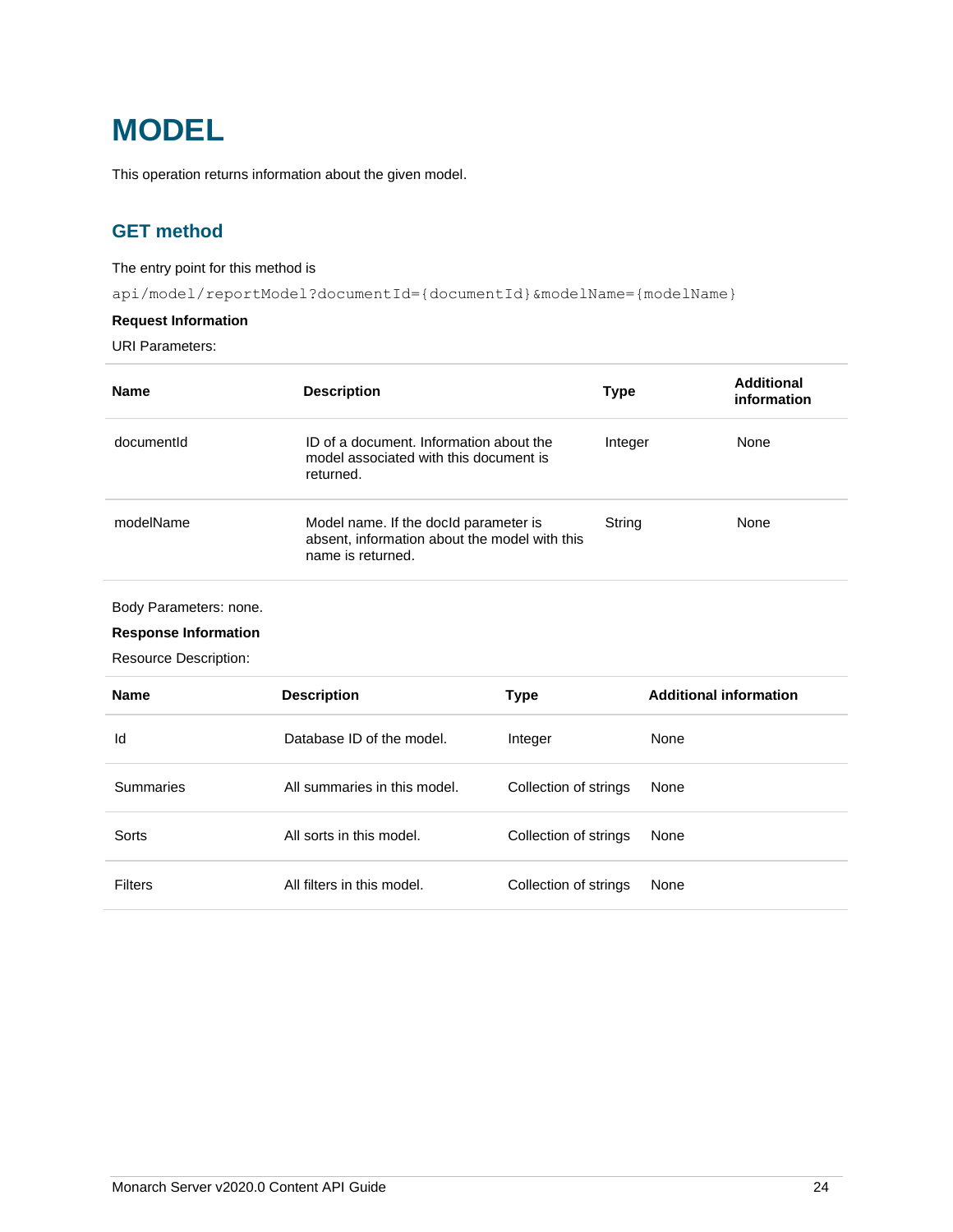# MODEL

This operation returns information about the given model.

## GET method

The entry point for this method is

`api/model/reportModel?documentId={documentId}&modelName={modelName}`

**Request Information**

URI Parameters:

| Name | Description | Type | Additional information |
|---|---|---|---|
| documentId | ID of a document. Information about the model associated with this document is returned. | Integer | None |
| modelName | Model name. If the docId parameter is absent, information about the model with this name is returned. | String | None |

Body Parameters: none.

**Response Information**

Resource Description:

| Name | Description | Type | Additional information |
|---|---|---|---|
| Id | Database ID of the model. | Integer | None |
| Summaries | All summaries in this model. | Collection of strings | None |
| Sorts | All sorts in this model. | Collection of strings | None |
| Filters | All filters in this model. | Collection of strings | None |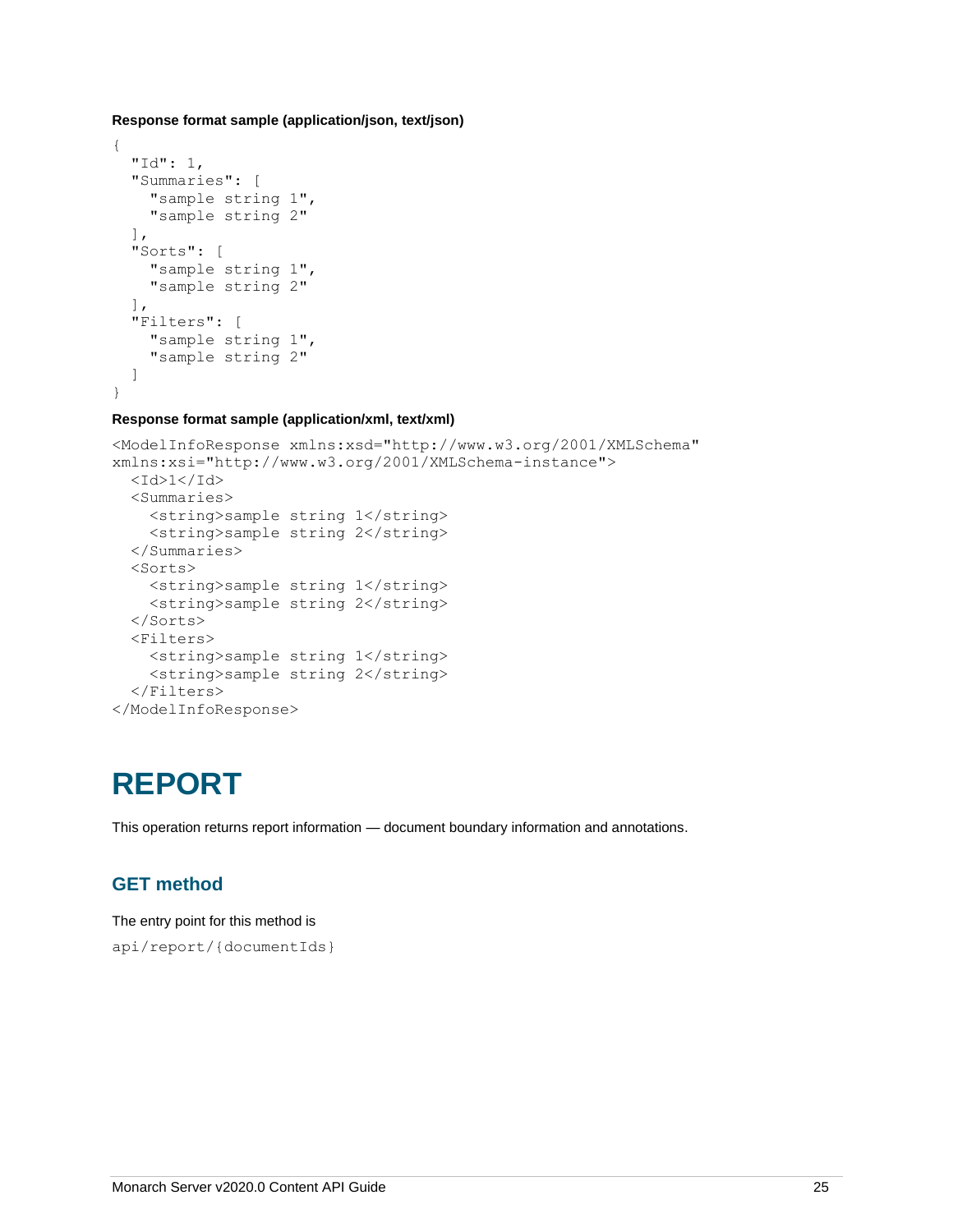**Response format sample (application/json, text/json)**

```
{
  "Id": 1,
  "Summaries": [
    "sample string 1",
    "sample string 2"
  ],
  "Sorts": [
    "sample string 1",
    "sample string 2"
  ],
  "Filters": [
    "sample string 1",
    "sample string 2"
  ]
}
```

**Response format sample (application/xml, text/xml)**

```
<ModelInfoResponse xmlns:xsd="http://www.w3.org/2001/XMLSchema"
xmlns:xsi="http://www.w3.org/2001/XMLSchema-instance">
  <Id>1</Id>
  <Summaries>
    <string>sample string 1</string>
    <string>sample string 2</string>
  </Summaries>
  <Sorts>
    <string>sample string 1</string>
    <string>sample string 2</string>
  </Sorts>
  <Filters>
    <string>sample string 1</string>
    <string>sample string 2</string>
  </Filters>
</ModelInfoResponse>
```

# REPORT

This operation returns report information — document boundary information and annotations.

## GET method

The entry point for this method is

```
api/report/{documentIds}
```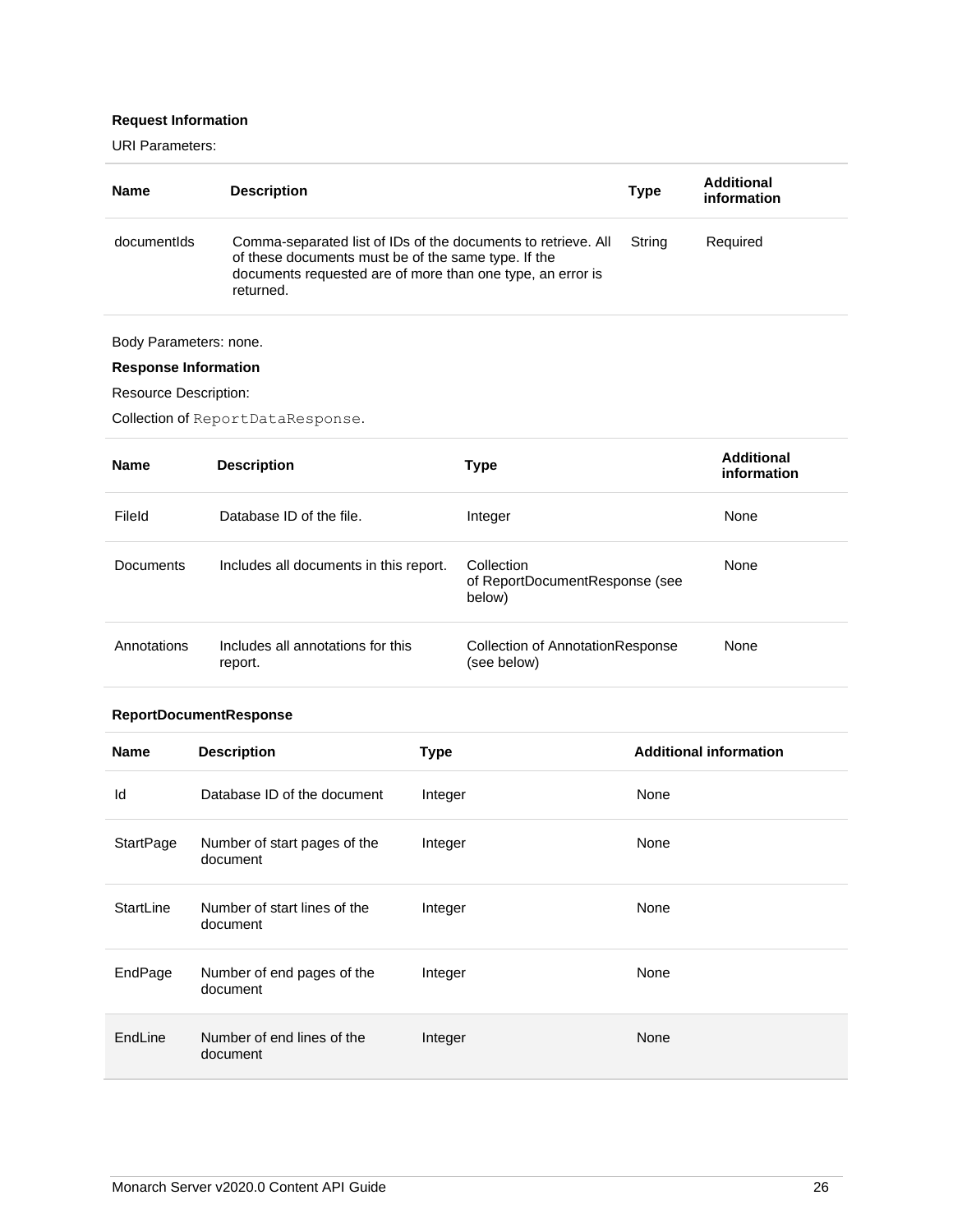**Request Information**

URI Parameters:

| Name | Description | Type | Additional information |
|---|---|---|---|
| documentIds | Comma-separated list of IDs of the documents to retrieve. All of these documents must be of the same type. If the documents requested are of more than one type, an error is returned. | String | Required |

Body Parameters: none.

**Response Information**

Resource Description:

Collection of `ReportDataResponse`.

| Name | Description | Type | Additional information |
|---|---|---|---|
| FileId | Database ID of the file. | Integer | None |
| Documents | Includes all documents in this report. | Collection of ReportDocumentResponse (see below) | None |
| Annotations | Includes all annotations for this report. | Collection of AnnotationResponse (see below) | None |

**ReportDocumentResponse**

| Name | Description | Type | Additional information |
|---|---|---|---|
| Id | Database ID of the document | Integer | None |
| StartPage | Number of start pages of the document | Integer | None |
| StartLine | Number of start lines of the document | Integer | None |
| EndPage | Number of end pages of the document | Integer | None |
| EndLine | Number of end lines of the document | Integer | None |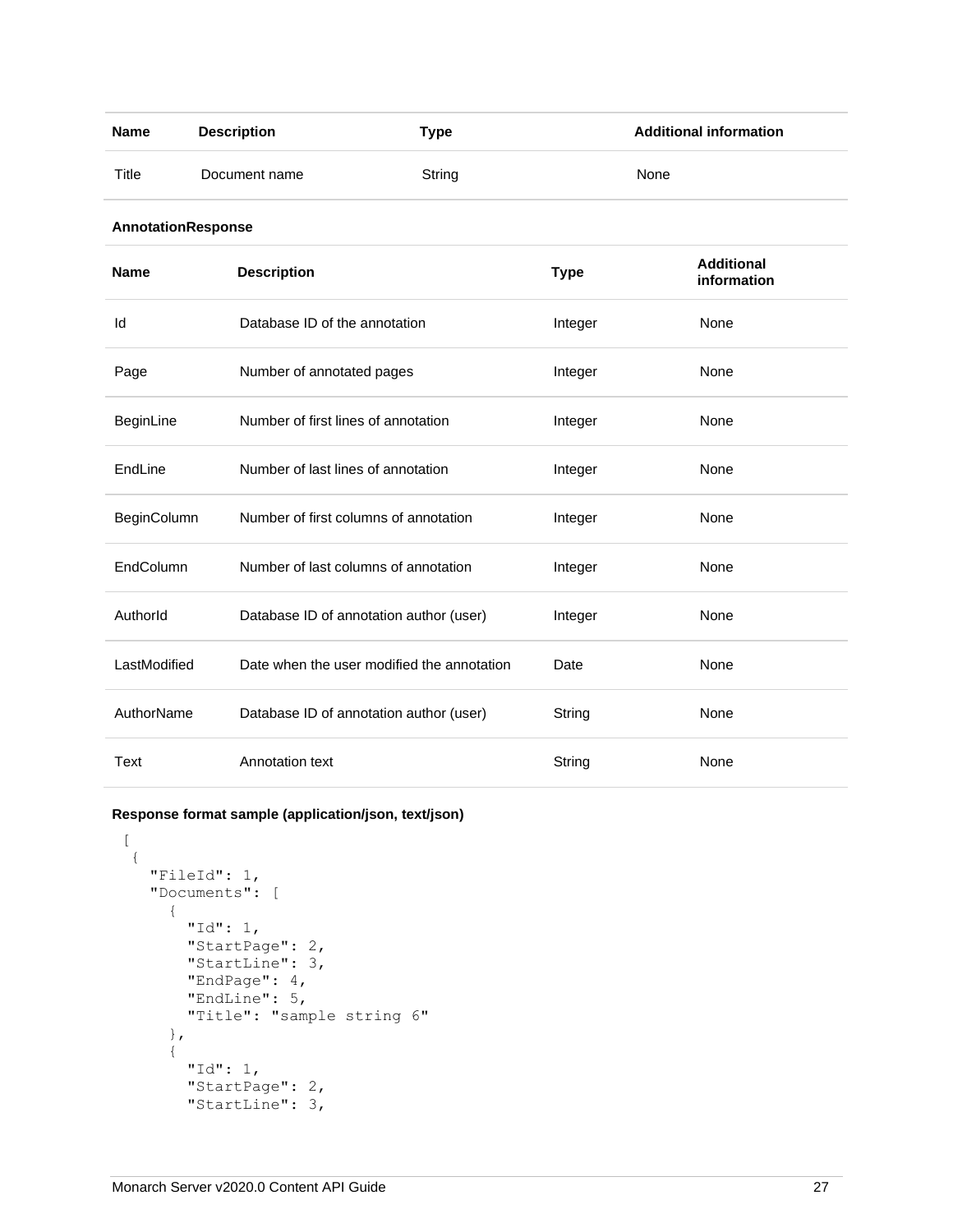| Name | Description | Type | Additional information |
| --- | --- | --- | --- |
| Title | Document name | String | None |

**AnnotationResponse**

| Name | Description | Type | Additional information |
| --- | --- | --- | --- |
| Id | Database ID of the annotation | Integer | None |
| Page | Number of annotated pages | Integer | None |
| BeginLine | Number of first lines of annotation | Integer | None |
| EndLine | Number of last lines of annotation | Integer | None |
| BeginColumn | Number of first columns of annotation | Integer | None |
| EndColumn | Number of last columns of annotation | Integer | None |
| AuthorId | Database ID of annotation author (user) | Integer | None |
| LastModified | Date when the user modified the annotation | Date | None |
| AuthorName | Database ID of annotation author (user) | String | None |
| Text | Annotation text | String | None |

**Response format sample (application/json, text/json)**

```
[
 {
   "FileId": 1,
   "Documents": [
     {
       "Id": 1,
       "StartPage": 2,
       "StartLine": 3,
       "EndPage": 4,
       "EndLine": 5,
       "Title": "sample string 6"
     },
     {
       "Id": 1,
       "StartPage": 2,
       "StartLine": 3,
```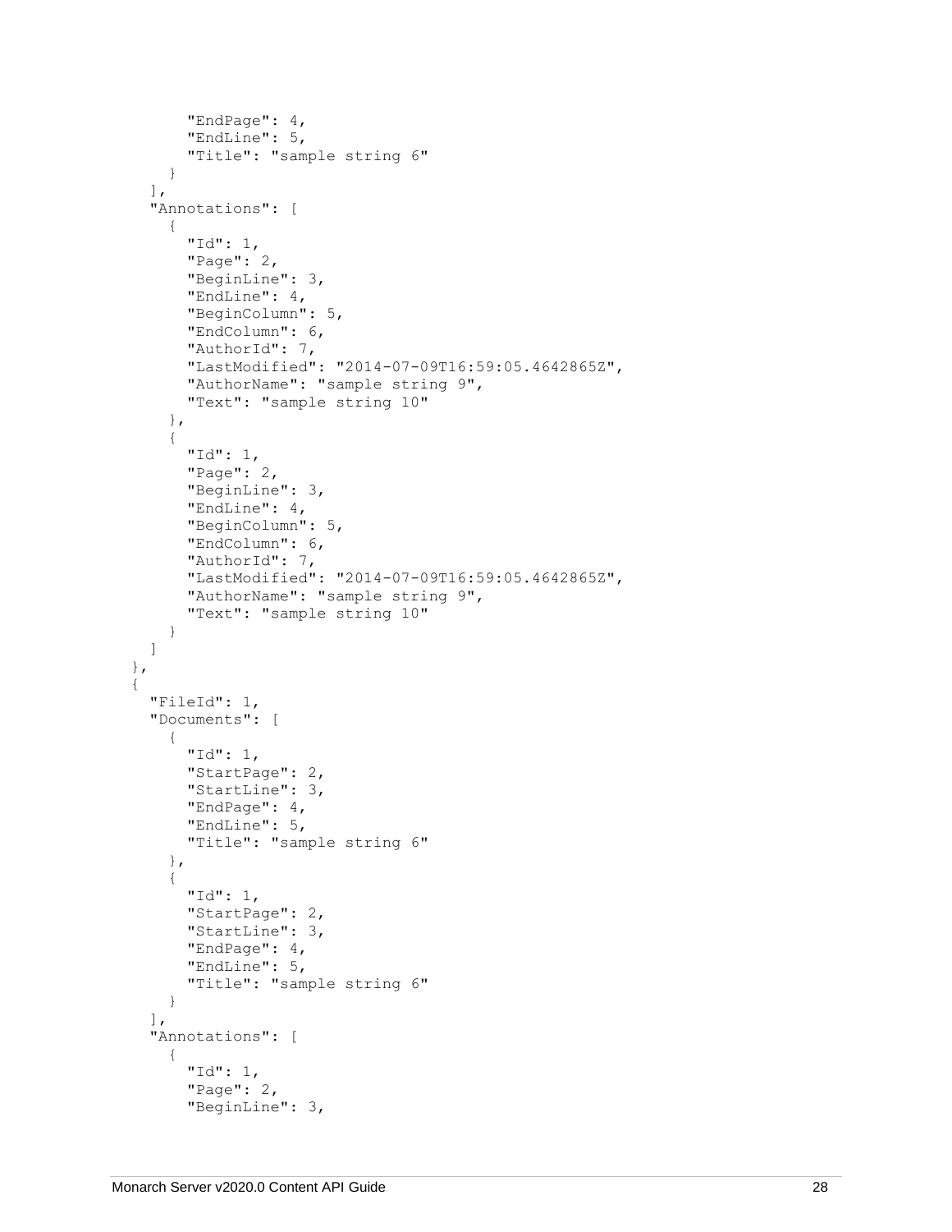```
        "EndPage": 4,
        "EndLine": 5,
        "Title": "sample string 6"
      }
    ],
    "Annotations": [
      {
        "Id": 1,
        "Page": 2,
        "BeginLine": 3,
        "EndLine": 4,
        "BeginColumn": 5,
        "EndColumn": 6,
        "AuthorId": 7,
        "LastModified": "2014-07-09T16:59:05.4642865Z",
        "AuthorName": "sample string 9",
        "Text": "sample string 10"
      },
      {
        "Id": 1,
        "Page": 2,
        "BeginLine": 3,
        "EndLine": 4,
        "BeginColumn": 5,
        "EndColumn": 6,
        "AuthorId": 7,
        "LastModified": "2014-07-09T16:59:05.4642865Z",
        "AuthorName": "sample string 9",
        "Text": "sample string 10"
      }
    ]
  },
  {
    "FileId": 1,
    "Documents": [
      {
        "Id": 1,
        "StartPage": 2,
        "StartLine": 3,
        "EndPage": 4,
        "EndLine": 5,
        "Title": "sample string 6"
      },
      {
        "Id": 1,
        "StartPage": 2,
        "StartLine": 3,
        "EndPage": 4,
        "EndLine": 5,
        "Title": "sample string 6"
      }
    ],
    "Annotations": [
      {
        "Id": 1,
        "Page": 2,
        "BeginLine": 3,
```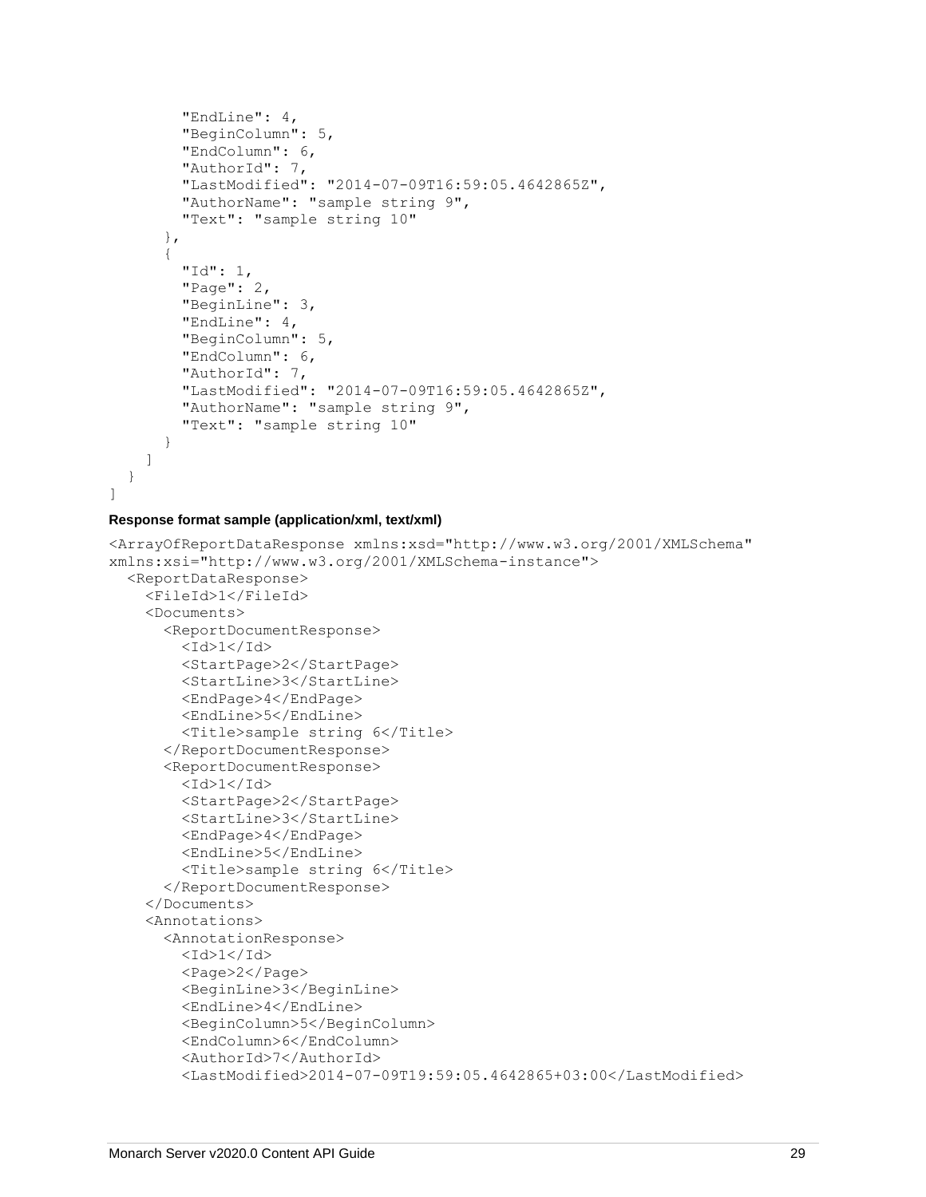```
        "EndLine": 4,
        "BeginColumn": 5,
        "EndColumn": 6,
        "AuthorId": 7,
        "LastModified": "2014-07-09T16:59:05.4642865Z",
        "AuthorName": "sample string 9",
        "Text": "sample string 10"
      },
      {
        "Id": 1,
        "Page": 2,
        "BeginLine": 3,
        "EndLine": 4,
        "BeginColumn": 5,
        "EndColumn": 6,
        "AuthorId": 7,
        "LastModified": "2014-07-09T16:59:05.4642865Z",
        "AuthorName": "sample string 9",
        "Text": "sample string 10"
      }
    ]
  }
]
```

**Response format sample (application/xml, text/xml)**

```
<ArrayOfReportDataResponse xmlns:xsd="http://www.w3.org/2001/XMLSchema"
xmlns:xsi="http://www.w3.org/2001/XMLSchema-instance">
  <ReportDataResponse>
    <FileId>1</FileId>
    <Documents>
      <ReportDocumentResponse>
        <Id>1</Id>
        <StartPage>2</StartPage>
        <StartLine>3</StartLine>
        <EndPage>4</EndPage>
        <EndLine>5</EndLine>
        <Title>sample string 6</Title>
      </ReportDocumentResponse>
      <ReportDocumentResponse>
        <Id>1</Id>
        <StartPage>2</StartPage>
        <StartLine>3</StartLine>
        <EndPage>4</EndPage>
        <EndLine>5</EndLine>
        <Title>sample string 6</Title>
      </ReportDocumentResponse>
    </Documents>
    <Annotations>
      <AnnotationResponse>
        <Id>1</Id>
        <Page>2</Page>
        <BeginLine>3</BeginLine>
        <EndLine>4</EndLine>
        <BeginColumn>5</BeginColumn>
        <EndColumn>6</EndColumn>
        <AuthorId>7</AuthorId>
        <LastModified>2014-07-09T19:59:05.4642865+03:00</LastModified>
```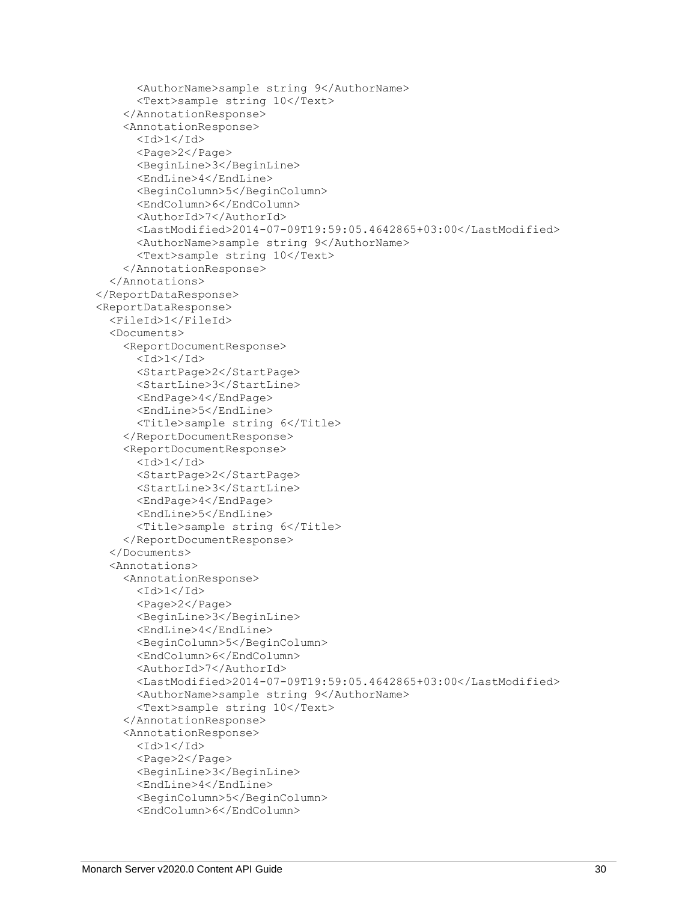```
        <AuthorName>sample string 9</AuthorName>
        <Text>sample string 10</Text>
      </AnnotationResponse>
      <AnnotationResponse>
        <Id>1</Id>
        <Page>2</Page>
        <BeginLine>3</BeginLine>
        <EndLine>4</EndLine>
        <BeginColumn>5</BeginColumn>
        <EndColumn>6</EndColumn>
        <AuthorId>7</AuthorId>
        <LastModified>2014-07-09T19:59:05.4642865+03:00</LastModified>
        <AuthorName>sample string 9</AuthorName>
        <Text>sample string 10</Text>
      </AnnotationResponse>
    </Annotations>
  </ReportDataResponse>
  <ReportDataResponse>
    <FileId>1</FileId>
    <Documents>
      <ReportDocumentResponse>
        <Id>1</Id>
        <StartPage>2</StartPage>
        <StartLine>3</StartLine>
        <EndPage>4</EndPage>
        <EndLine>5</EndLine>
        <Title>sample string 6</Title>
      </ReportDocumentResponse>
      <ReportDocumentResponse>
        <Id>1</Id>
        <StartPage>2</StartPage>
        <StartLine>3</StartLine>
        <EndPage>4</EndPage>
        <EndLine>5</EndLine>
        <Title>sample string 6</Title>
      </ReportDocumentResponse>
    </Documents>
    <Annotations>
      <AnnotationResponse>
        <Id>1</Id>
        <Page>2</Page>
        <BeginLine>3</BeginLine>
        <EndLine>4</EndLine>
        <BeginColumn>5</BeginColumn>
        <EndColumn>6</EndColumn>
        <AuthorId>7</AuthorId>
        <LastModified>2014-07-09T19:59:05.4642865+03:00</LastModified>
        <AuthorName>sample string 9</AuthorName>
        <Text>sample string 10</Text>
      </AnnotationResponse>
      <AnnotationResponse>
        <Id>1</Id>
        <Page>2</Page>
        <BeginLine>3</BeginLine>
        <EndLine>4</EndLine>
        <BeginColumn>5</BeginColumn>
        <EndColumn>6</EndColumn>
```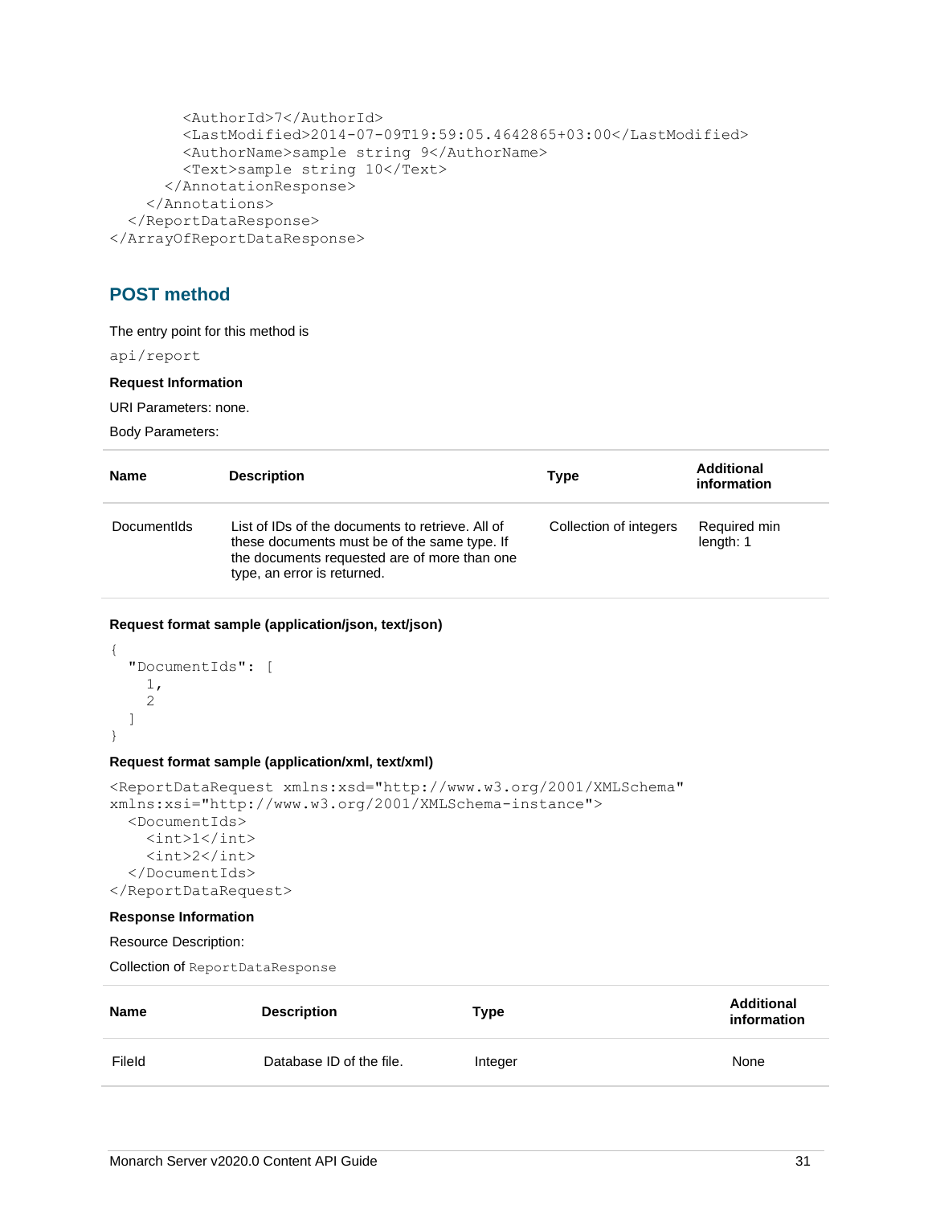```
        <AuthorId>7</AuthorId>
        <LastModified>2014-07-09T19:59:05.4642865+03:00</LastModified>
        <AuthorName>sample string 9</AuthorName>
        <Text>sample string 10</Text>
      </AnnotationResponse>
    </Annotations>
  </ReportDataResponse>
</ArrayOfReportDataResponse>
```

## POST method

The entry point for this method is

`api/report`

**Request Information**

URI Parameters: none.

Body Parameters:

| Name | Description | Type | Additional information |
|---|---|---|---|
| DocumentIds | List of IDs of the documents to retrieve. All of these documents must be of the same type. If the documents requested are of more than one type, an error is returned. | Collection of integers | Required min length: 1 |

**Request format sample (application/json, text/json)**

```
{
  "DocumentIds": [
    1,
    2
  ]
}
```

**Request format sample (application/xml, text/xml)**

```
<ReportDataRequest xmlns:xsd="http://www.w3.org/2001/XMLSchema"
xmlns:xsi="http://www.w3.org/2001/XMLSchema-instance">
  <DocumentIds>
    <int>1</int>
    <int>2</int>
  </DocumentIds>
</ReportDataRequest>
```

**Response Information**

Resource Description:

Collection of `ReportDataResponse`

| Name | Description | Type | Additional information |
|---|---|---|---|
| FileId | Database ID of the file. | Integer | None |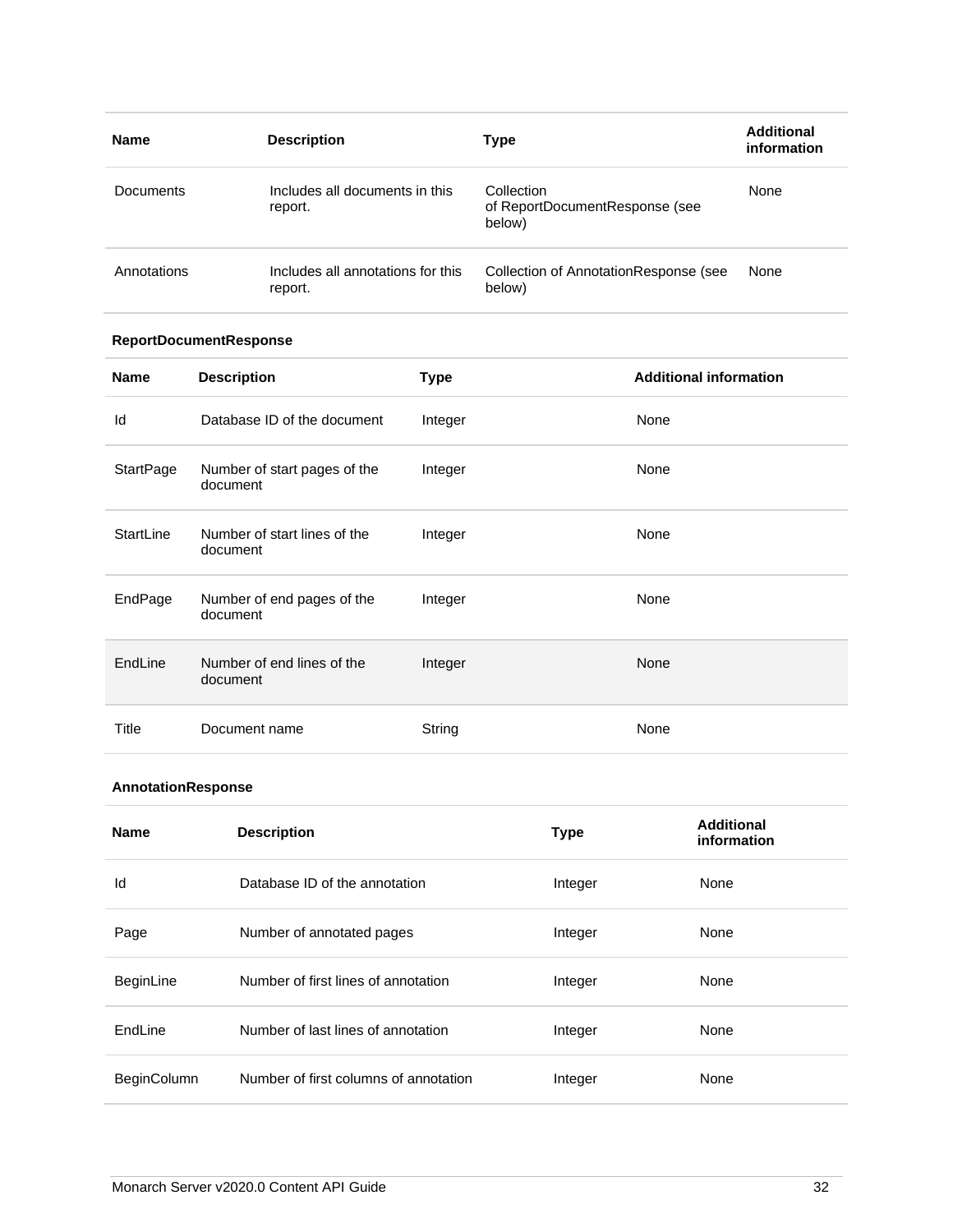| Name | Description | Type | Additional information |
| --- | --- | --- | --- |
| Documents | Includes all documents in this report. | Collection of ReportDocumentResponse (see below) | None |
| Annotations | Includes all annotations for this report. | Collection of AnnotationResponse (see below) | None |

**ReportDocumentResponse**

| Name | Description | Type | Additional information |
| --- | --- | --- | --- |
| Id | Database ID of the document | Integer | None |
| StartPage | Number of start pages of the document | Integer | None |
| StartLine | Number of start lines of the document | Integer | None |
| EndPage | Number of end pages of the document | Integer | None |
| EndLine | Number of end lines of the document | Integer | None |
| Title | Document name | String | None |

**AnnotationResponse**

| Name | Description | Type | Additional information |
| --- | --- | --- | --- |
| Id | Database ID of the annotation | Integer | None |
| Page | Number of annotated pages | Integer | None |
| BeginLine | Number of first lines of annotation | Integer | None |
| EndLine | Number of last lines of annotation | Integer | None |
| BeginColumn | Number of first columns of annotation | Integer | None |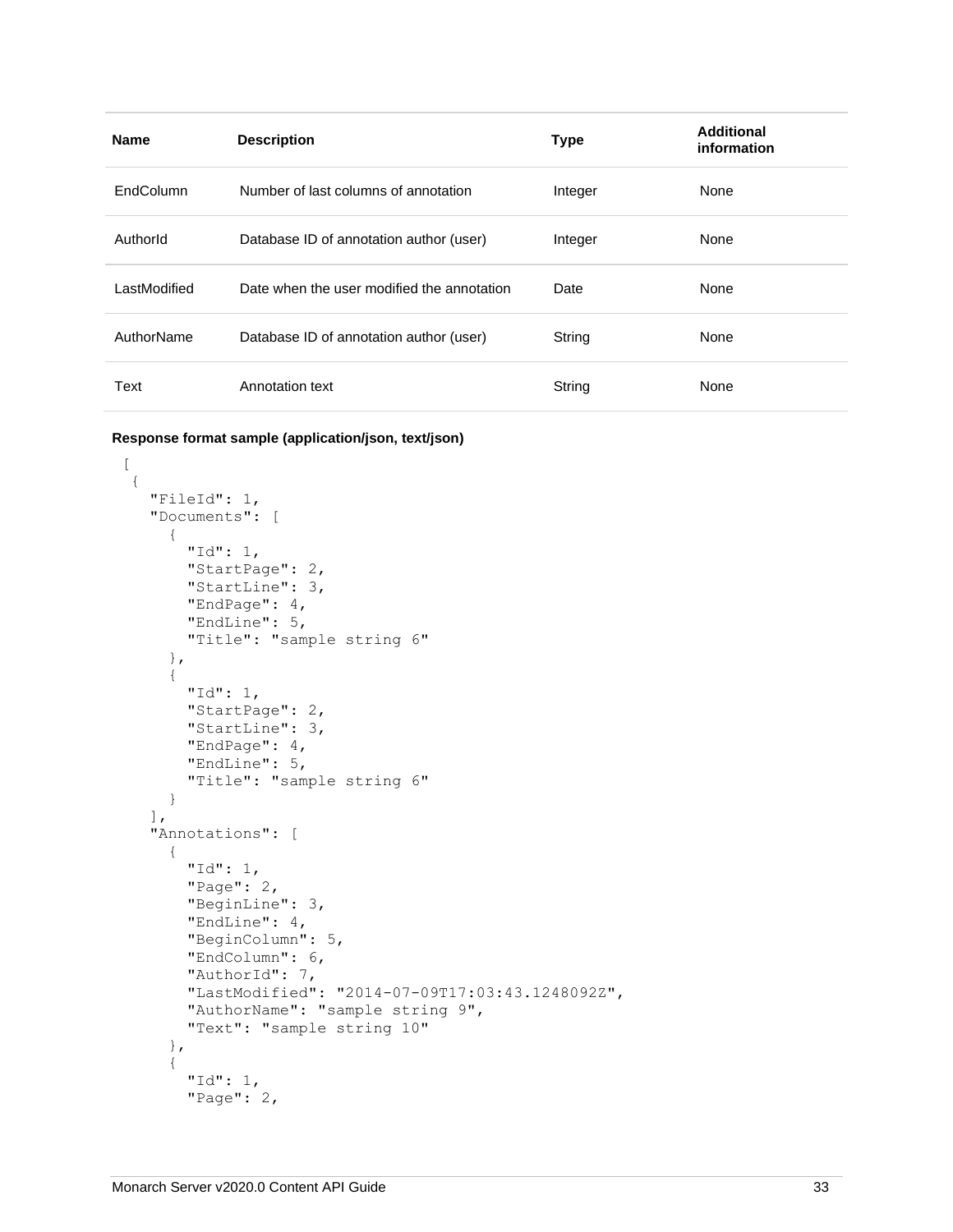| Name | Description | Type | Additional information |
| --- | --- | --- | --- |
| EndColumn | Number of last columns of annotation | Integer | None |
| AuthorId | Database ID of annotation author (user) | Integer | None |
| LastModified | Date when the user modified the annotation | Date | None |
| AuthorName | Database ID of annotation author (user) | String | None |
| Text | Annotation text | String | None |

**Response format sample (application/json, text/json)**

```
[
 {
   "FileId": 1,
   "Documents": [
     {
       "Id": 1,
       "StartPage": 2,
       "StartLine": 3,
       "EndPage": 4,
       "EndLine": 5,
       "Title": "sample string 6"
     },
     {
       "Id": 1,
       "StartPage": 2,
       "StartLine": 3,
       "EndPage": 4,
       "EndLine": 5,
       "Title": "sample string 6"
     }
   ],
   "Annotations": [
     {
       "Id": 1,
       "Page": 2,
       "BeginLine": 3,
       "EndLine": 4,
       "BeginColumn": 5,
       "EndColumn": 6,
       "AuthorId": 7,
       "LastModified": "2014-07-09T17:03:43.1248092Z",
       "AuthorName": "sample string 9",
       "Text": "sample string 10"
     },
     {
       "Id": 1,
       "Page": 2,
```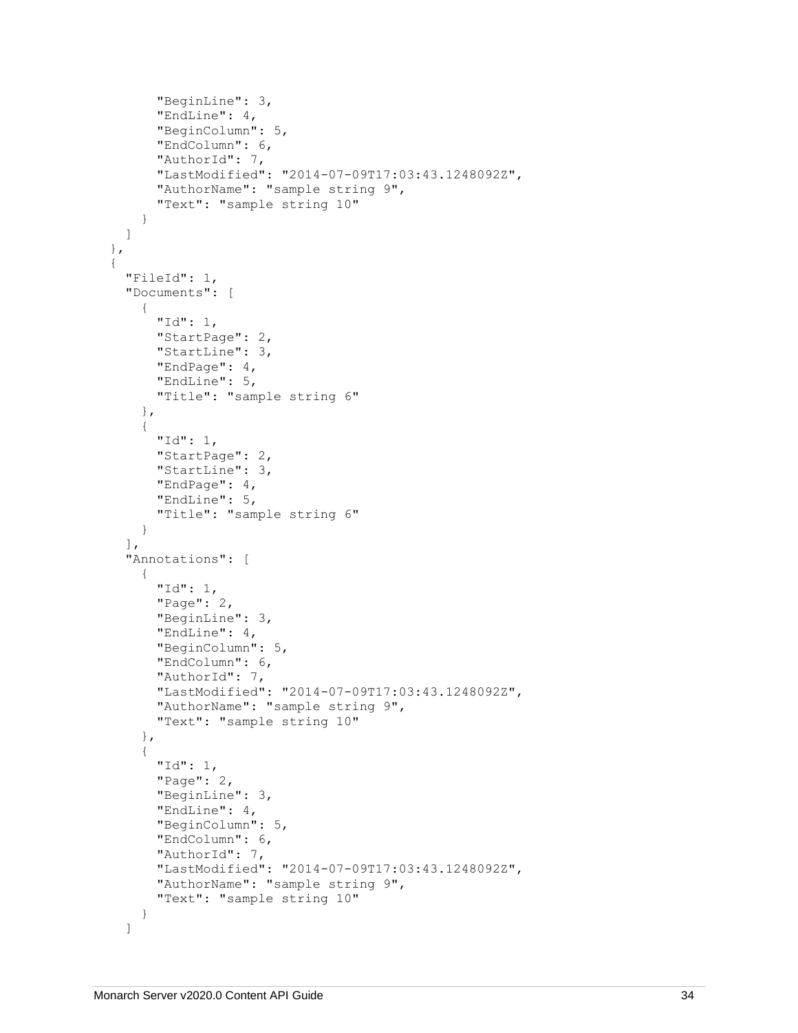```
        "BeginLine": 3,
        "EndLine": 4,
        "BeginColumn": 5,
        "EndColumn": 6,
        "AuthorId": 7,
        "LastModified": "2014-07-09T17:03:43.1248092Z",
        "AuthorName": "sample string 9",
        "Text": "sample string 10"
      }
    ]
  },
  {
    "FileId": 1,
    "Documents": [
      {
        "Id": 1,
        "StartPage": 2,
        "StartLine": 3,
        "EndPage": 4,
        "EndLine": 5,
        "Title": "sample string 6"
      },
      {
        "Id": 1,
        "StartPage": 2,
        "StartLine": 3,
        "EndPage": 4,
        "EndLine": 5,
        "Title": "sample string 6"
      }
    ],
    "Annotations": [
      {
        "Id": 1,
        "Page": 2,
        "BeginLine": 3,
        "EndLine": 4,
        "BeginColumn": 5,
        "EndColumn": 6,
        "AuthorId": 7,
        "LastModified": "2014-07-09T17:03:43.1248092Z",
        "AuthorName": "sample string 9",
        "Text": "sample string 10"
      },
      {
        "Id": 1,
        "Page": 2,
        "BeginLine": 3,
        "EndLine": 4,
        "BeginColumn": 5,
        "EndColumn": 6,
        "AuthorId": 7,
        "LastModified": "2014-07-09T17:03:43.1248092Z",
        "AuthorName": "sample string 9",
        "Text": "sample string 10"
      }
    ]
```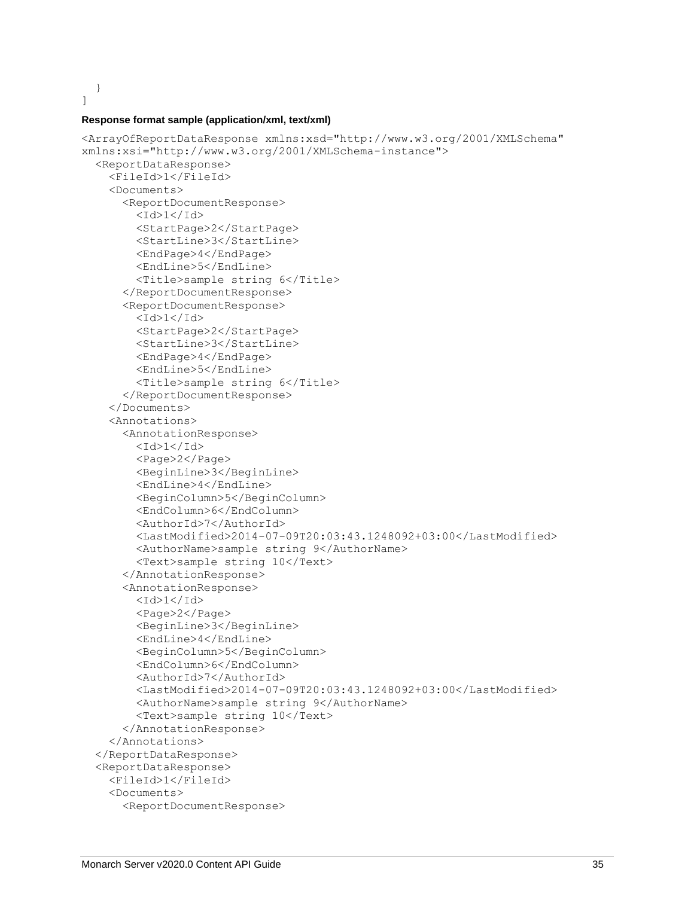```
  }
]
```

**Response format sample (application/xml, text/xml)**

```
<ArrayOfReportDataResponse xmlns:xsd="http://www.w3.org/2001/XMLSchema"
xmlns:xsi="http://www.w3.org/2001/XMLSchema-instance">
  <ReportDataResponse>
    <FileId>1</FileId>
    <Documents>
      <ReportDocumentResponse>
        <Id>1</Id>
        <StartPage>2</StartPage>
        <StartLine>3</StartLine>
        <EndPage>4</EndPage>
        <EndLine>5</EndLine>
        <Title>sample string 6</Title>
      </ReportDocumentResponse>
      <ReportDocumentResponse>
        <Id>1</Id>
        <StartPage>2</StartPage>
        <StartLine>3</StartLine>
        <EndPage>4</EndPage>
        <EndLine>5</EndLine>
        <Title>sample string 6</Title>
      </ReportDocumentResponse>
    </Documents>
    <Annotations>
      <AnnotationResponse>
        <Id>1</Id>
        <Page>2</Page>
        <BeginLine>3</BeginLine>
        <EndLine>4</EndLine>
        <BeginColumn>5</BeginColumn>
        <EndColumn>6</EndColumn>
        <AuthorId>7</AuthorId>
        <LastModified>2014-07-09T20:03:43.1248092+03:00</LastModified>
        <AuthorName>sample string 9</AuthorName>
        <Text>sample string 10</Text>
      </AnnotationResponse>
      <AnnotationResponse>
        <Id>1</Id>
        <Page>2</Page>
        <BeginLine>3</BeginLine>
        <EndLine>4</EndLine>
        <BeginColumn>5</BeginColumn>
        <EndColumn>6</EndColumn>
        <AuthorId>7</AuthorId>
        <LastModified>2014-07-09T20:03:43.1248092+03:00</LastModified>
        <AuthorName>sample string 9</AuthorName>
        <Text>sample string 10</Text>
      </AnnotationResponse>
    </Annotations>
  </ReportDataResponse>
  <ReportDataResponse>
    <FileId>1</FileId>
    <Documents>
      <ReportDocumentResponse>
```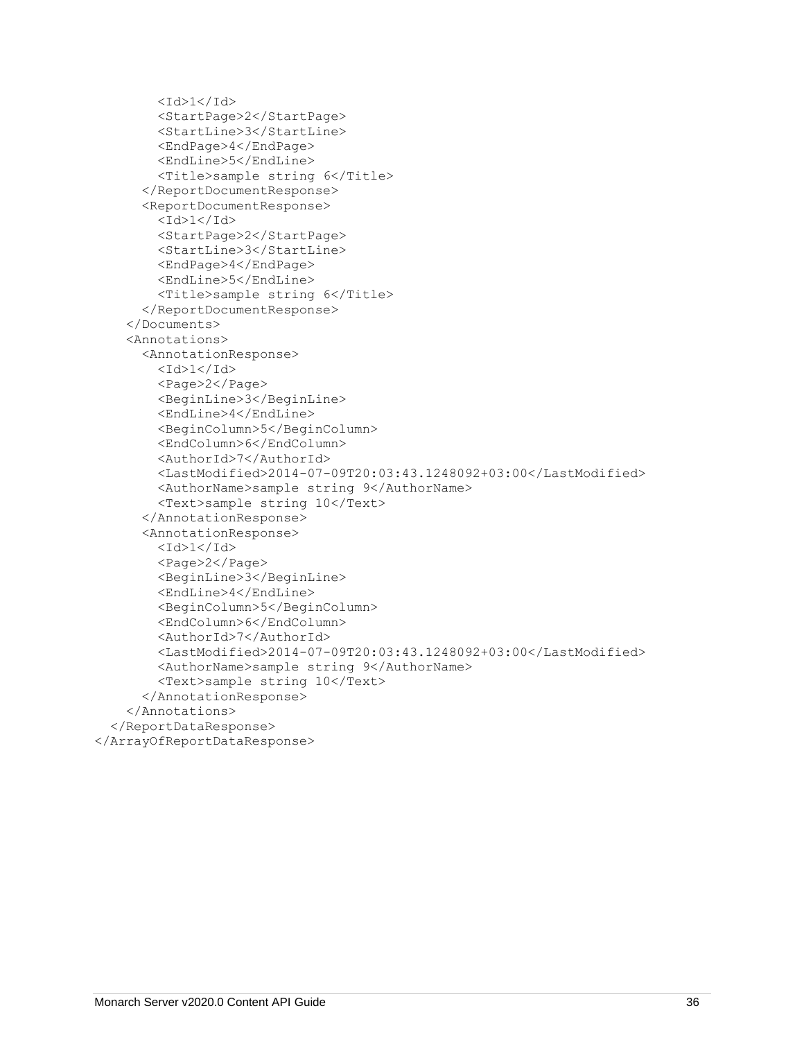```
        <Id>1</Id>
        <StartPage>2</StartPage>
        <StartLine>3</StartLine>
        <EndPage>4</EndPage>
        <EndLine>5</EndLine>
        <Title>sample string 6</Title>
      </ReportDocumentResponse>
      <ReportDocumentResponse>
        <Id>1</Id>
        <StartPage>2</StartPage>
        <StartLine>3</StartLine>
        <EndPage>4</EndPage>
        <EndLine>5</EndLine>
        <Title>sample string 6</Title>
      </ReportDocumentResponse>
    </Documents>
    <Annotations>
      <AnnotationResponse>
        <Id>1</Id>
        <Page>2</Page>
        <BeginLine>3</BeginLine>
        <EndLine>4</EndLine>
        <BeginColumn>5</BeginColumn>
        <EndColumn>6</EndColumn>
        <AuthorId>7</AuthorId>
        <LastModified>2014-07-09T20:03:43.1248092+03:00</LastModified>
        <AuthorName>sample string 9</AuthorName>
        <Text>sample string 10</Text>
      </AnnotationResponse>
      <AnnotationResponse>
        <Id>1</Id>
        <Page>2</Page>
        <BeginLine>3</BeginLine>
        <EndLine>4</EndLine>
        <BeginColumn>5</BeginColumn>
        <EndColumn>6</EndColumn>
        <AuthorId>7</AuthorId>
        <LastModified>2014-07-09T20:03:43.1248092+03:00</LastModified>
        <AuthorName>sample string 9</AuthorName>
        <Text>sample string 10</Text>
      </AnnotationResponse>
    </Annotations>
  </ReportDataResponse>
</ArrayOfReportDataResponse>
```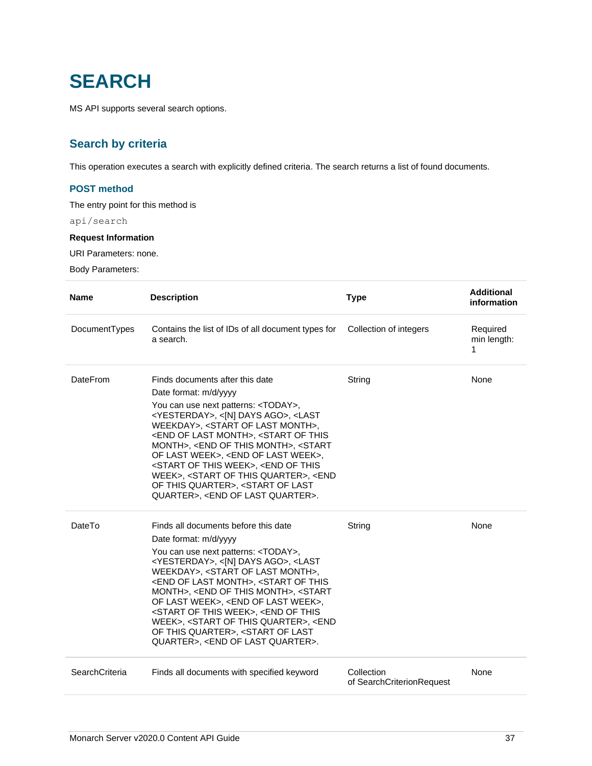# SEARCH

MS API supports several search options.

## Search by criteria

This operation executes a search with explicitly defined criteria. The search returns a list of found documents.

### POST method

The entry point for this method is

```
api/search
```

**Request Information**

URI Parameters: none.

Body Parameters:

| Name | Description | Type | Additional information |
|---|---|---|---|
| DocumentTypes | Contains the list of IDs of all document types for a search. | Collection of integers | Required min length: 1 |
| DateFrom | Finds documents after this date<br>Date format: m/d/yyyy<br>You can use next patterns: <TODAY>, <YESTERDAY>, <[N] DAYS AGO>, <LAST WEEKDAY>, <START OF LAST MONTH>, <END OF LAST MONTH>, <START OF THIS MONTH>, <END OF THIS MONTH>, <START OF LAST WEEK>, <END OF LAST WEEK>, <START OF THIS WEEK>, <END OF THIS WEEK>, <START OF THIS QUARTER>, <END OF THIS QUARTER>, <START OF LAST QUARTER>, <END OF LAST QUARTER>. | String | None |
| DateTo | Finds all documents before this date<br>Date format: m/d/yyyy<br>You can use next patterns: <TODAY>, <YESTERDAY>, <[N] DAYS AGO>, <LAST WEEKDAY>, <START OF LAST MONTH>, <END OF LAST MONTH>, <START OF THIS MONTH>, <END OF THIS MONTH>, <START OF LAST WEEK>, <END OF LAST WEEK>, <START OF THIS WEEK>, <END OF THIS WEEK>, <START OF THIS QUARTER>, <END OF THIS QUARTER>, <START OF LAST QUARTER>, <END OF LAST QUARTER>. | String | None |
| SearchCriteria | Finds all documents with specified keyword | Collection of SearchCriterionRequest | None |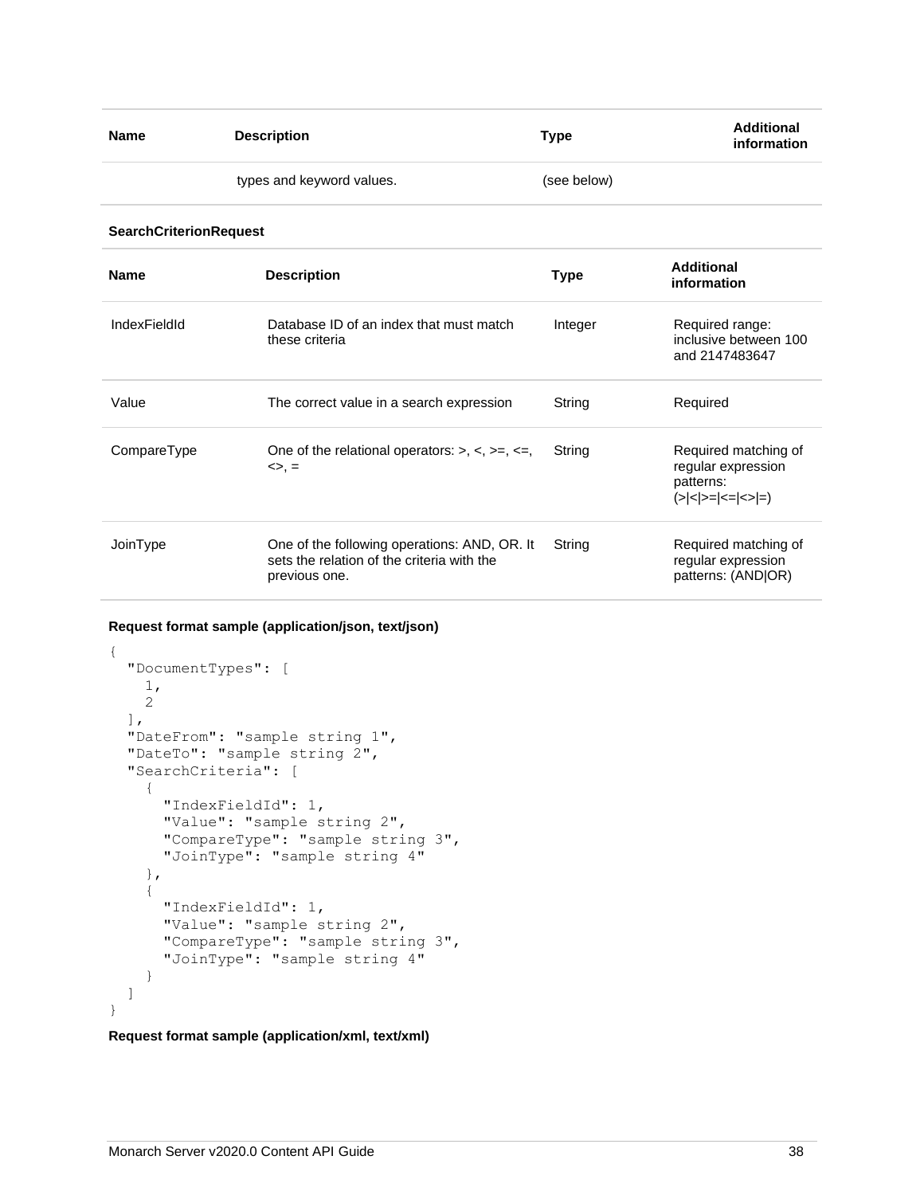| Name | Description | Type | Additional information |
| --- | --- | --- | --- |
| | types and keyword values. | (see below) | |

**SearchCriterionRequest**

| Name | Description | Type | Additional information |
| --- | --- | --- | --- |
| IndexFieldId | Database ID of an index that must match these criteria | Integer | Required range: inclusive between 100 and 2147483647 |
| Value | The correct value in a search expression | String | Required |
| CompareType | One of the relational operators: >, <, >=, <=, <>, = | String | Required matching of regular expression patterns: (>\|<\|>=\|<=\|<>\|=) |
| JoinType | One of the following operations: AND, OR. It sets the relation of the criteria with the previous one. | String | Required matching of regular expression patterns: (AND\|OR) |

**Request format sample (application/json, text/json)**

```
{
  "DocumentTypes": [
    1,
    2
  ],
  "DateFrom": "sample string 1",
  "DateTo": "sample string 2",
  "SearchCriteria": [
    {
      "IndexFieldId": 1,
      "Value": "sample string 2",
      "CompareType": "sample string 3",
      "JoinType": "sample string 4"
    },
    {
      "IndexFieldId": 1,
      "Value": "sample string 2",
      "CompareType": "sample string 3",
      "JoinType": "sample string 4"
    }
  ]
}
```

**Request format sample (application/xml, text/xml)**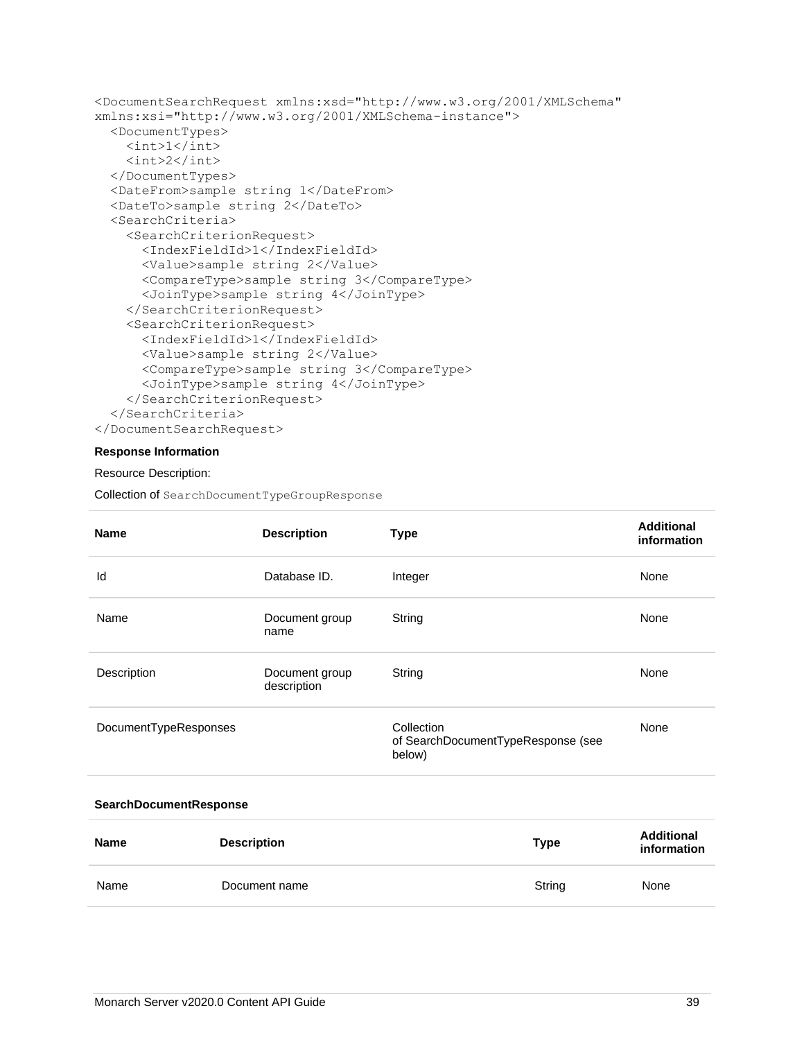```
<DocumentSearchRequest xmlns:xsd="http://www.w3.org/2001/XMLSchema"
xmlns:xsi="http://www.w3.org/2001/XMLSchema-instance">
  <DocumentTypes>
    <int>1</int>
    <int>2</int>
  </DocumentTypes>
  <DateFrom>sample string 1</DateFrom>
  <DateTo>sample string 2</DateTo>
  <SearchCriteria>
    <SearchCriterionRequest>
      <IndexFieldId>1</IndexFieldId>
      <Value>sample string 2</Value>
      <CompareType>sample string 3</CompareType>
      <JoinType>sample string 4</JoinType>
    </SearchCriterionRequest>
    <SearchCriterionRequest>
      <IndexFieldId>1</IndexFieldId>
      <Value>sample string 2</Value>
      <CompareType>sample string 3</CompareType>
      <JoinType>sample string 4</JoinType>
    </SearchCriterionRequest>
  </SearchCriteria>
</DocumentSearchRequest>
```

**Response Information**

Resource Description:

Collection of `SearchDocumentTypeGroupResponse`

| Name | Description | Type | Additional information |
|---|---|---|---|
| Id | Database ID. | Integer | None |
| Name | Document group name | String | None |
| Description | Document group description | String | None |
| DocumentTypeResponses | | Collection of SearchDocumentTypeResponse (see below) | None |

**SearchDocumentResponse**

| Name | Description | Type | Additional information |
|---|---|---|---|
| Name | Document name | String | None |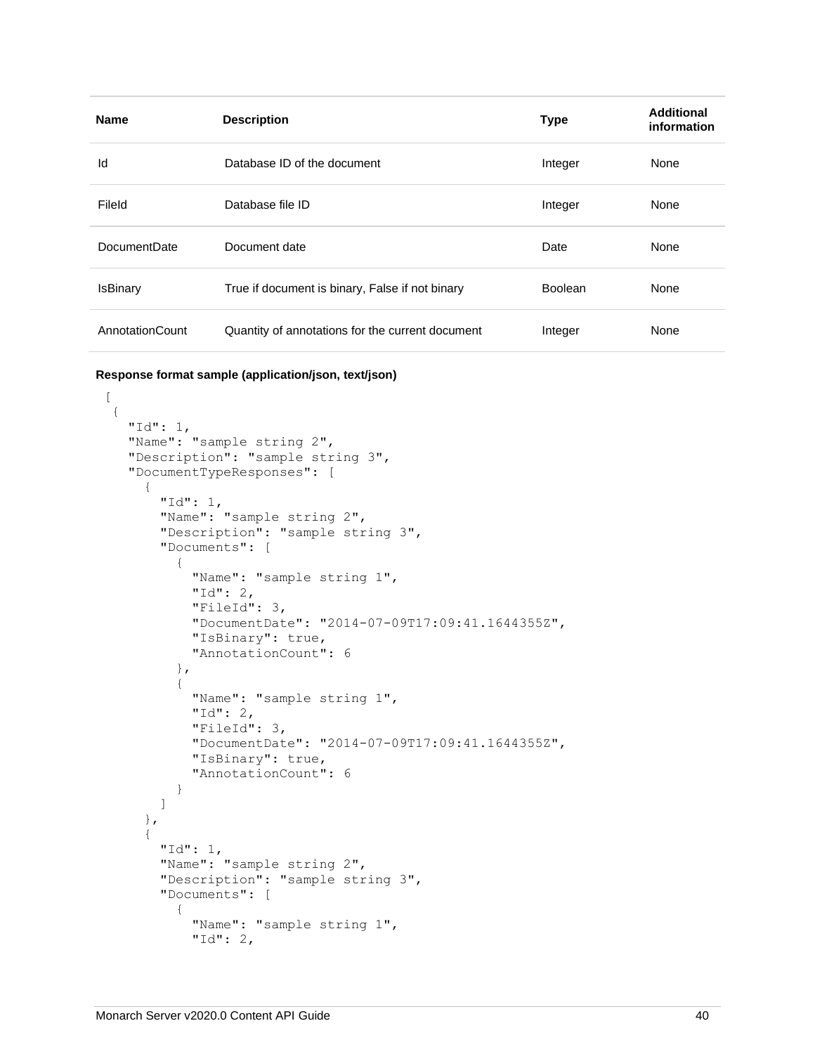| Name | Description | Type | Additional information |
| --- | --- | --- | --- |
| Id | Database ID of the document | Integer | None |
| FileId | Database file ID | Integer | None |
| DocumentDate | Document date | Date | None |
| IsBinary | True if document is binary, False if not binary | Boolean | None |
| AnnotationCount | Quantity of annotations for the current document | Integer | None |

**Response format sample (application/json, text/json)**

```
[
 {
   "Id": 1,
   "Name": "sample string 2",
   "Description": "sample string 3",
   "DocumentTypeResponses": [
     {
       "Id": 1,
       "Name": "sample string 2",
       "Description": "sample string 3",
       "Documents": [
         {
           "Name": "sample string 1",
           "Id": 2,
           "FileId": 3,
           "DocumentDate": "2014-07-09T17:09:41.1644355Z",
           "IsBinary": true,
           "AnnotationCount": 6
         },
         {
           "Name": "sample string 1",
           "Id": 2,
           "FileId": 3,
           "DocumentDate": "2014-07-09T17:09:41.1644355Z",
           "IsBinary": true,
           "AnnotationCount": 6
         }
       ]
     },
     {
       "Id": 1,
       "Name": "sample string 2",
       "Description": "sample string 3",
       "Documents": [
         {
           "Name": "sample string 1",
           "Id": 2,
```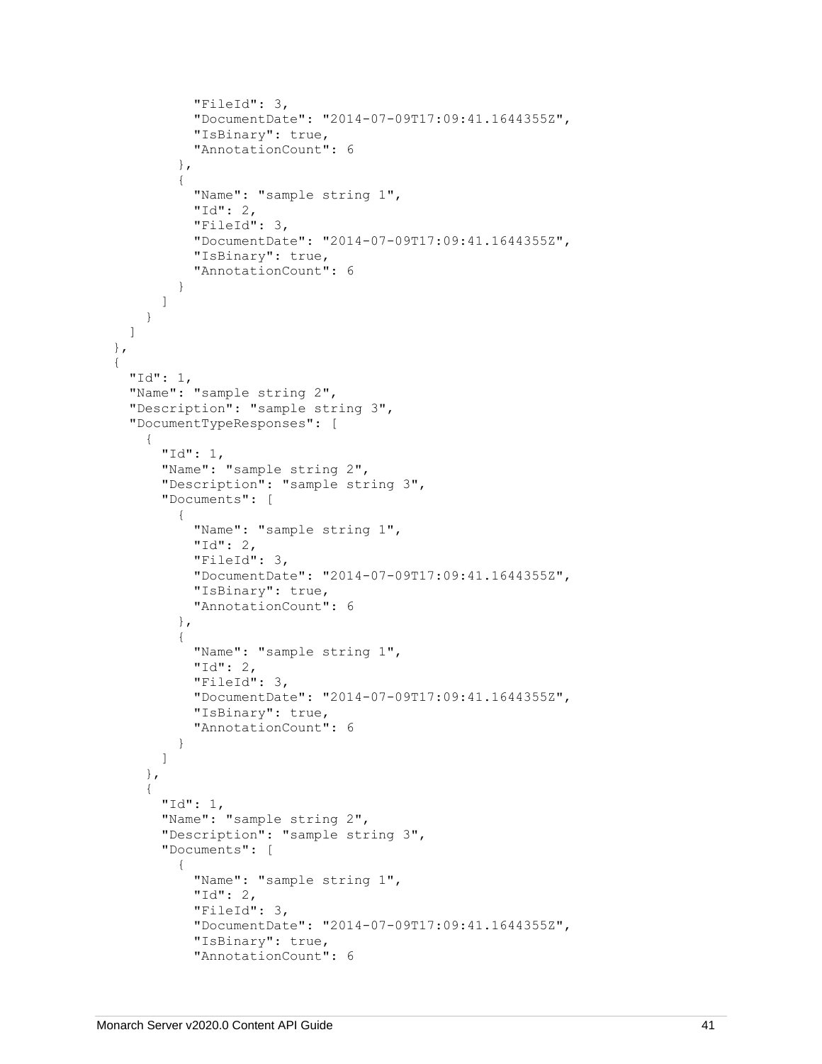```
          "FileId": 3,
          "DocumentDate": "2014-07-09T17:09:41.1644355Z",
          "IsBinary": true,
          "AnnotationCount": 6
        },
        {
          "Name": "sample string 1",
          "Id": 2,
          "FileId": 3,
          "DocumentDate": "2014-07-09T17:09:41.1644355Z",
          "IsBinary": true,
          "AnnotationCount": 6
        }
      ]
    }
  ]
},
{
  "Id": 1,
  "Name": "sample string 2",
  "Description": "sample string 3",
  "DocumentTypeResponses": [
    {
      "Id": 1,
      "Name": "sample string 2",
      "Description": "sample string 3",
      "Documents": [
        {
          "Name": "sample string 1",
          "Id": 2,
          "FileId": 3,
          "DocumentDate": "2014-07-09T17:09:41.1644355Z",
          "IsBinary": true,
          "AnnotationCount": 6
        },
        {
          "Name": "sample string 1",
          "Id": 2,
          "FileId": 3,
          "DocumentDate": "2014-07-09T17:09:41.1644355Z",
          "IsBinary": true,
          "AnnotationCount": 6
        }
      ]
    },
    {
      "Id": 1,
      "Name": "sample string 2",
      "Description": "sample string 3",
      "Documents": [
        {
          "Name": "sample string 1",
          "Id": 2,
          "FileId": 3,
          "DocumentDate": "2014-07-09T17:09:41.1644355Z",
          "IsBinary": true,
          "AnnotationCount": 6
```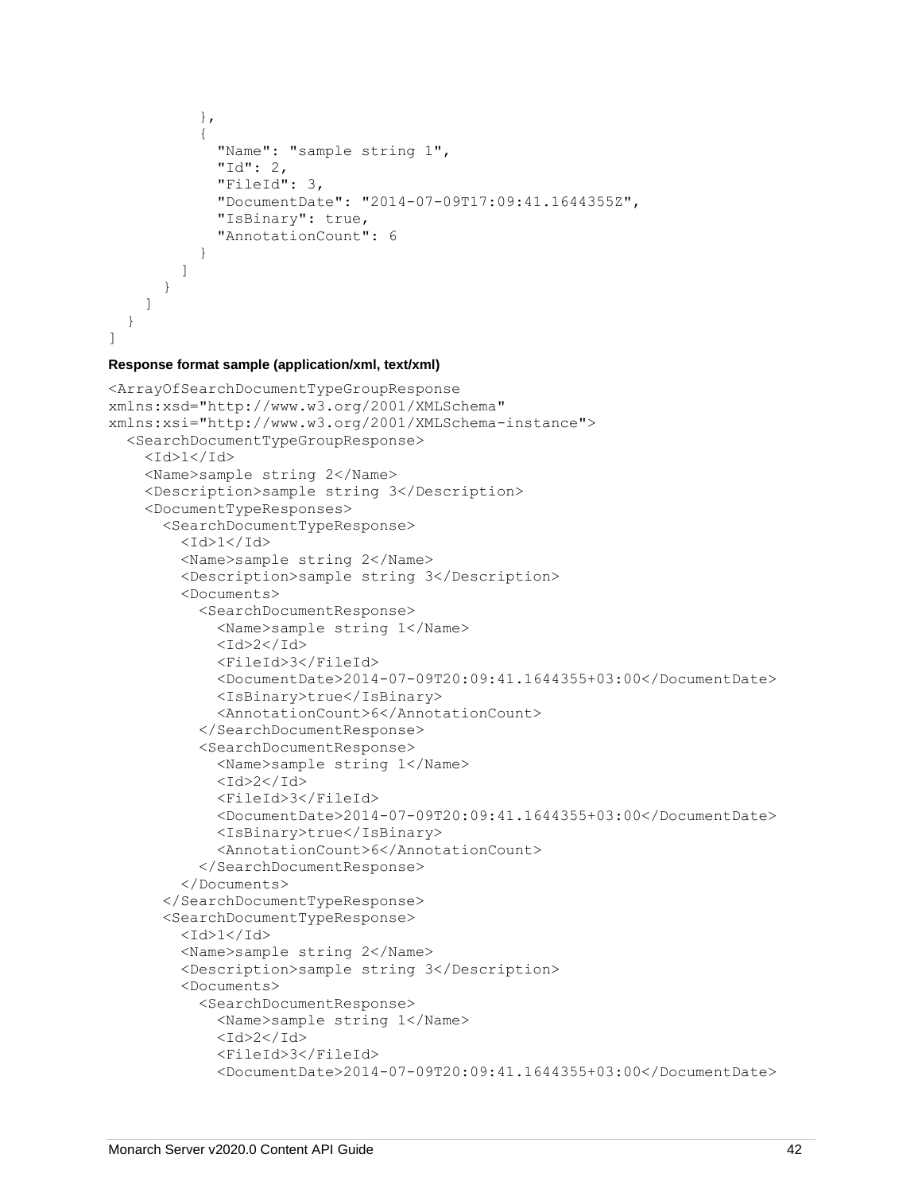```
        },
        {
          "Name": "sample string 1",
          "Id": 2,
          "FileId": 3,
          "DocumentDate": "2014-07-09T17:09:41.1644355Z",
          "IsBinary": true,
          "AnnotationCount": 6
        }
      ]
    }
  ]
  }
]
```

**Response format sample (application/xml, text/xml)**

```
<ArrayOfSearchDocumentTypeGroupResponse
xmlns:xsd="http://www.w3.org/2001/XMLSchema"
xmlns:xsi="http://www.w3.org/2001/XMLSchema-instance">
  <SearchDocumentTypeGroupResponse>
    <Id>1</Id>
    <Name>sample string 2</Name>
    <Description>sample string 3</Description>
    <DocumentTypeResponses>
      <SearchDocumentTypeResponse>
        <Id>1</Id>
        <Name>sample string 2</Name>
        <Description>sample string 3</Description>
        <Documents>
          <SearchDocumentResponse>
            <Name>sample string 1</Name>
            <Id>2</Id>
            <FileId>3</FileId>
            <DocumentDate>2014-07-09T20:09:41.1644355+03:00</DocumentDate>
            <IsBinary>true</IsBinary>
            <AnnotationCount>6</AnnotationCount>
          </SearchDocumentResponse>
          <SearchDocumentResponse>
            <Name>sample string 1</Name>
            <Id>2</Id>
            <FileId>3</FileId>
            <DocumentDate>2014-07-09T20:09:41.1644355+03:00</DocumentDate>
            <IsBinary>true</IsBinary>
            <AnnotationCount>6</AnnotationCount>
          </SearchDocumentResponse>
        </Documents>
      </SearchDocumentTypeResponse>
      <SearchDocumentTypeResponse>
        <Id>1</Id>
        <Name>sample string 2</Name>
        <Description>sample string 3</Description>
        <Documents>
          <SearchDocumentResponse>
            <Name>sample string 1</Name>
            <Id>2</Id>
            <FileId>3</FileId>
            <DocumentDate>2014-07-09T20:09:41.1644355+03:00</DocumentDate>
```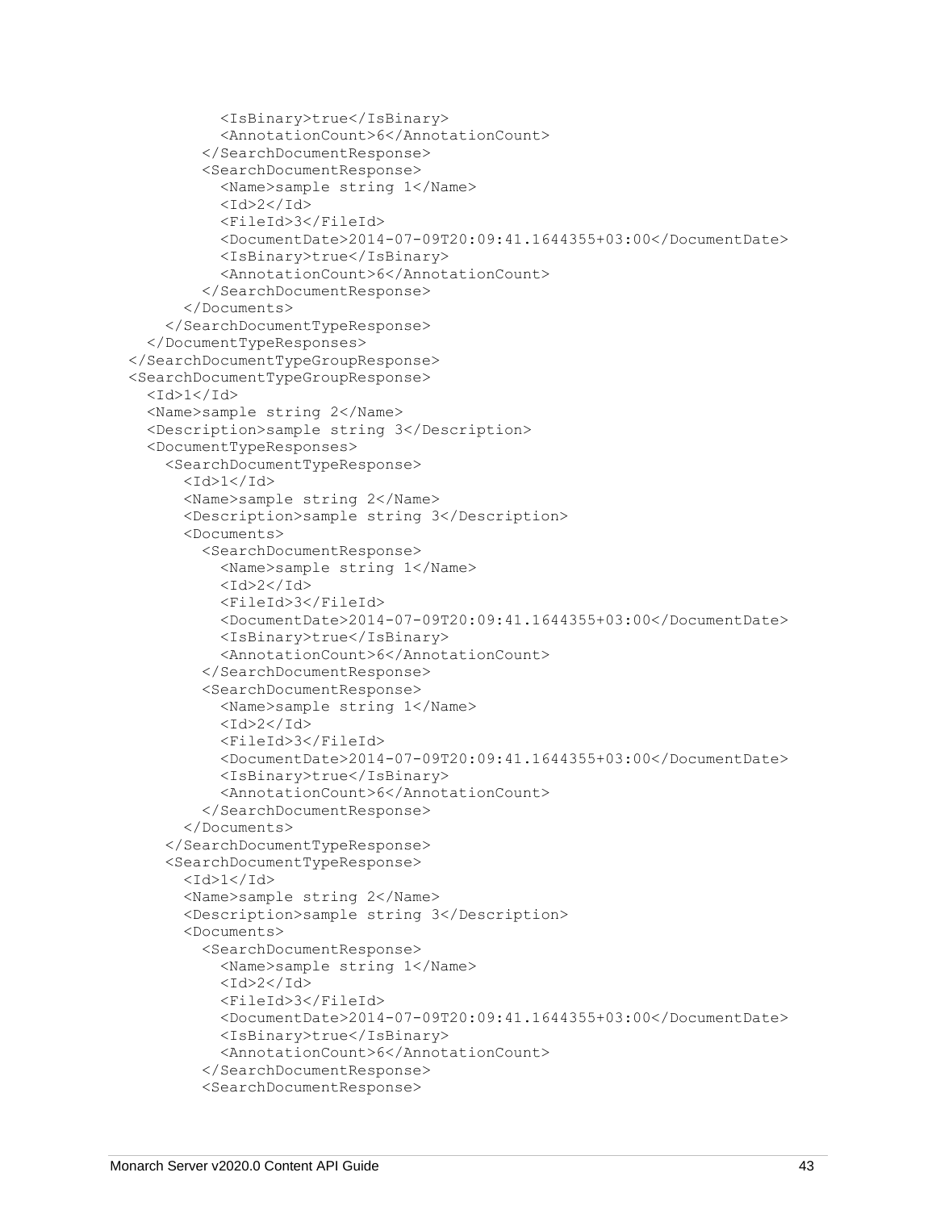```
          <IsBinary>true</IsBinary>
          <AnnotationCount>6</AnnotationCount>
        </SearchDocumentResponse>
        <SearchDocumentResponse>
          <Name>sample string 1</Name>
          <Id>2</Id>
          <FileId>3</FileId>
          <DocumentDate>2014-07-09T20:09:41.1644355+03:00</DocumentDate>
          <IsBinary>true</IsBinary>
          <AnnotationCount>6</AnnotationCount>
        </SearchDocumentResponse>
      </Documents>
    </SearchDocumentTypeResponse>
  </DocumentTypeResponses>
</SearchDocumentTypeGroupResponse>
<SearchDocumentTypeGroupResponse>
  <Id>1</Id>
  <Name>sample string 2</Name>
  <Description>sample string 3</Description>
  <DocumentTypeResponses>
    <SearchDocumentTypeResponse>
      <Id>1</Id>
      <Name>sample string 2</Name>
      <Description>sample string 3</Description>
      <Documents>
        <SearchDocumentResponse>
          <Name>sample string 1</Name>
          <Id>2</Id>
          <FileId>3</FileId>
          <DocumentDate>2014-07-09T20:09:41.1644355+03:00</DocumentDate>
          <IsBinary>true</IsBinary>
          <AnnotationCount>6</AnnotationCount>
        </SearchDocumentResponse>
        <SearchDocumentResponse>
          <Name>sample string 1</Name>
          <Id>2</Id>
          <FileId>3</FileId>
          <DocumentDate>2014-07-09T20:09:41.1644355+03:00</DocumentDate>
          <IsBinary>true</IsBinary>
          <AnnotationCount>6</AnnotationCount>
        </SearchDocumentResponse>
      </Documents>
    </SearchDocumentTypeResponse>
    <SearchDocumentTypeResponse>
      <Id>1</Id>
      <Name>sample string 2</Name>
      <Description>sample string 3</Description>
      <Documents>
        <SearchDocumentResponse>
          <Name>sample string 1</Name>
          <Id>2</Id>
          <FileId>3</FileId>
          <DocumentDate>2014-07-09T20:09:41.1644355+03:00</DocumentDate>
          <IsBinary>true</IsBinary>
          <AnnotationCount>6</AnnotationCount>
        </SearchDocumentResponse>
        <SearchDocumentResponse>
```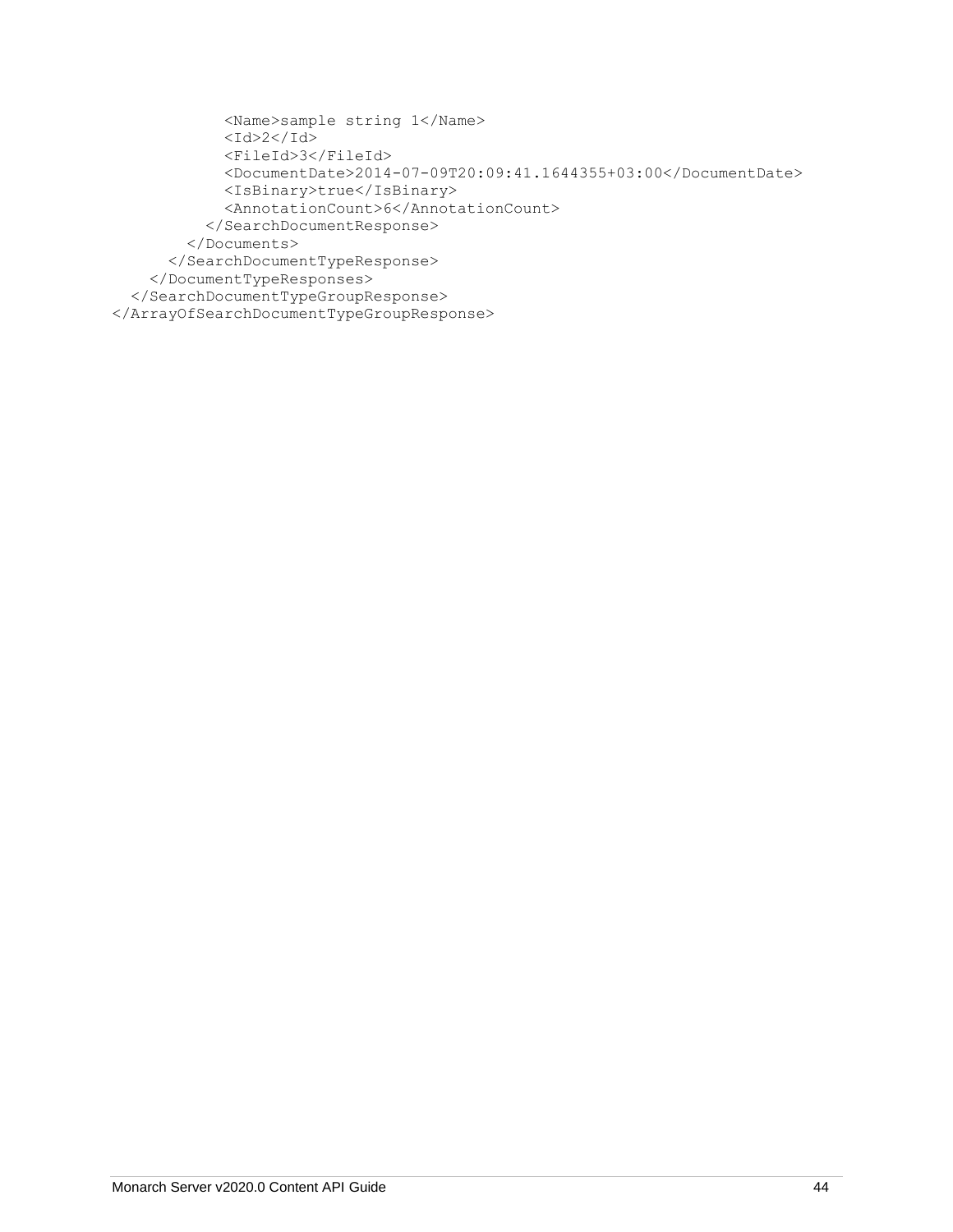```
            <Name>sample string 1</Name>
            <Id>2</Id>
            <FileId>3</FileId>
            <DocumentDate>2014-07-09T20:09:41.1644355+03:00</DocumentDate>
            <IsBinary>true</IsBinary>
            <AnnotationCount>6</AnnotationCount>
          </SearchDocumentResponse>
        </Documents>
      </SearchDocumentTypeResponse>
    </DocumentTypeResponses>
  </SearchDocumentTypeGroupResponse>
</ArrayOfSearchDocumentTypeGroupResponse>
```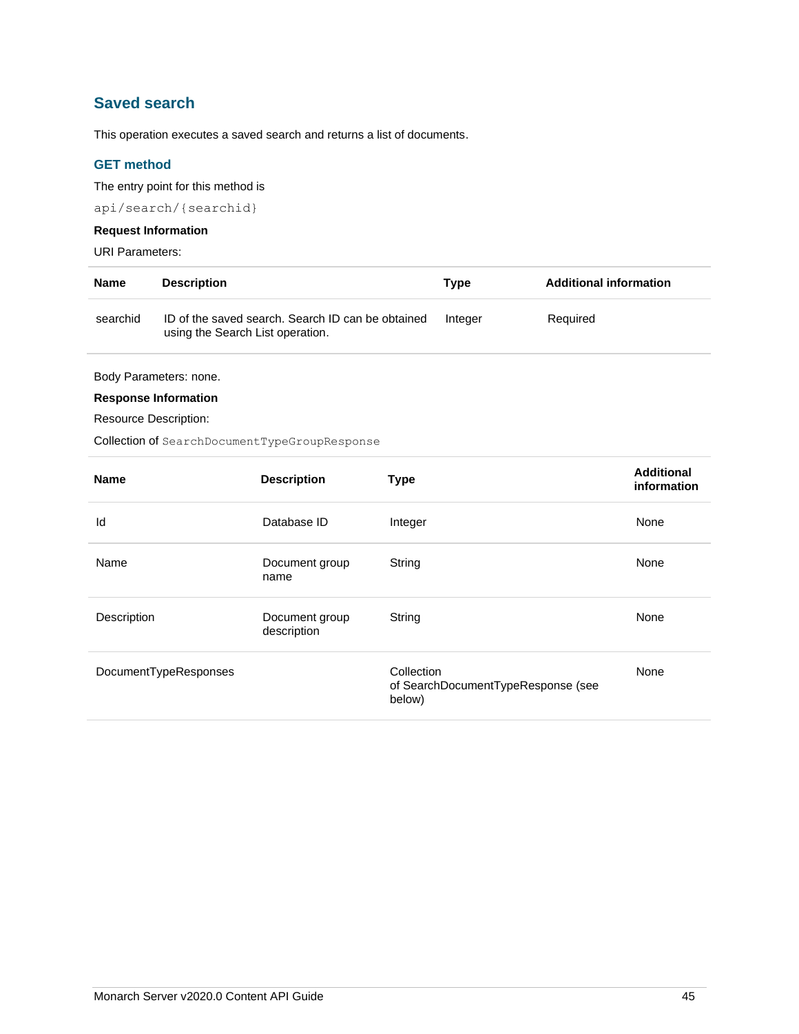## Saved search

This operation executes a saved search and returns a list of documents.

### GET method

The entry point for this method is

`api/search/{searchid}`

**Request Information**

URI Parameters:

| Name | Description | Type | Additional information |
| --- | --- | --- | --- |
| searchid | ID of the saved search. Search ID can be obtained using the Search List operation. | Integer | Required |

Body Parameters: none.

**Response Information**

Resource Description:

Collection of `SearchDocumentTypeGroupResponse`

| Name | Description | Type | Additional information |
| --- | --- | --- | --- |
| Id | Database ID | Integer | None |
| Name | Document group name | String | None |
| Description | Document group description | String | None |
| DocumentTypeResponses | | Collection of SearchDocumentTypeResponse (see below) | None |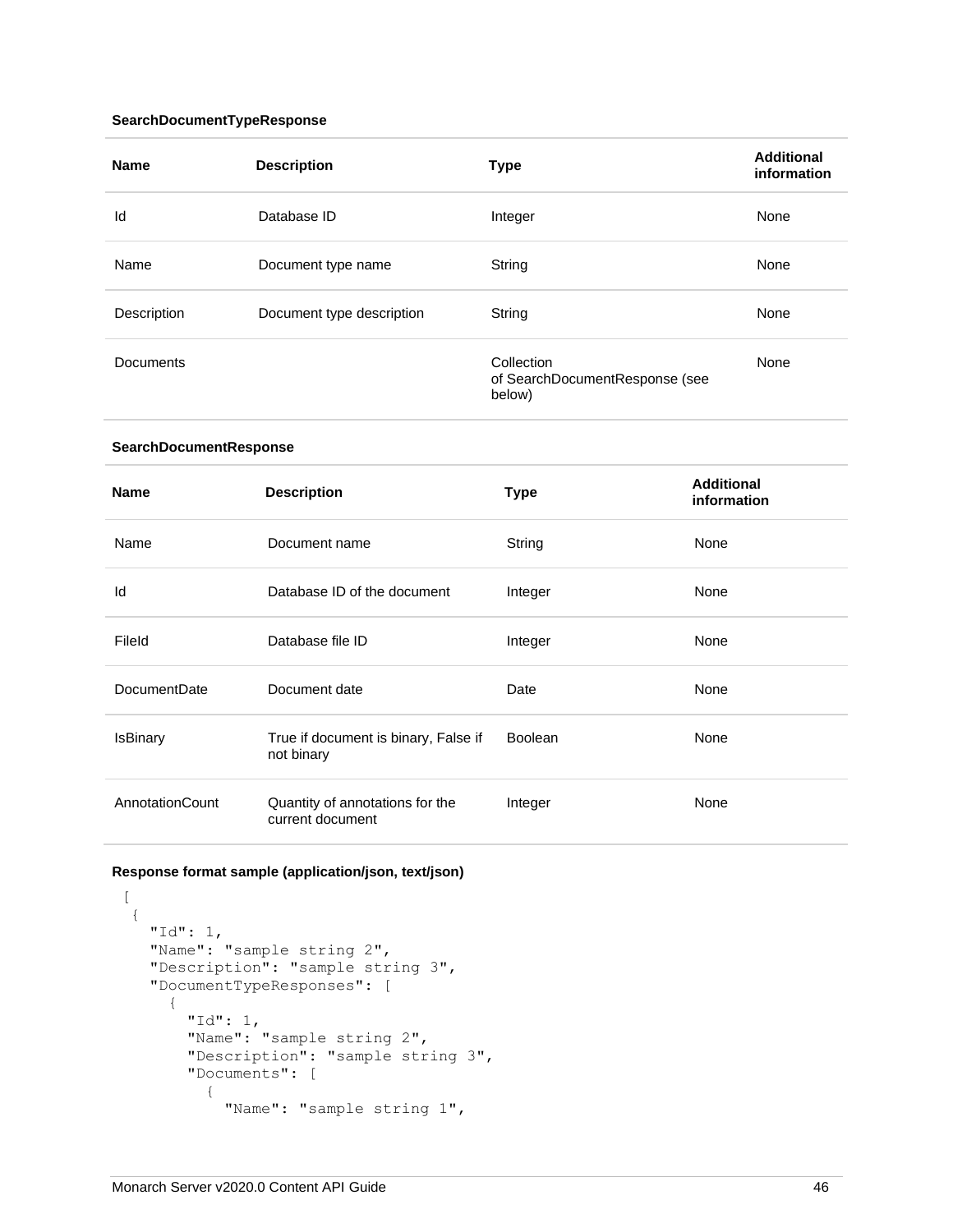**SearchDocumentTypeResponse**

| Name | Description | Type | Additional information |
|---|---|---|---|
| Id | Database ID | Integer | None |
| Name | Document type name | String | None |
| Description | Document type description | String | None |
| Documents | | Collection of SearchDocumentResponse (see below) | None |

**SearchDocumentResponse**

| Name | Description | Type | Additional information |
|---|---|---|---|
| Name | Document name | String | None |
| Id | Database ID of the document | Integer | None |
| FileId | Database file ID | Integer | None |
| DocumentDate | Document date | Date | None |
| IsBinary | True if document is binary, False if not binary | Boolean | None |
| AnnotationCount | Quantity of annotations for the current document | Integer | None |

**Response format sample (application/json, text/json)**

```
[
 {
   "Id": 1,
   "Name": "sample string 2",
   "Description": "sample string 3",
   "DocumentTypeResponses": [
     {
       "Id": 1,
       "Name": "sample string 2",
       "Description": "sample string 3",
       "Documents": [
         {
           "Name": "sample string 1",
```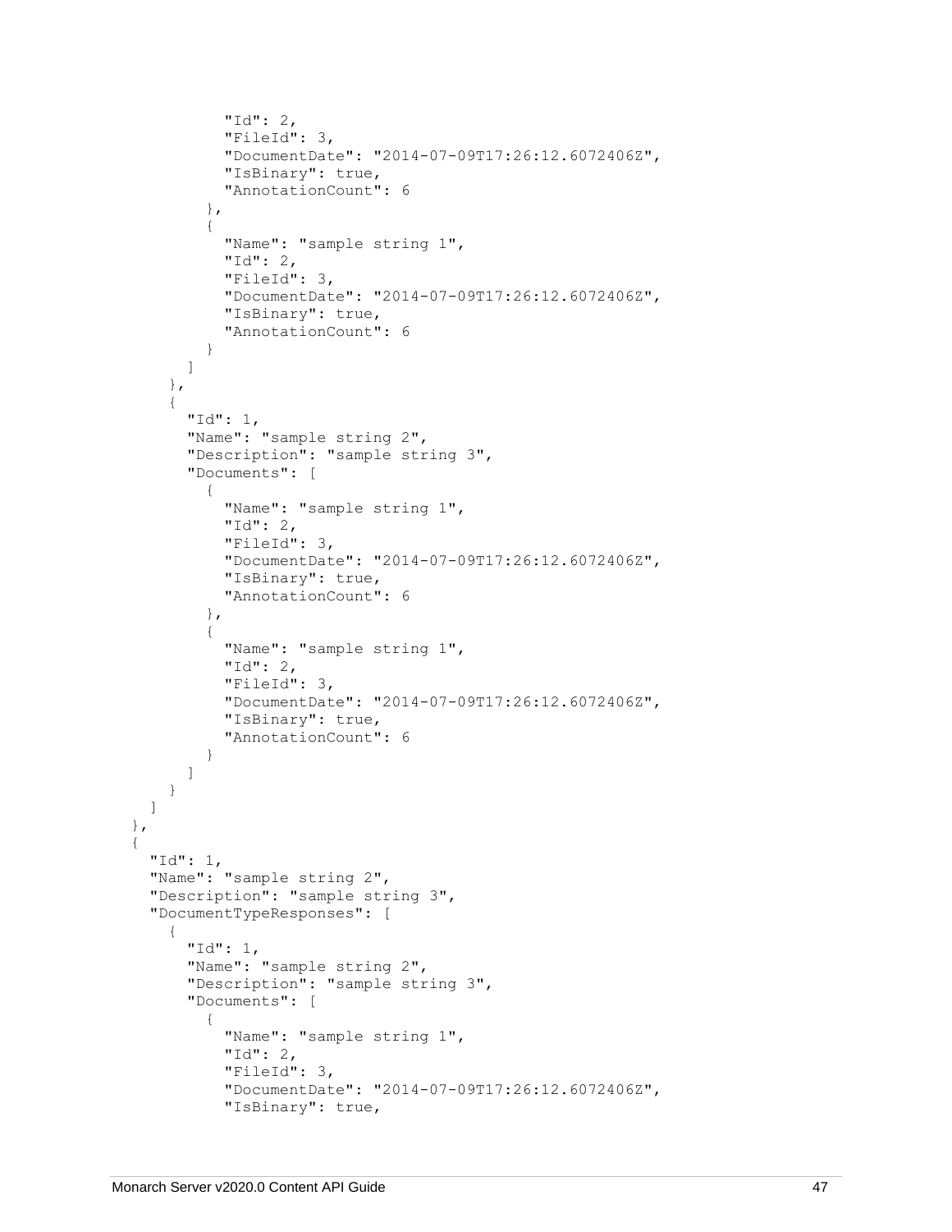```
          "Id": 2,
          "FileId": 3,
          "DocumentDate": "2014-07-09T17:26:12.6072406Z",
          "IsBinary": true,
          "AnnotationCount": 6
        },
        {
          "Name": "sample string 1",
          "Id": 2,
          "FileId": 3,
          "DocumentDate": "2014-07-09T17:26:12.6072406Z",
          "IsBinary": true,
          "AnnotationCount": 6
        }
      ]
    },
    {
      "Id": 1,
      "Name": "sample string 2",
      "Description": "sample string 3",
      "Documents": [
        {
          "Name": "sample string 1",
          "Id": 2,
          "FileId": 3,
          "DocumentDate": "2014-07-09T17:26:12.6072406Z",
          "IsBinary": true,
          "AnnotationCount": 6
        },
        {
          "Name": "sample string 1",
          "Id": 2,
          "FileId": 3,
          "DocumentDate": "2014-07-09T17:26:12.6072406Z",
          "IsBinary": true,
          "AnnotationCount": 6
        }
      ]
    }
  ]
},
{
  "Id": 1,
  "Name": "sample string 2",
  "Description": "sample string 3",
  "DocumentTypeResponses": [
    {
      "Id": 1,
      "Name": "sample string 2",
      "Description": "sample string 3",
      "Documents": [
        {
          "Name": "sample string 1",
          "Id": 2,
          "FileId": 3,
          "DocumentDate": "2014-07-09T17:26:12.6072406Z",
          "IsBinary": true,
```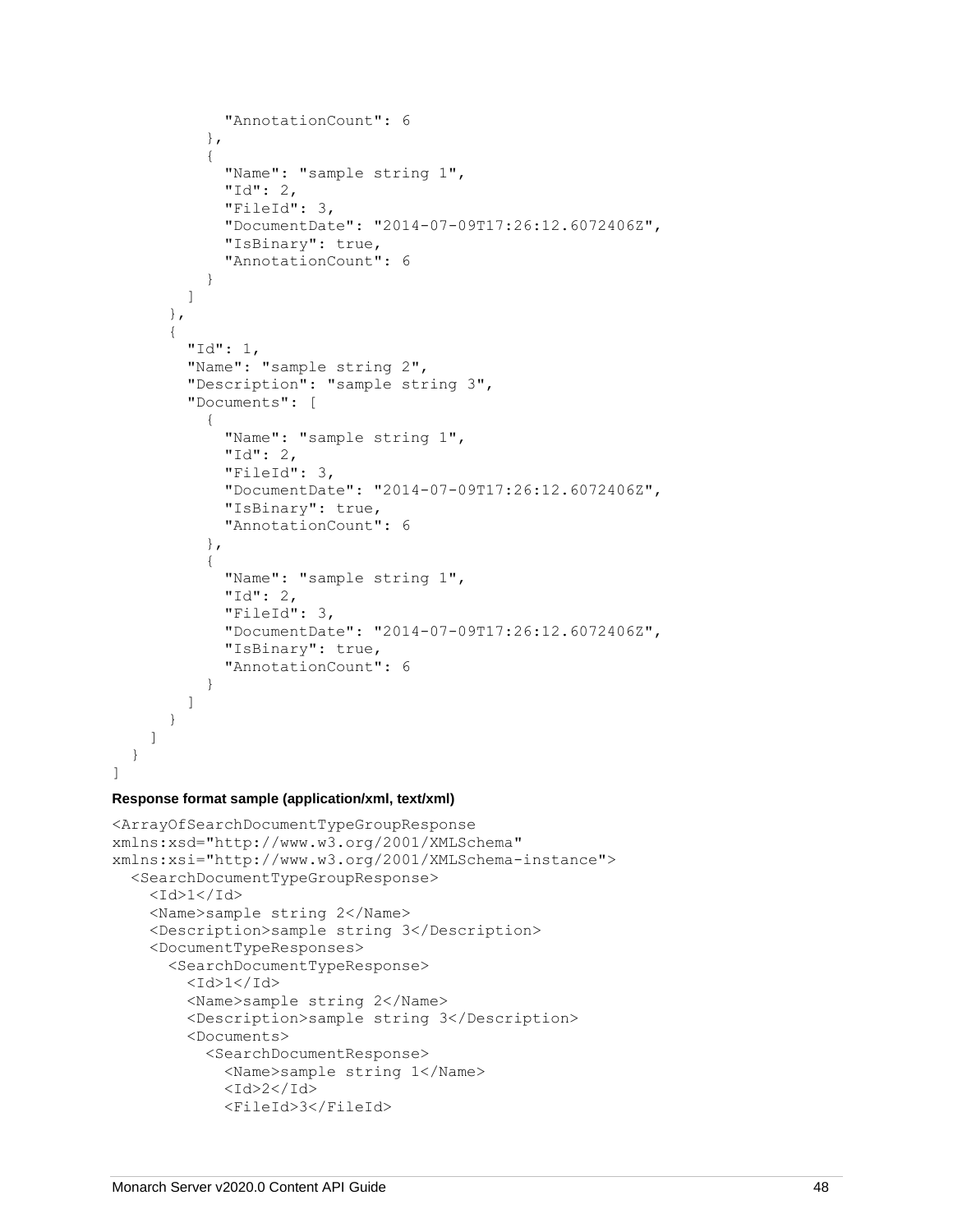```
            "AnnotationCount": 6
          },
          {
            "Name": "sample string 1",
            "Id": 2,
            "FileId": 3,
            "DocumentDate": "2014-07-09T17:26:12.6072406Z",
            "IsBinary": true,
            "AnnotationCount": 6
          }
        ]
      },
      {
        "Id": 1,
        "Name": "sample string 2",
        "Description": "sample string 3",
        "Documents": [
          {
            "Name": "sample string 1",
            "Id": 2,
            "FileId": 3,
            "DocumentDate": "2014-07-09T17:26:12.6072406Z",
            "IsBinary": true,
            "AnnotationCount": 6
          },
          {
            "Name": "sample string 1",
            "Id": 2,
            "FileId": 3,
            "DocumentDate": "2014-07-09T17:26:12.6072406Z",
            "IsBinary": true,
            "AnnotationCount": 6
          }
        ]
      }
    ]
  }
]
```

**Response format sample (application/xml, text/xml)**

```
<ArrayOfSearchDocumentTypeGroupResponse
xmlns:xsd="http://www.w3.org/2001/XMLSchema"
xmlns:xsi="http://www.w3.org/2001/XMLSchema-instance">
  <SearchDocumentTypeGroupResponse>
    <Id>1</Id>
    <Name>sample string 2</Name>
    <Description>sample string 3</Description>
    <DocumentTypeResponses>
      <SearchDocumentTypeResponse>
        <Id>1</Id>
        <Name>sample string 2</Name>
        <Description>sample string 3</Description>
        <Documents>
          <SearchDocumentResponse>
            <Name>sample string 1</Name>
            <Id>2</Id>
            <FileId>3</FileId>
```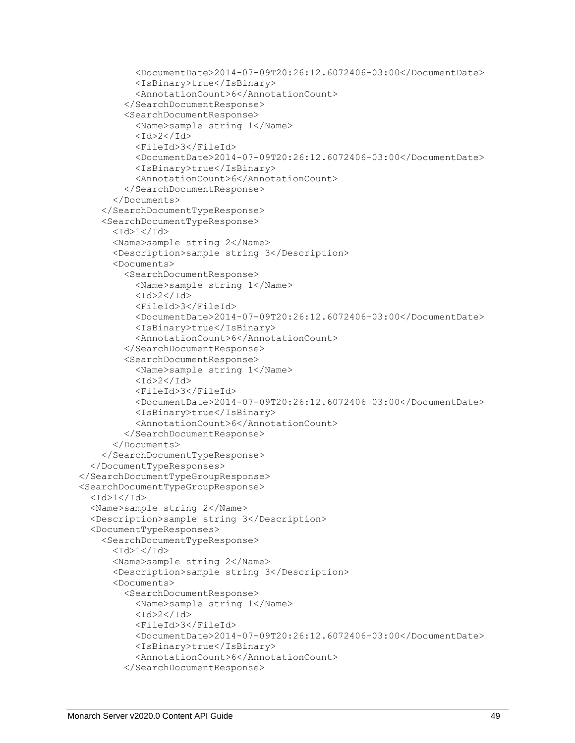```
          <DocumentDate>2014-07-09T20:26:12.6072406+03:00</DocumentDate>
          <IsBinary>true</IsBinary>
          <AnnotationCount>6</AnnotationCount>
        </SearchDocumentResponse>
        <SearchDocumentResponse>
          <Name>sample string 1</Name>
          <Id>2</Id>
          <FileId>3</FileId>
          <DocumentDate>2014-07-09T20:26:12.6072406+03:00</DocumentDate>
          <IsBinary>true</IsBinary>
          <AnnotationCount>6</AnnotationCount>
        </SearchDocumentResponse>
      </Documents>
    </SearchDocumentTypeResponse>
    <SearchDocumentTypeResponse>
      <Id>1</Id>
      <Name>sample string 2</Name>
      <Description>sample string 3</Description>
      <Documents>
        <SearchDocumentResponse>
          <Name>sample string 1</Name>
          <Id>2</Id>
          <FileId>3</FileId>
          <DocumentDate>2014-07-09T20:26:12.6072406+03:00</DocumentDate>
          <IsBinary>true</IsBinary>
          <AnnotationCount>6</AnnotationCount>
        </SearchDocumentResponse>
        <SearchDocumentResponse>
          <Name>sample string 1</Name>
          <Id>2</Id>
          <FileId>3</FileId>
          <DocumentDate>2014-07-09T20:26:12.6072406+03:00</DocumentDate>
          <IsBinary>true</IsBinary>
          <AnnotationCount>6</AnnotationCount>
        </SearchDocumentResponse>
      </Documents>
    </SearchDocumentTypeResponse>
  </DocumentTypeResponses>
</SearchDocumentTypeGroupResponse>
<SearchDocumentTypeGroupResponse>
  <Id>1</Id>
  <Name>sample string 2</Name>
  <Description>sample string 3</Description>
  <DocumentTypeResponses>
    <SearchDocumentTypeResponse>
      <Id>1</Id>
      <Name>sample string 2</Name>
      <Description>sample string 3</Description>
      <Documents>
        <SearchDocumentResponse>
          <Name>sample string 1</Name>
          <Id>2</Id>
          <FileId>3</FileId>
          <DocumentDate>2014-07-09T20:26:12.6072406+03:00</DocumentDate>
          <IsBinary>true</IsBinary>
          <AnnotationCount>6</AnnotationCount>
        </SearchDocumentResponse>
```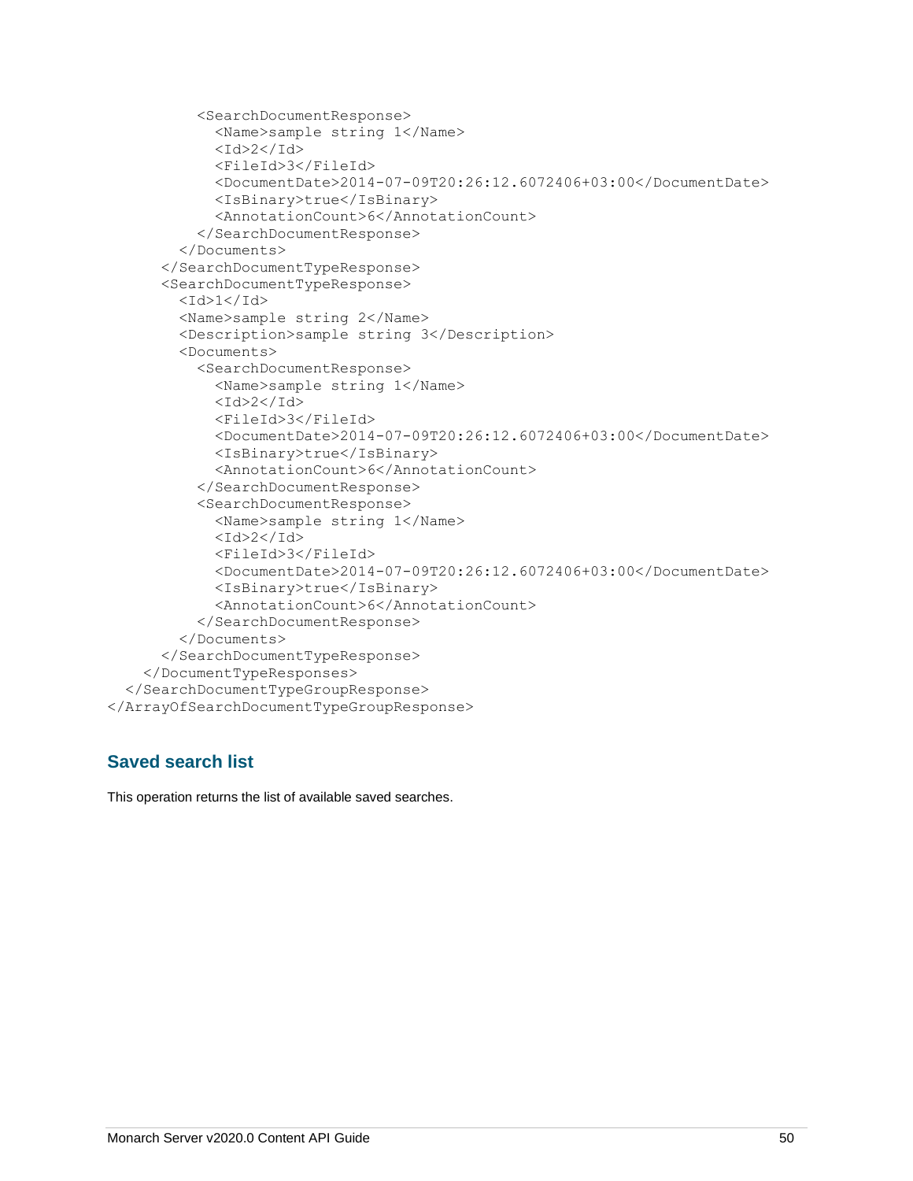```
        <SearchDocumentResponse>
          <Name>sample string 1</Name>
          <Id>2</Id>
          <FileId>3</FileId>
          <DocumentDate>2014-07-09T20:26:12.6072406+03:00</DocumentDate>
          <IsBinary>true</IsBinary>
          <AnnotationCount>6</AnnotationCount>
        </SearchDocumentResponse>
      </Documents>
    </SearchDocumentTypeResponse>
    <SearchDocumentTypeResponse>
      <Id>1</Id>
      <Name>sample string 2</Name>
      <Description>sample string 3</Description>
      <Documents>
        <SearchDocumentResponse>
          <Name>sample string 1</Name>
          <Id>2</Id>
          <FileId>3</FileId>
          <DocumentDate>2014-07-09T20:26:12.6072406+03:00</DocumentDate>
          <IsBinary>true</IsBinary>
          <AnnotationCount>6</AnnotationCount>
        </SearchDocumentResponse>
        <SearchDocumentResponse>
          <Name>sample string 1</Name>
          <Id>2</Id>
          <FileId>3</FileId>
          <DocumentDate>2014-07-09T20:26:12.6072406+03:00</DocumentDate>
          <IsBinary>true</IsBinary>
          <AnnotationCount>6</AnnotationCount>
        </SearchDocumentResponse>
      </Documents>
    </SearchDocumentTypeResponse>
  </DocumentTypeResponses>
 </SearchDocumentTypeGroupResponse>
</ArrayOfSearchDocumentTypeGroupResponse>
```

## Saved search list

This operation returns the list of available saved searches.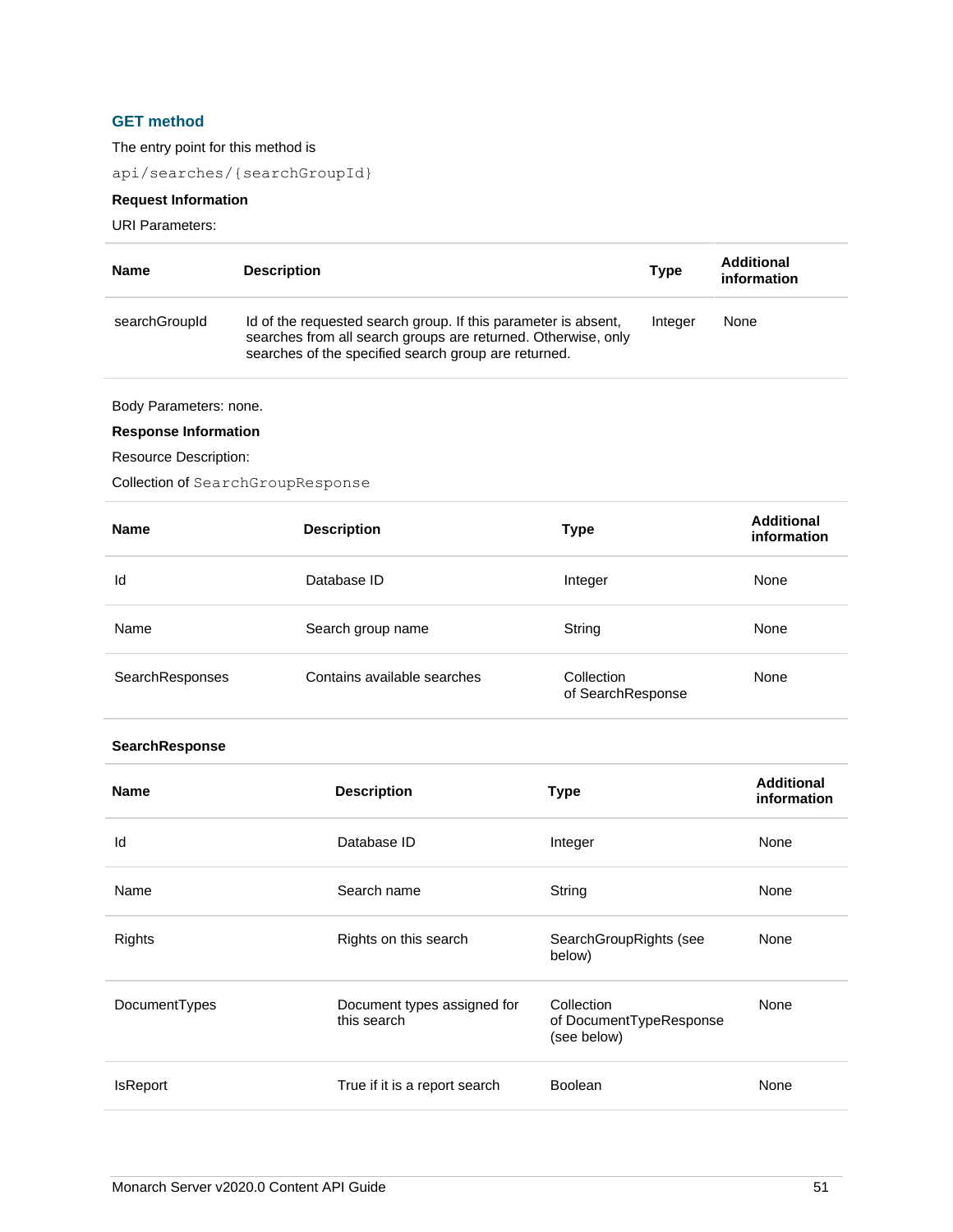### GET method

The entry point for this method is

`api/searches/{searchGroupId}`

**Request Information**

URI Parameters:

| Name | Description | Type | Additional information |
|---|---|---|---|
| searchGroupId | Id of the requested search group. If this parameter is absent, searches from all search groups are returned. Otherwise, only searches of the specified search group are returned. | Integer | None |

Body Parameters: none.

**Response Information**

Resource Description:

Collection of `SearchGroupResponse`

| Name | Description | Type | Additional information |
|---|---|---|---|
| Id | Database ID | Integer | None |
| Name | Search group name | String | None |
| SearchResponses | Contains available searches | Collection of SearchResponse | None |

**SearchResponse**

| Name | Description | Type | Additional information |
|---|---|---|---|
| Id | Database ID | Integer | None |
| Name | Search name | String | None |
| Rights | Rights on this search | SearchGroupRights (see below) | None |
| DocumentTypes | Document types assigned for this search | Collection of DocumentTypeResponse (see below) | None |
| IsReport | True if it is a report search | Boolean | None |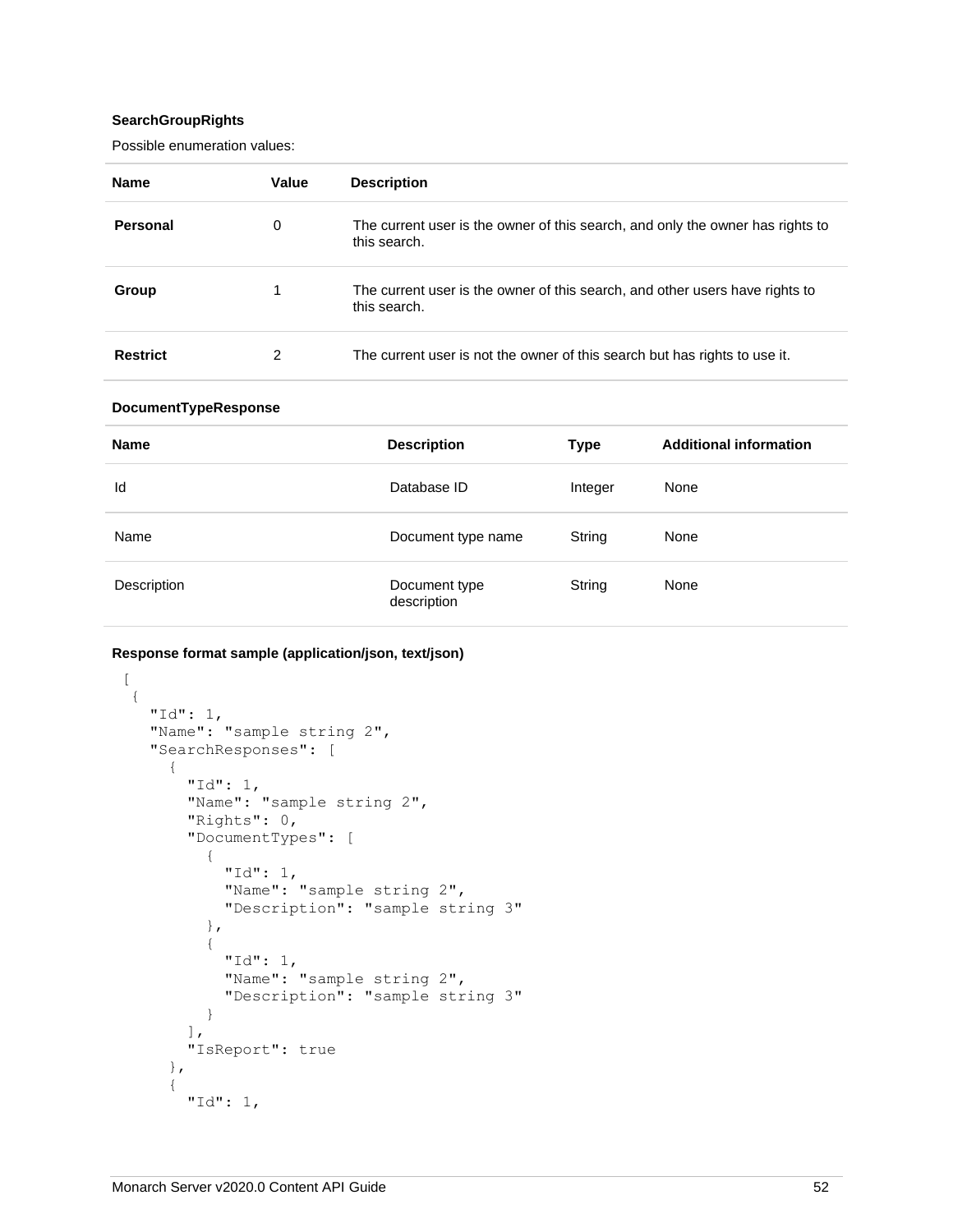**SearchGroupRights**

Possible enumeration values:

| Name | Value | Description |
|---|---|---|
| **Personal** | 0 | The current user is the owner of this search, and only the owner has rights to this search. |
| **Group** | 1 | The current user is the owner of this search, and other users have rights to this search. |
| **Restrict** | 2 | The current user is not the owner of this search but has rights to use it. |

**DocumentTypeResponse**

| Name | Description | Type | Additional information |
|---|---|---|---|
| Id | Database ID | Integer | None |
| Name | Document type name | String | None |
| Description | Document type description | String | None |

**Response format sample (application/json, text/json)**

```
[
 {
   "Id": 1,
   "Name": "sample string 2",
   "SearchResponses": [
     {
       "Id": 1,
       "Name": "sample string 2",
       "Rights": 0,
       "DocumentTypes": [
         {
           "Id": 1,
           "Name": "sample string 2",
           "Description": "sample string 3"
         },
         {
           "Id": 1,
           "Name": "sample string 2",
           "Description": "sample string 3"
         }
       ],
       "IsReport": true
     },
     {
       "Id": 1,
```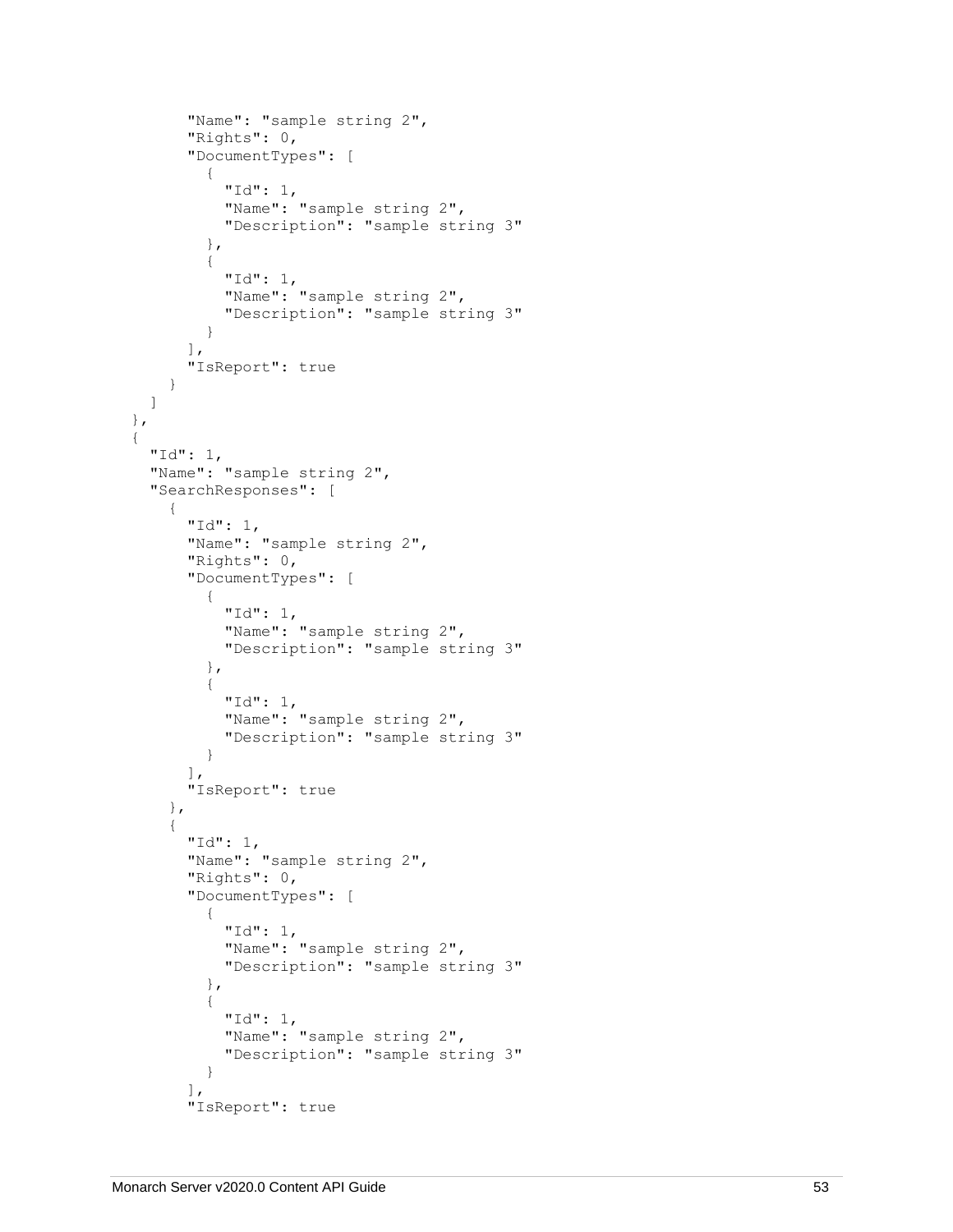```
        "Name": "sample string 2",
        "Rights": 0,
        "DocumentTypes": [
          {
            "Id": 1,
            "Name": "sample string 2",
            "Description": "sample string 3"
          },
          {
            "Id": 1,
            "Name": "sample string 2",
            "Description": "sample string 3"
          }
        ],
        "IsReport": true
      }
    ]
  },
  {
    "Id": 1,
    "Name": "sample string 2",
    "SearchResponses": [
      {
        "Id": 1,
        "Name": "sample string 2",
        "Rights": 0,
        "DocumentTypes": [
          {
            "Id": 1,
            "Name": "sample string 2",
            "Description": "sample string 3"
          },
          {
            "Id": 1,
            "Name": "sample string 2",
            "Description": "sample string 3"
          }
        ],
        "IsReport": true
      },
      {
        "Id": 1,
        "Name": "sample string 2",
        "Rights": 0,
        "DocumentTypes": [
          {
            "Id": 1,
            "Name": "sample string 2",
            "Description": "sample string 3"
          },
          {
            "Id": 1,
            "Name": "sample string 2",
            "Description": "sample string 3"
          }
        ],
        "IsReport": true
```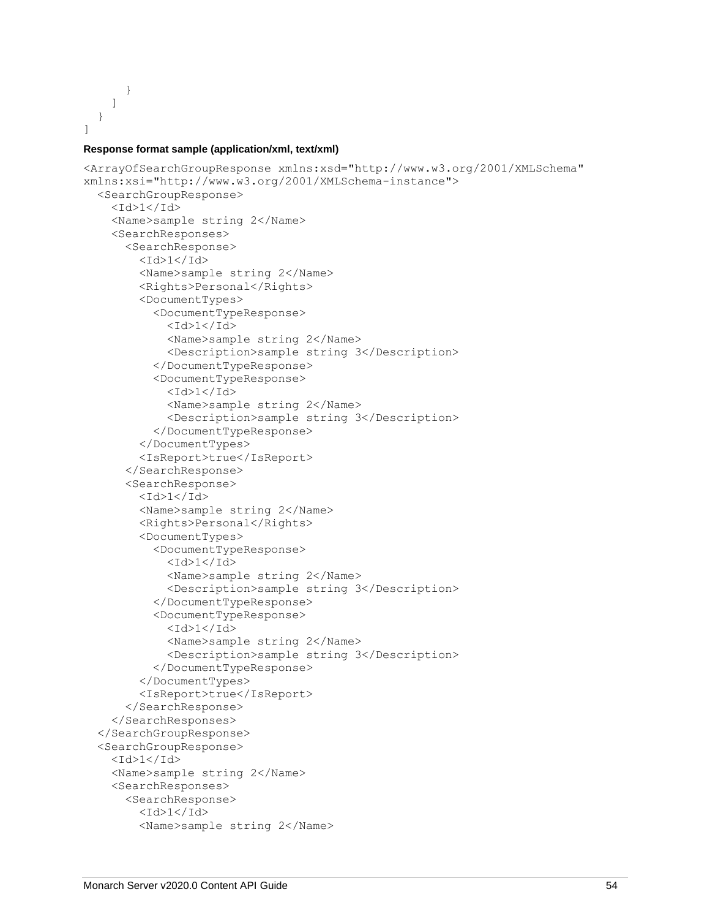```
      }
    ]
  }
]
```

**Response format sample (application/xml, text/xml)**

```
<ArrayOfSearchGroupResponse xmlns:xsd="http://www.w3.org/2001/XMLSchema"
xmlns:xsi="http://www.w3.org/2001/XMLSchema-instance">
  <SearchGroupResponse>
    <Id>1</Id>
    <Name>sample string 2</Name>
    <SearchResponses>
      <SearchResponse>
        <Id>1</Id>
        <Name>sample string 2</Name>
        <Rights>Personal</Rights>
        <DocumentTypes>
          <DocumentTypeResponse>
            <Id>1</Id>
            <Name>sample string 2</Name>
            <Description>sample string 3</Description>
          </DocumentTypeResponse>
          <DocumentTypeResponse>
            <Id>1</Id>
            <Name>sample string 2</Name>
            <Description>sample string 3</Description>
          </DocumentTypeResponse>
        </DocumentTypes>
        <IsReport>true</IsReport>
      </SearchResponse>
      <SearchResponse>
        <Id>1</Id>
        <Name>sample string 2</Name>
        <Rights>Personal</Rights>
        <DocumentTypes>
          <DocumentTypeResponse>
            <Id>1</Id>
            <Name>sample string 2</Name>
            <Description>sample string 3</Description>
          </DocumentTypeResponse>
          <DocumentTypeResponse>
            <Id>1</Id>
            <Name>sample string 2</Name>
            <Description>sample string 3</Description>
          </DocumentTypeResponse>
        </DocumentTypes>
        <IsReport>true</IsReport>
      </SearchResponse>
    </SearchResponses>
  </SearchGroupResponse>
  <SearchGroupResponse>
    <Id>1</Id>
    <Name>sample string 2</Name>
    <SearchResponses>
      <SearchResponse>
        <Id>1</Id>
        <Name>sample string 2</Name>
```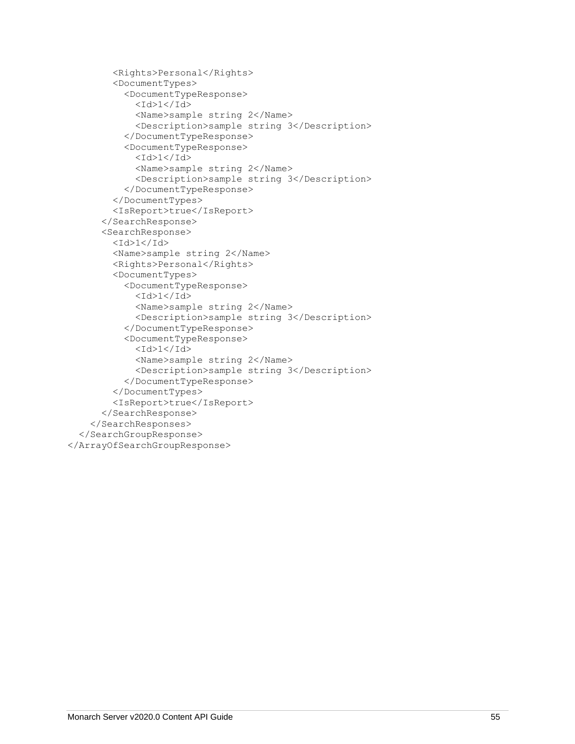```
        <Rights>Personal</Rights>
        <DocumentTypes>
          <DocumentTypeResponse>
            <Id>1</Id>
            <Name>sample string 2</Name>
            <Description>sample string 3</Description>
          </DocumentTypeResponse>
          <DocumentTypeResponse>
            <Id>1</Id>
            <Name>sample string 2</Name>
            <Description>sample string 3</Description>
          </DocumentTypeResponse>
        </DocumentTypes>
        <IsReport>true</IsReport>
      </SearchResponse>
      <SearchResponse>
        <Id>1</Id>
        <Name>sample string 2</Name>
        <Rights>Personal</Rights>
        <DocumentTypes>
          <DocumentTypeResponse>
            <Id>1</Id>
            <Name>sample string 2</Name>
            <Description>sample string 3</Description>
          </DocumentTypeResponse>
          <DocumentTypeResponse>
            <Id>1</Id>
            <Name>sample string 2</Name>
            <Description>sample string 3</Description>
          </DocumentTypeResponse>
        </DocumentTypes>
        <IsReport>true</IsReport>
      </SearchResponse>
    </SearchResponses>
  </SearchGroupResponse>
</ArrayOfSearchGroupResponse>
```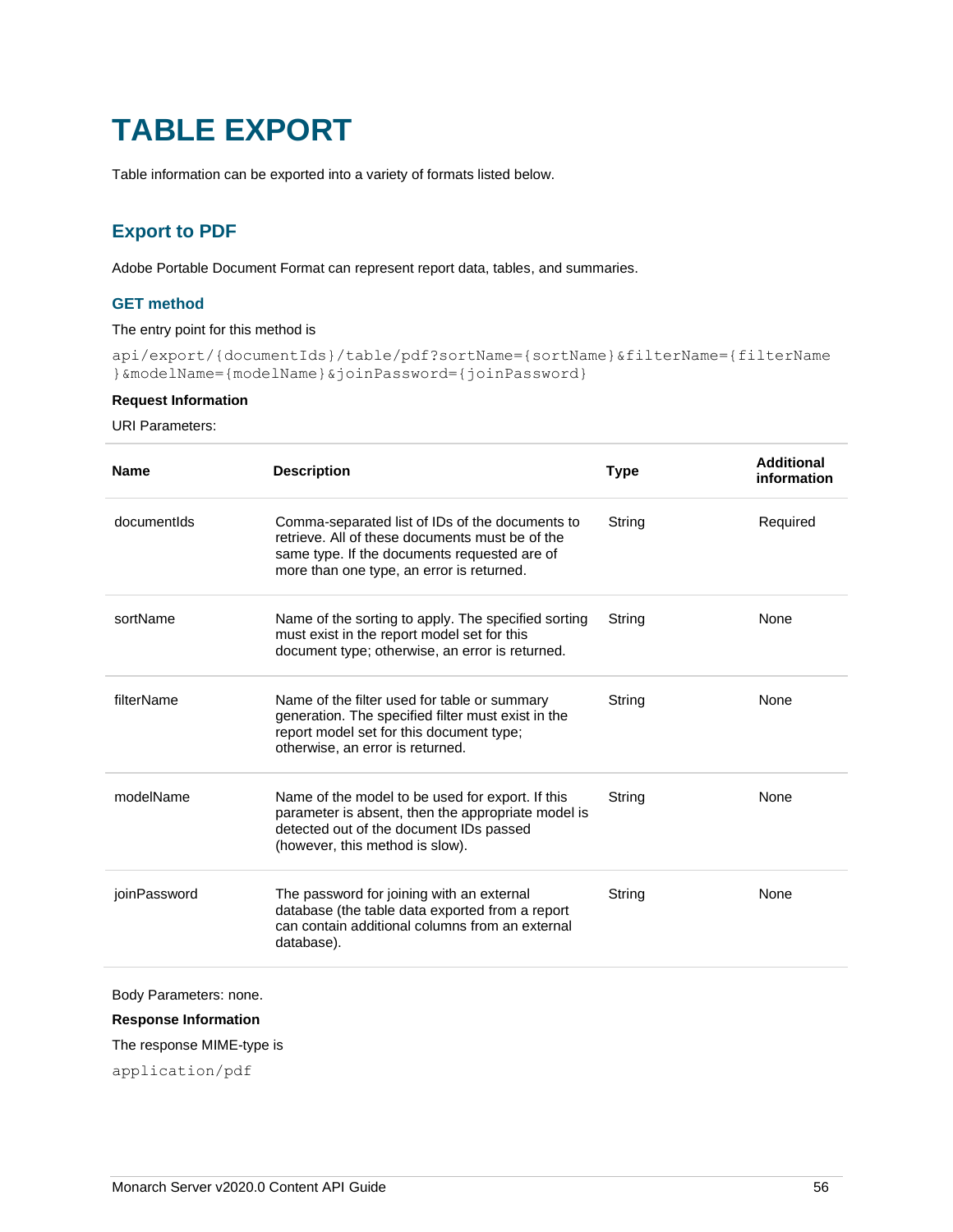# TABLE EXPORT

Table information can be exported into a variety of formats listed below.

## Export to PDF

Adobe Portable Document Format can represent report data, tables, and summaries.

### GET method

The entry point for this method is

```
api/export/{documentIds}/table/pdf?sortName={sortName}&filterName={filterName}&modelName={modelName}&joinPassword={joinPassword}
```

**Request Information**

URI Parameters:

| Name | Description | Type | Additional information |
|---|---|---|---|
| documentIds | Comma-separated list of IDs of the documents to retrieve. All of these documents must be of the same type. If the documents requested are of more than one type, an error is returned. | String | Required |
| sortName | Name of the sorting to apply. The specified sorting must exist in the report model set for this document type; otherwise, an error is returned. | String | None |
| filterName | Name of the filter used for table or summary generation. The specified filter must exist in the report model set for this document type; otherwise, an error is returned. | String | None |
| modelName | Name of the model to be used for export. If this parameter is absent, then the appropriate model is detected out of the document IDs passed (however, this method is slow). | String | None |
| joinPassword | The password for joining with an external database (the table data exported from a report can contain additional columns from an external database). | String | None |

Body Parameters: none.

**Response Information**

The response MIME-type is

```
application/pdf
```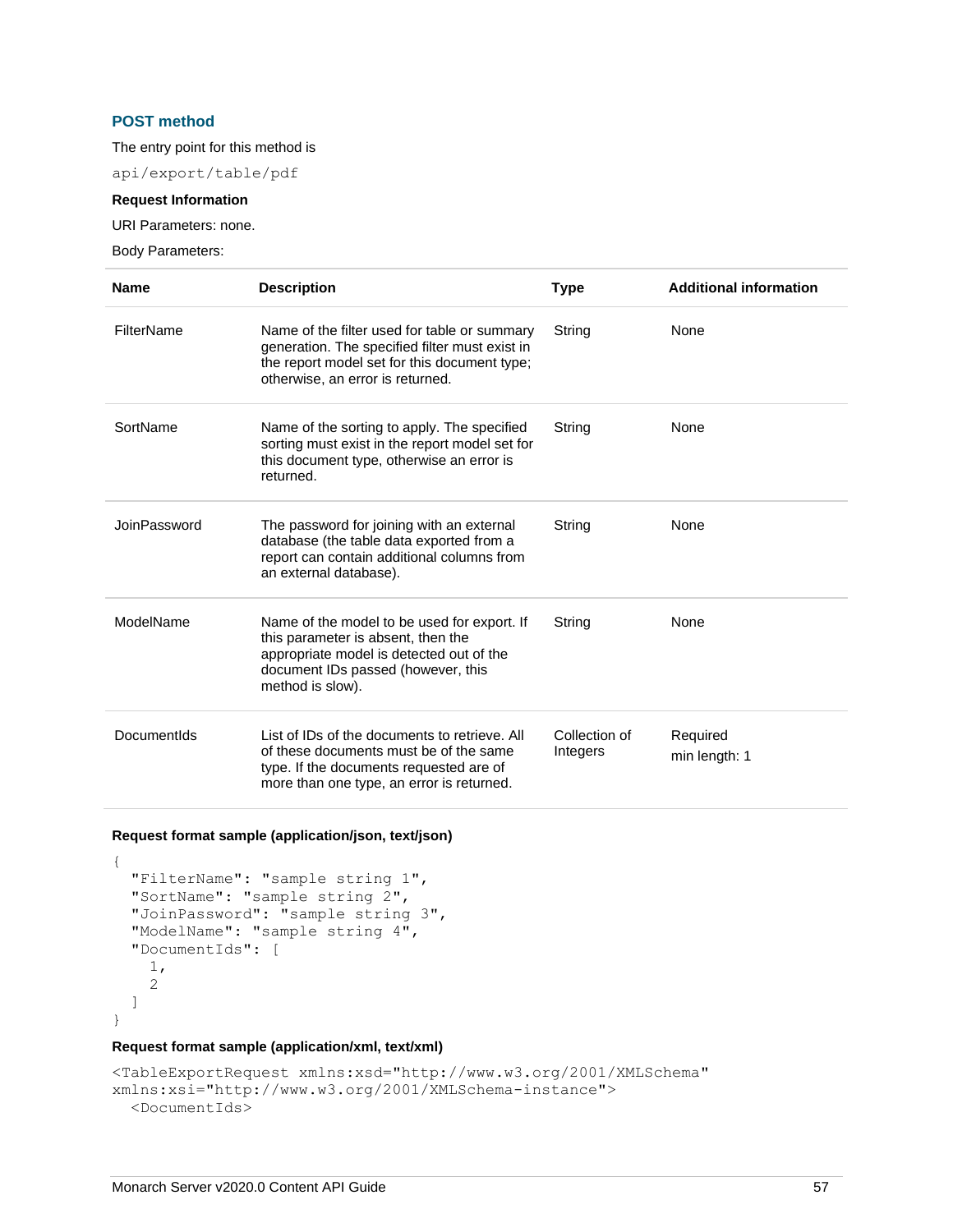### POST method

The entry point for this method is

`api/export/table/pdf`

**Request Information**

URI Parameters: none.

Body Parameters:

| Name | Description | Type | Additional information |
|---|---|---|---|
| FilterName | Name of the filter used for table or summary generation. The specified filter must exist in the report model set for this document type; otherwise, an error is returned. | String | None |
| SortName | Name of the sorting to apply. The specified sorting must exist in the report model set for this document type, otherwise an error is returned. | String | None |
| JoinPassword | The password for joining with an external database (the table data exported from a report can contain additional columns from an external database). | String | None |
| ModelName | Name of the model to be used for export. If this parameter is absent, then the appropriate model is detected out of the document IDs passed (however, this method is slow). | String | None |
| DocumentIds | List of IDs of the documents to retrieve. All of these documents must be of the same type. If the documents requested are of more than one type, an error is returned. | Collection of Integers | Required<br>min length: 1 |

**Request format sample (application/json, text/json)**

```
{
  "FilterName": "sample string 1",
  "SortName": "sample string 2",
  "JoinPassword": "sample string 3",
  "ModelName": "sample string 4",
  "DocumentIds": [
    1,
    2
  ]
}
```

**Request format sample (application/xml, text/xml)**

```
<TableExportRequest xmlns:xsd="http://www.w3.org/2001/XMLSchema"
xmlns:xsi="http://www.w3.org/2001/XMLSchema-instance">
  <DocumentIds>
```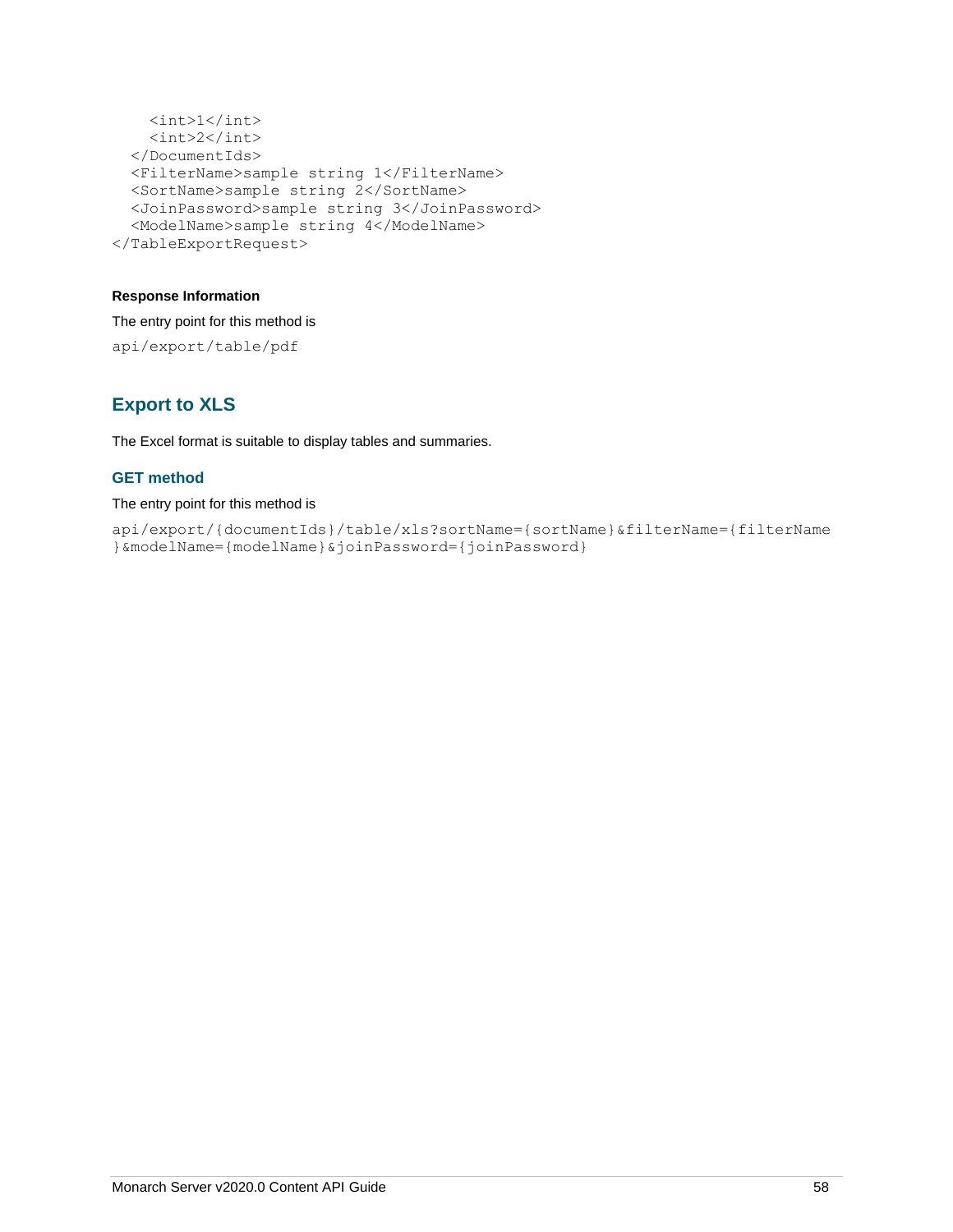```
    <int>1</int>
    <int>2</int>
  </DocumentIds>
  <FilterName>sample string 1</FilterName>
  <SortName>sample string 2</SortName>
  <JoinPassword>sample string 3</JoinPassword>
  <ModelName>sample string 4</ModelName>
</TableExportRequest>
```

#### Response Information

The entry point for this method is

```
api/export/table/pdf
```

## Export to XLS

The Excel format is suitable to display tables and summaries.

### GET method

The entry point for this method is

```
api/export/{documentIds}/table/xls?sortName={sortName}&filterName={filterName
}&modelName={modelName}&joinPassword={joinPassword}
```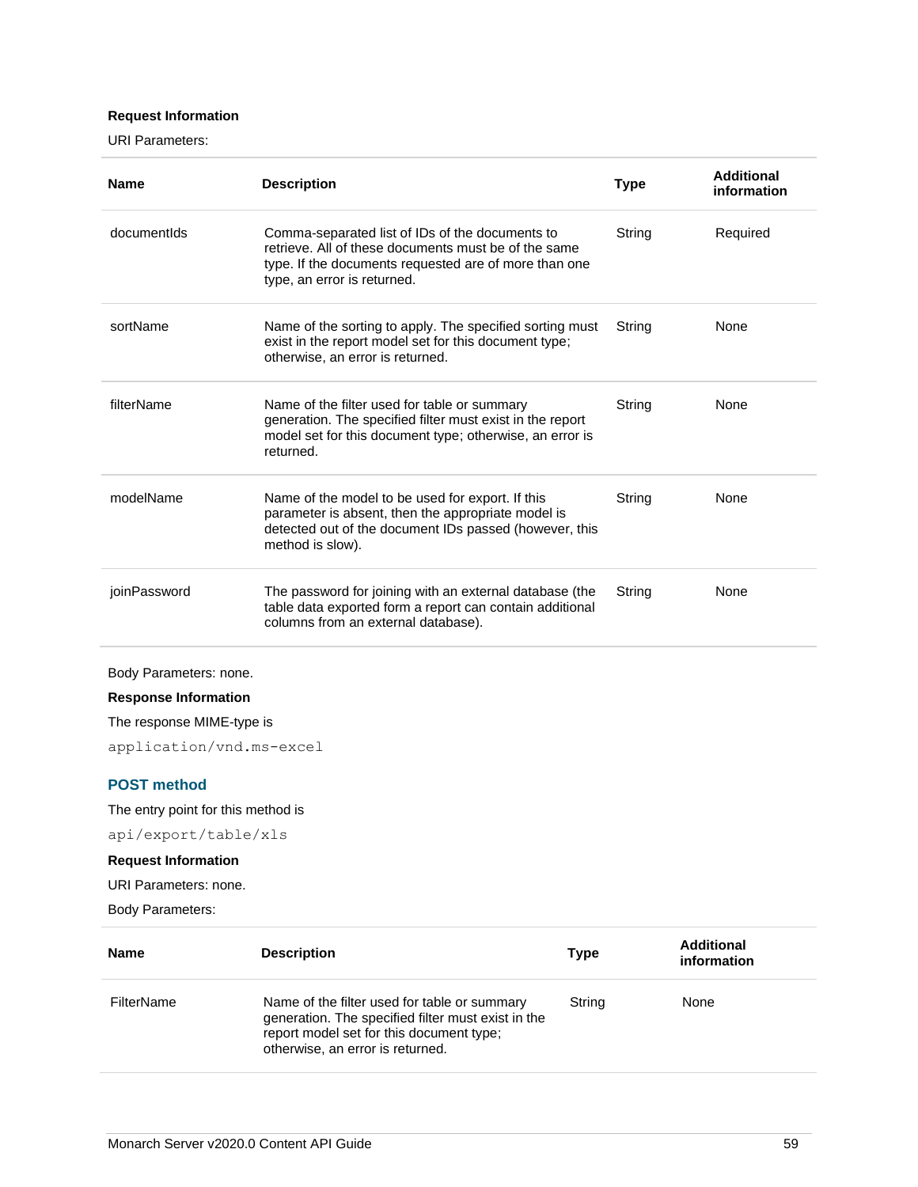**Request Information**

URI Parameters:

| Name | Description | Type | Additional information |
|---|---|---|---|
| documentIds | Comma-separated list of IDs of the documents to retrieve. All of these documents must be of the same type. If the documents requested are of more than one type, an error is returned. | String | Required |
| sortName | Name of the sorting to apply. The specified sorting must exist in the report model set for this document type; otherwise, an error is returned. | String | None |
| filterName | Name of the filter used for table or summary generation. The specified filter must exist in the report model set for this document type; otherwise, an error is returned. | String | None |
| modelName | Name of the model to be used for export. If this parameter is absent, then the appropriate model is detected out of the document IDs passed (however, this method is slow). | String | None |
| joinPassword | The password for joining with an external database (the table data exported form a report can contain additional columns from an external database). | String | None |

Body Parameters: none.

**Response Information**

The response MIME-type is

`application/vnd.ms-excel`

### POST method

The entry point for this method is

`api/export/table/xls`

**Request Information**

URI Parameters: none.

Body Parameters:

| Name | Description | Type | Additional information |
|---|---|---|---|
| FilterName | Name of the filter used for table or summary generation. The specified filter must exist in the report model set for this document type; otherwise, an error is returned. | String | None |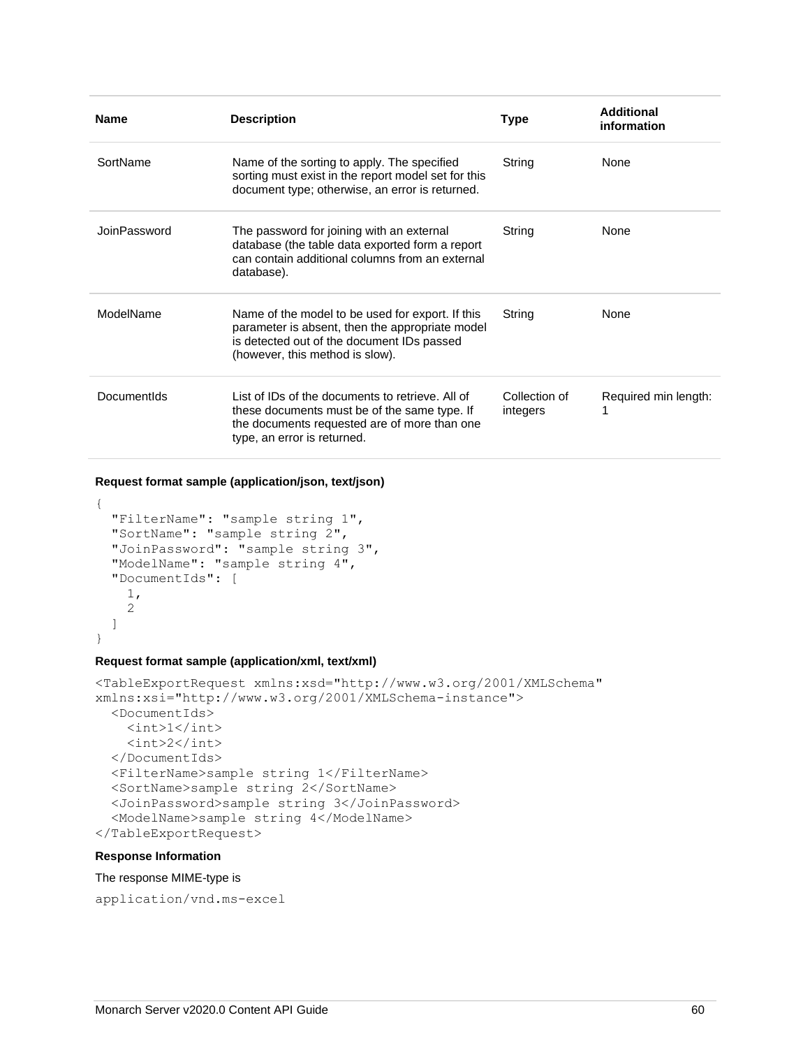| Name | Description | Type | Additional information |
| --- | --- | --- | --- |
| SortName | Name of the sorting to apply. The specified sorting must exist in the report model set for this document type; otherwise, an error is returned. | String | None |
| JoinPassword | The password for joining with an external database (the table data exported form a report can contain additional columns from an external database). | String | None |
| ModelName | Name of the model to be used for export. If this parameter is absent, then the appropriate model is detected out of the document IDs passed (however, this method is slow). | String | None |
| DocumentIds | List of IDs of the documents to retrieve. All of these documents must be of the same type. If the documents requested are of more than one type, an error is returned. | Collection of integers | Required min length: 1 |

**Request format sample (application/json, text/json)**

```
{
  "FilterName": "sample string 1",
  "SortName": "sample string 2",
  "JoinPassword": "sample string 3",
  "ModelName": "sample string 4",
  "DocumentIds": [
    1,
    2
  ]
}
```

**Request format sample (application/xml, text/xml)**

```
<TableExportRequest xmlns:xsd="http://www.w3.org/2001/XMLSchema"
xmlns:xsi="http://www.w3.org/2001/XMLSchema-instance">
  <DocumentIds>
    <int>1</int>
    <int>2</int>
  </DocumentIds>
  <FilterName>sample string 1</FilterName>
  <SortName>sample string 2</SortName>
  <JoinPassword>sample string 3</JoinPassword>
  <ModelName>sample string 4</ModelName>
</TableExportRequest>
```

**Response Information**

The response MIME-type is

```
application/vnd.ms-excel
```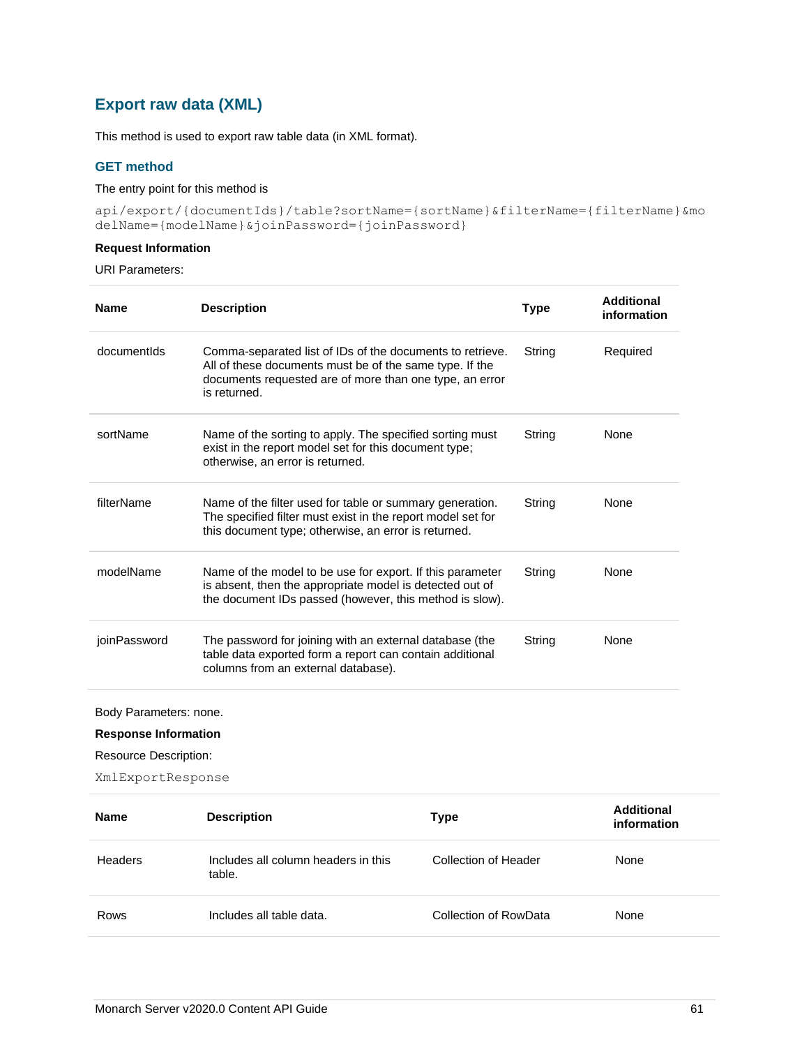## Export raw data (XML)

This method is used to export raw table data (in XML format).

### GET method

The entry point for this method is

```
api/export/{documentIds}/table?sortName={sortName}&filterName={filterName}&modelName={modelName}&joinPassword={joinPassword}
```

**Request Information**

URI Parameters:

| Name | Description | Type | Additional information |
|---|---|---|---|
| documentIds | Comma-separated list of IDs of the documents to retrieve. All of these documents must be of the same type. If the documents requested are of more than one type, an error is returned. | String | Required |
| sortName | Name of the sorting to apply. The specified sorting must exist in the report model set for this document type; otherwise, an error is returned. | String | None |
| filterName | Name of the filter used for table or summary generation. The specified filter must exist in the report model set for this document type; otherwise, an error is returned. | String | None |
| modelName | Name of the model to be use for export. If this parameter is absent, then the appropriate model is detected out of the document IDs passed (however, this method is slow). | String | None |
| joinPassword | The password for joining with an external database (the table data exported form a report can contain additional columns from an external database). | String | None |

Body Parameters: none.

**Response Information**

Resource Description:

`XmlExportResponse`

| Name | Description | Type | Additional information |
|---|---|---|---|
| Headers | Includes all column headers in this table. | Collection of Header | None |
| Rows | Includes all table data. | Collection of RowData | None |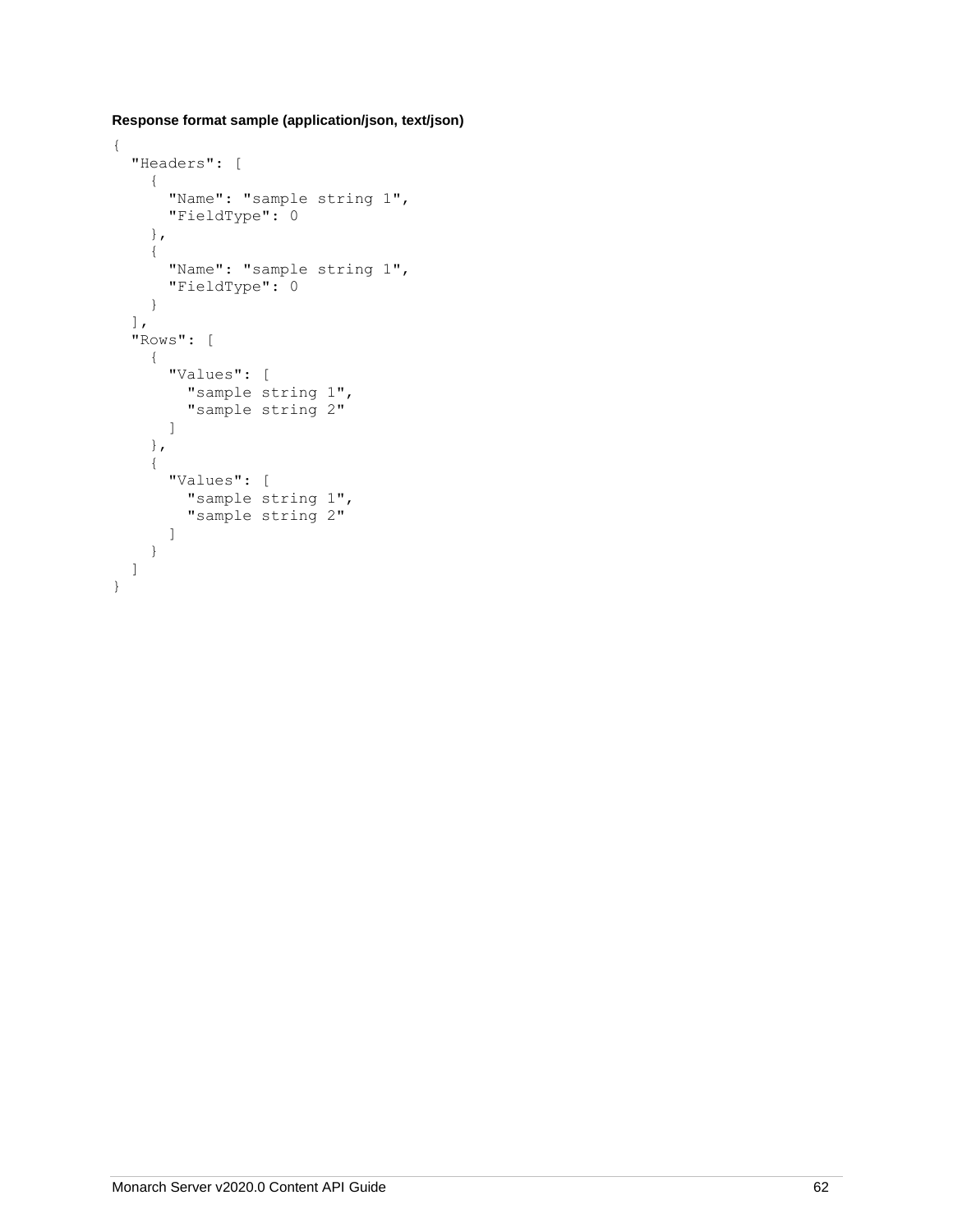**Response format sample (application/json, text/json)**

```
{
  "Headers": [
    {
      "Name": "sample string 1",
      "FieldType": 0
    },
    {
      "Name": "sample string 1",
      "FieldType": 0
    }
  ],
  "Rows": [
    {
      "Values": [
        "sample string 1",
        "sample string 2"
      ]
    },
    {
      "Values": [
        "sample string 1",
        "sample string 2"
      ]
    }
  ]
}
```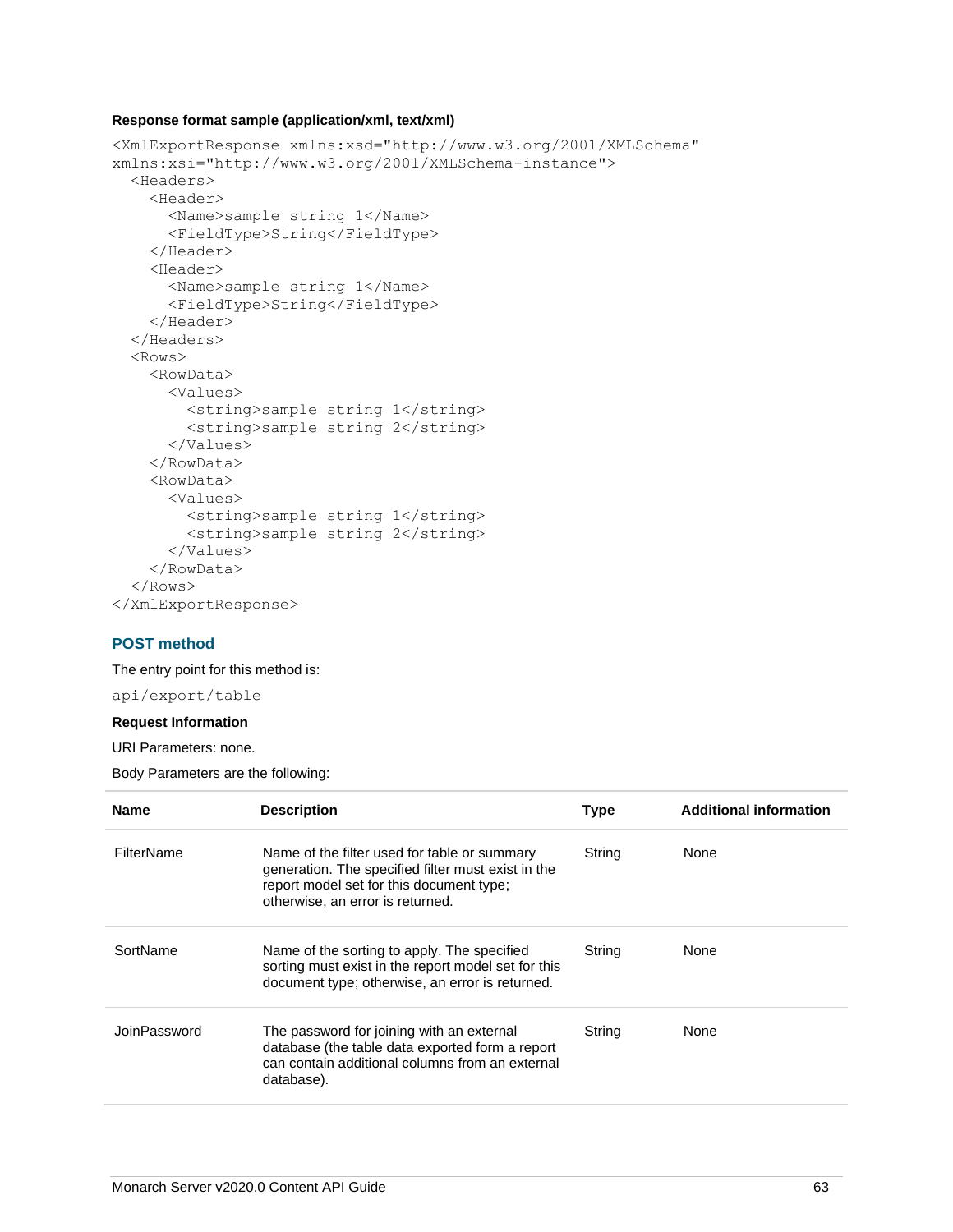**Response format sample (application/xml, text/xml)**

```
<XmlExportResponse xmlns:xsd="http://www.w3.org/2001/XMLSchema"
xmlns:xsi="http://www.w3.org/2001/XMLSchema-instance">
  <Headers>
    <Header>
      <Name>sample string 1</Name>
      <FieldType>String</FieldType>
    </Header>
    <Header>
      <Name>sample string 1</Name>
      <FieldType>String</FieldType>
    </Header>
  </Headers>
  <Rows>
    <RowData>
      <Values>
        <string>sample string 1</string>
        <string>sample string 2</string>
      </Values>
    </RowData>
    <RowData>
      <Values>
        <string>sample string 1</string>
        <string>sample string 2</string>
      </Values>
    </RowData>
  </Rows>
</XmlExportResponse>
```

### POST method

The entry point for this method is:

`api/export/table`

**Request Information**

URI Parameters: none.

Body Parameters are the following:

| Name | Description | Type | Additional information |
| --- | --- | --- | --- |
| FilterName | Name of the filter used for table or summary generation. The specified filter must exist in the report model set for this document type; otherwise, an error is returned. | String | None |
| SortName | Name of the sorting to apply. The specified sorting must exist in the report model set for this document type; otherwise, an error is returned. | String | None |
| JoinPassword | The password for joining with an external database (the table data exported form a report can contain additional columns from an external database). | String | None |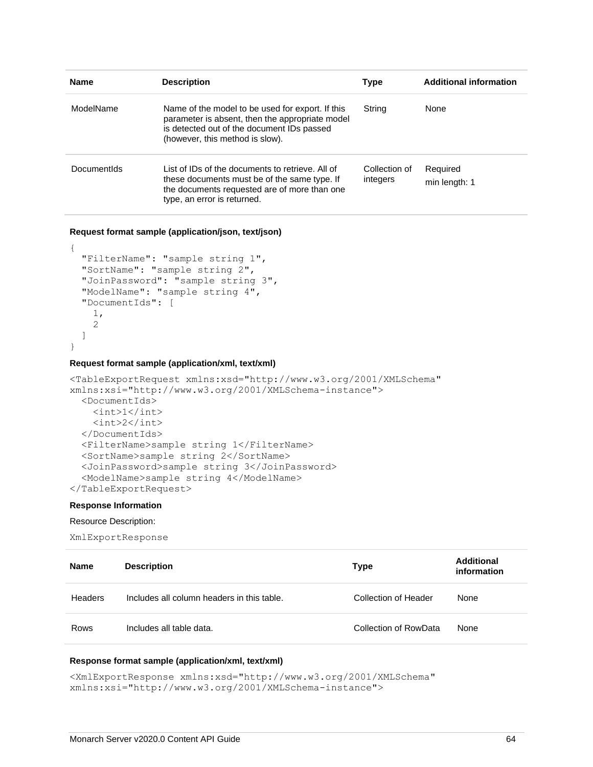| Name | Description | Type | Additional information |
| --- | --- | --- | --- |
| ModelName | Name of the model to be used for export. If this parameter is absent, then the appropriate model is detected out of the document IDs passed (however, this method is slow). | String | None |
| DocumentIds | List of IDs of the documents to retrieve. All of these documents must be of the same type. If the documents requested are of more than one type, an error is returned. | Collection of integers | Required<br>min length: 1 |

**Request format sample (application/json, text/json)**

```
{
  "FilterName": "sample string 1",
  "SortName": "sample string 2",
  "JoinPassword": "sample string 3",
  "ModelName": "sample string 4",
  "DocumentIds": [
    1,
    2
  ]
}
```

**Request format sample (application/xml, text/xml)**

```
<TableExportRequest xmlns:xsd="http://www.w3.org/2001/XMLSchema"
xmlns:xsi="http://www.w3.org/2001/XMLSchema-instance">
  <DocumentIds>
    <int>1</int>
    <int>2</int>
  </DocumentIds>
  <FilterName>sample string 1</FilterName>
  <SortName>sample string 2</SortName>
  <JoinPassword>sample string 3</JoinPassword>
  <ModelName>sample string 4</ModelName>
</TableExportRequest>
```

**Response Information**

Resource Description:

XmlExportResponse

| Name | Description | Type | Additional information |
| --- | --- | --- | --- |
| Headers | Includes all column headers in this table. | Collection of Header | None |
| Rows | Includes all table data. | Collection of RowData | None |

**Response format sample (application/xml, text/xml)**

```
<XmlExportResponse xmlns:xsd="http://www.w3.org/2001/XMLSchema"
xmlns:xsi="http://www.w3.org/2001/XMLSchema-instance">
```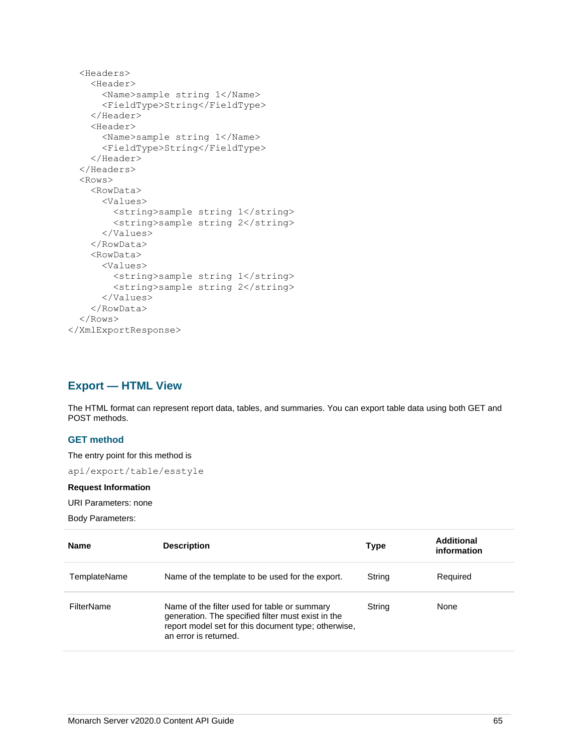```
  <Headers>
    <Header>
      <Name>sample string 1</Name>
      <FieldType>String</FieldType>
    </Header>
    <Header>
      <Name>sample string 1</Name>
      <FieldType>String</FieldType>
    </Header>
  </Headers>
  <Rows>
    <RowData>
      <Values>
        <string>sample string 1</string>
        <string>sample string 2</string>
      </Values>
    </RowData>
    <RowData>
      <Values>
        <string>sample string 1</string>
        <string>sample string 2</string>
      </Values>
    </RowData>
  </Rows>
</XmlExportResponse>
```

## Export — HTML View

The HTML format can represent report data, tables, and summaries. You can export table data using both GET and POST methods.

### GET method

The entry point for this method is

`api/export/table/esstyle`

**Request Information**

URI Parameters: none

Body Parameters:

| Name | Description | Type | Additional information |
|---|---|---|---|
| TemplateName | Name of the template to be used for the export. | String | Required |
| FilterName | Name of the filter used for table or summary generation. The specified filter must exist in the report model set for this document type; otherwise, an error is returned. | String | None |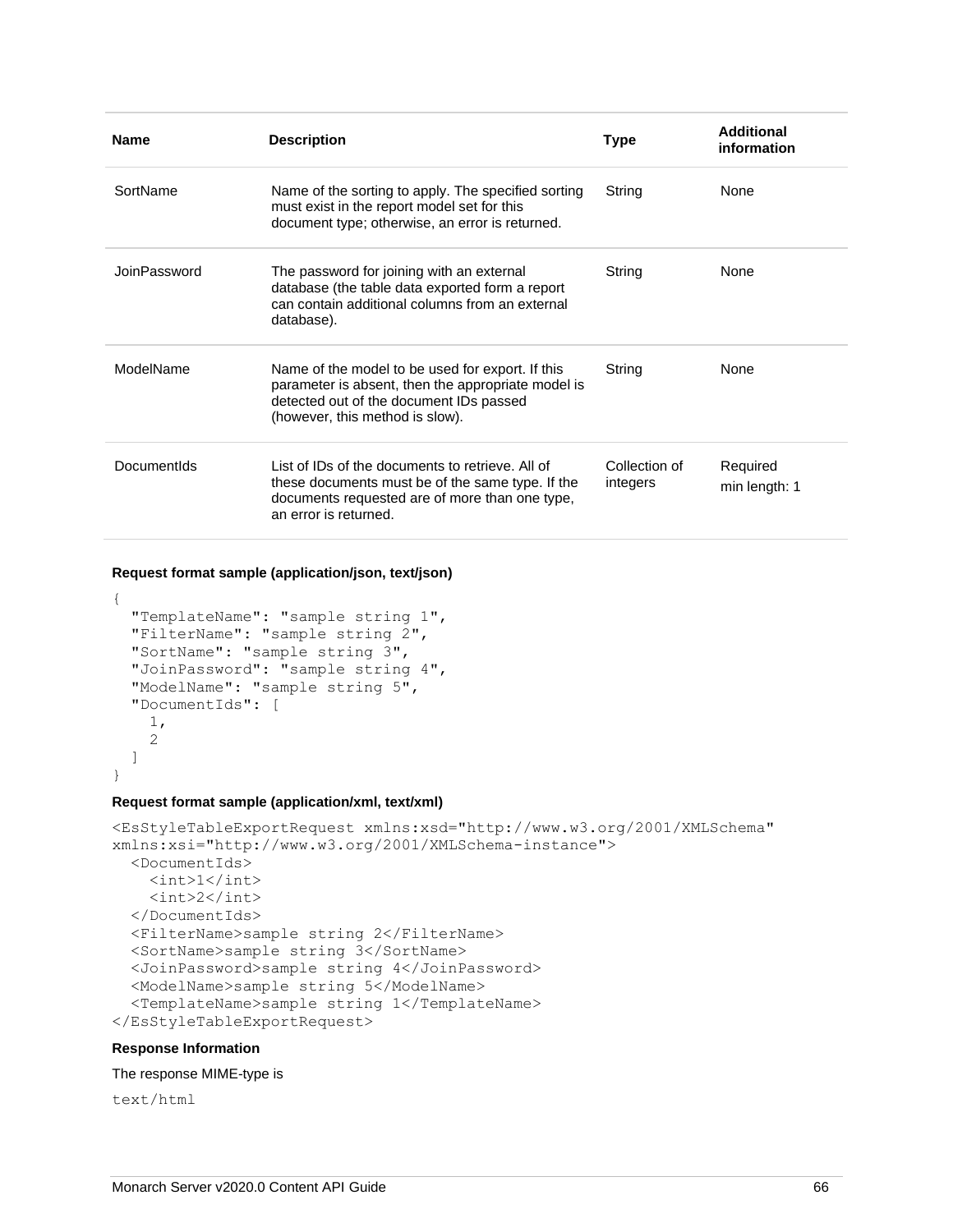| Name | Description | Type | Additional information |
| --- | --- | --- | --- |
| SortName | Name of the sorting to apply. The specified sorting must exist in the report model set for this document type; otherwise, an error is returned. | String | None |
| JoinPassword | The password for joining with an external database (the table data exported form a report can contain additional columns from an external database). | String | None |
| ModelName | Name of the model to be used for export. If this parameter is absent, then the appropriate model is detected out of the document IDs passed (however, this method is slow). | String | None |
| DocumentIds | List of IDs of the documents to retrieve. All of these documents must be of the same type. If the documents requested are of more than one type, an error is returned. | Collection of integers | Required<br>min length: 1 |

**Request format sample (application/json, text/json)**

```
{
  "TemplateName": "sample string 1",
  "FilterName": "sample string 2",
  "SortName": "sample string 3",
  "JoinPassword": "sample string 4",
  "ModelName": "sample string 5",
  "DocumentIds": [
    1,
    2
  ]
}
```

**Request format sample (application/xml, text/xml)**

```
<EsStyleTableExportRequest xmlns:xsd="http://www.w3.org/2001/XMLSchema"
xmlns:xsi="http://www.w3.org/2001/XMLSchema-instance">
  <DocumentIds>
    <int>1</int>
    <int>2</int>
  </DocumentIds>
  <FilterName>sample string 2</FilterName>
  <SortName>sample string 3</SortName>
  <JoinPassword>sample string 4</JoinPassword>
  <ModelName>sample string 5</ModelName>
  <TemplateName>sample string 1</TemplateName>
</EsStyleTableExportRequest>
```

**Response Information**

The response MIME-type is

```
text/html
```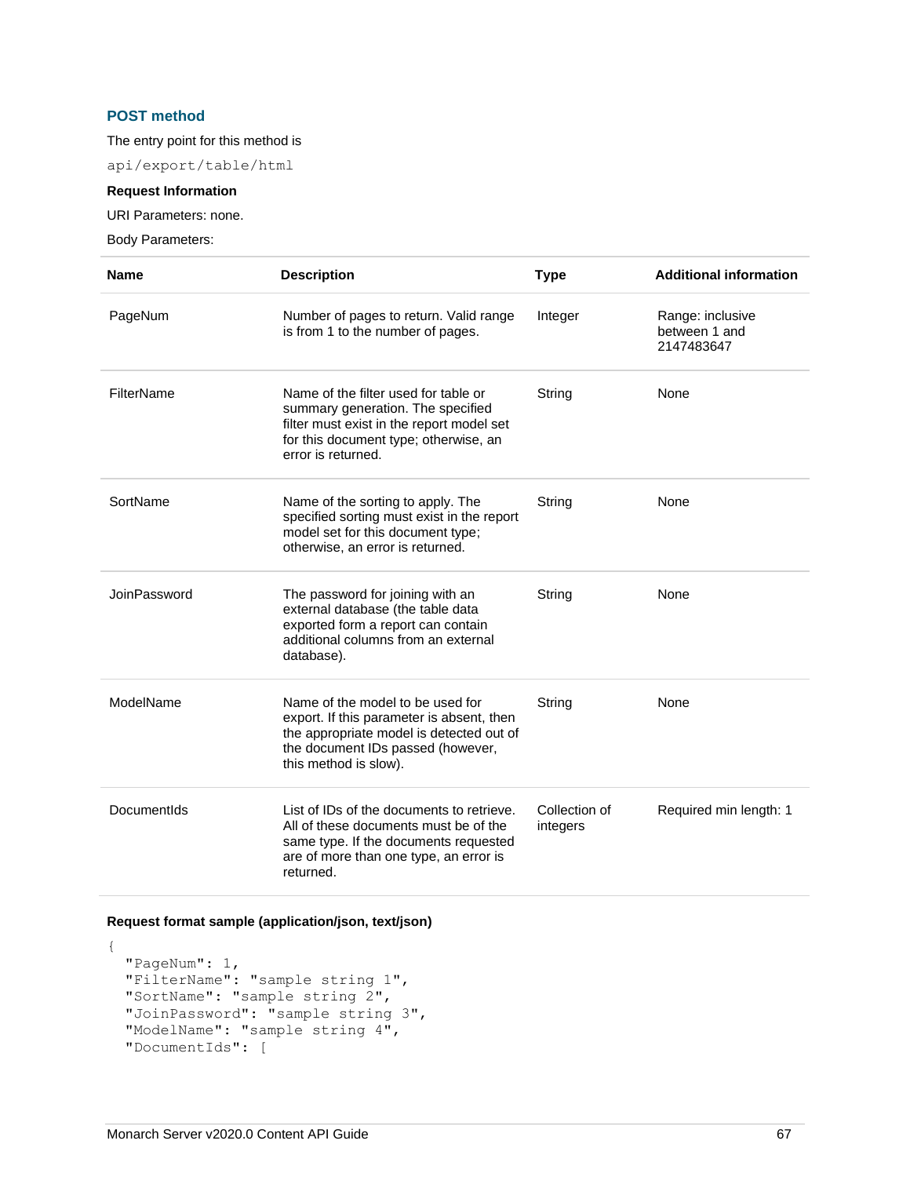### POST method

The entry point for this method is

`api/export/table/html`

**Request Information**

URI Parameters: none.

Body Parameters:

| Name | Description | Type | Additional information |
|---|---|---|---|
| PageNum | Number of pages to return. Valid range is from 1 to the number of pages. | Integer | Range: inclusive between 1 and 2147483647 |
| FilterName | Name of the filter used for table or summary generation. The specified filter must exist in the report model set for this document type; otherwise, an error is returned. | String | None |
| SortName | Name of the sorting to apply. The specified sorting must exist in the report model set for this document type; otherwise, an error is returned. | String | None |
| JoinPassword | The password for joining with an external database (the table data exported form a report can contain additional columns from an external database). | String | None |
| ModelName | Name of the model to be used for export. If this parameter is absent, then the appropriate model is detected out of the document IDs passed (however, this method is slow). | String | None |
| DocumentIds | List of IDs of the documents to retrieve. All of these documents must be of the same type. If the documents requested are of more than one type, an error is returned. | Collection of integers | Required min length: 1 |

**Request format sample (application/json, text/json)**

```
{
  "PageNum": 1,
  "FilterName": "sample string 1",
  "SortName": "sample string 2",
  "JoinPassword": "sample string 3",
  "ModelName": "sample string 4",
  "DocumentIds": [
```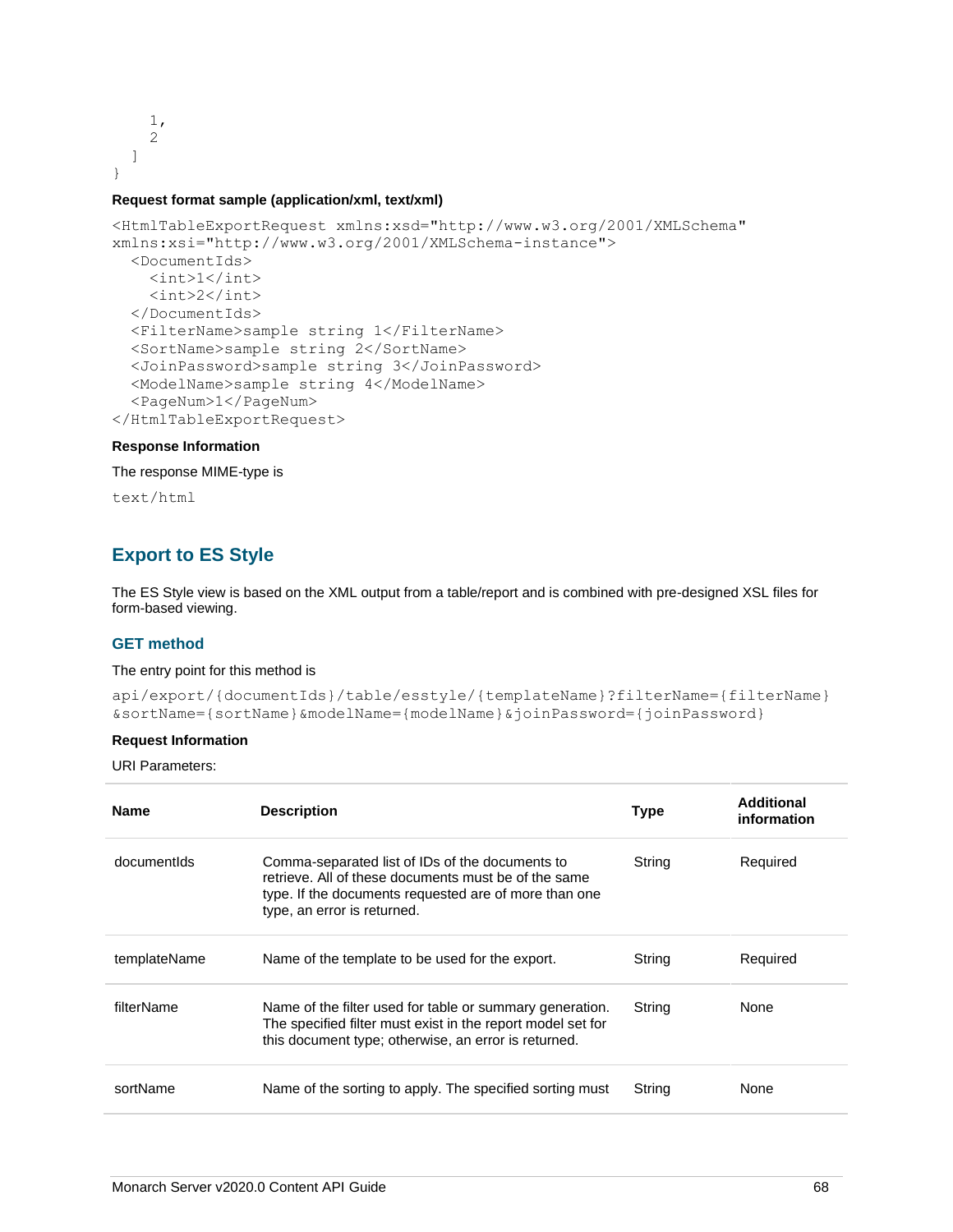```
    1,
    2
  ]
}
```

**Request format sample (application/xml, text/xml)**

```
<HtmlTableExportRequest xmlns:xsd="http://www.w3.org/2001/XMLSchema"
xmlns:xsi="http://www.w3.org/2001/XMLSchema-instance">
  <DocumentIds>
    <int>1</int>
    <int>2</int>
  </DocumentIds>
  <FilterName>sample string 1</FilterName>
  <SortName>sample string 2</SortName>
  <JoinPassword>sample string 3</JoinPassword>
  <ModelName>sample string 4</ModelName>
  <PageNum>1</PageNum>
</HtmlTableExportRequest>
```

**Response Information**

The response MIME-type is

```
text/html
```

## Export to ES Style

The ES Style view is based on the XML output from a table/report and is combined with pre-designed XSL files for form-based viewing.

### GET method

The entry point for this method is

```
api/export/{documentIds}/table/esstyle/{templateName}?filterName={filterName}
&sortName={sortName}&modelName={modelName}&joinPassword={joinPassword}
```

**Request Information**

URI Parameters:

| Name | Description | Type | Additional information |
|---|---|---|---|
| documentIds | Comma-separated list of IDs of the documents to retrieve. All of these documents must be of the same type. If the documents requested are of more than one type, an error is returned. | String | Required |
| templateName | Name of the template to be used for the export. | String | Required |
| filterName | Name of the filter used for table or summary generation. The specified filter must exist in the report model set for this document type; otherwise, an error is returned. | String | None |
| sortName | Name of the sorting to apply. The specified sorting must | String | None |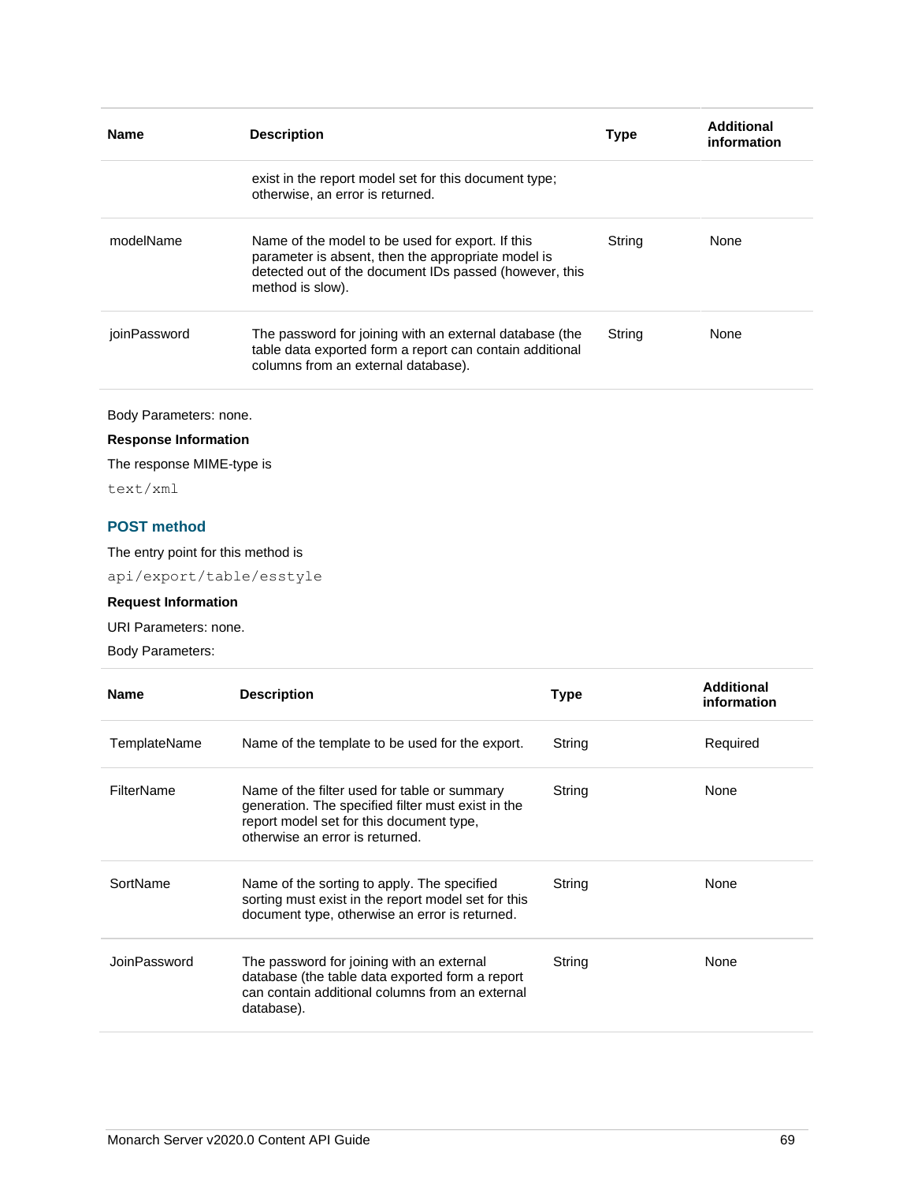| Name | Description | Type | Additional information |
|---|---|---|---|
| | exist in the report model set for this document type; otherwise, an error is returned. | | |
| modelName | Name of the model to be used for export. If this parameter is absent, then the appropriate model is detected out of the document IDs passed (however, this method is slow). | String | None |
| joinPassword | The password for joining with an external database (the table data exported form a report can contain additional columns from an external database). | String | None |

Body Parameters: none.

**Response Information**

The response MIME-type is

`text/xml`

### POST method

The entry point for this method is

`api/export/table/esstyle`

**Request Information**

URI Parameters: none.

Body Parameters:

| Name | Description | Type | Additional information |
|---|---|---|---|
| TemplateName | Name of the template to be used for the export. | String | Required |
| FilterName | Name of the filter used for table or summary generation. The specified filter must exist in the report model set for this document type, otherwise an error is returned. | String | None |
| SortName | Name of the sorting to apply. The specified sorting must exist in the report model set for this document type, otherwise an error is returned. | String | None |
| JoinPassword | The password for joining with an external database (the table data exported form a report can contain additional columns from an external database). | String | None |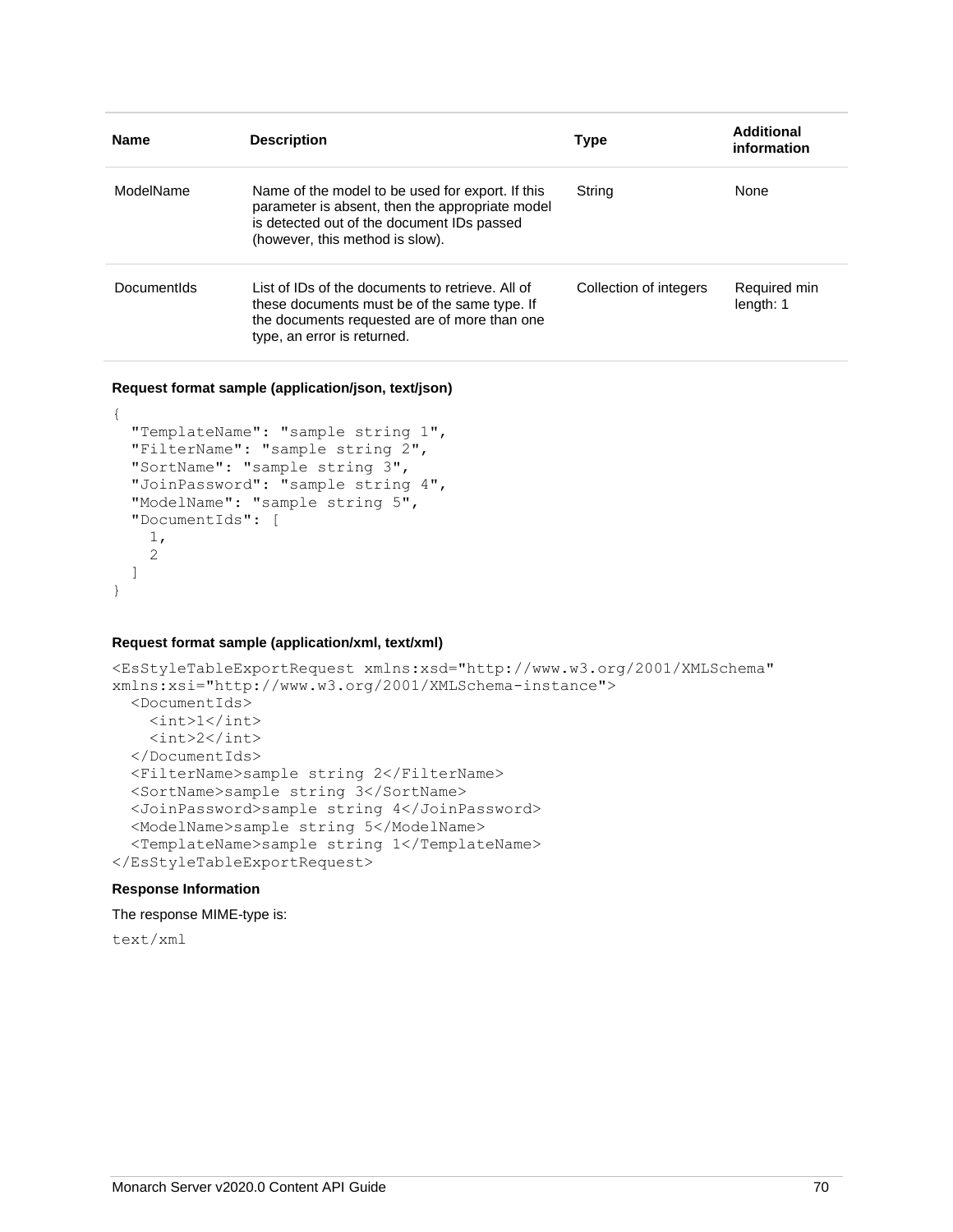| Name | Description | Type | Additional information |
| --- | --- | --- | --- |
| ModelName | Name of the model to be used for export. If this parameter is absent, then the appropriate model is detected out of the document IDs passed (however, this method is slow). | String | None |
| DocumentIds | List of IDs of the documents to retrieve. All of these documents must be of the same type. If the documents requested are of more than one type, an error is returned. | Collection of integers | Required min length: 1 |

**Request format sample (application/json, text/json)**

```
{
  "TemplateName": "sample string 1",
  "FilterName": "sample string 2",
  "SortName": "sample string 3",
  "JoinPassword": "sample string 4",
  "ModelName": "sample string 5",
  "DocumentIds": [
    1,
    2
  ]
}
```

**Request format sample (application/xml, text/xml)**

```
<EsStyleTableExportRequest xmlns:xsd="http://www.w3.org/2001/XMLSchema"
xmlns:xsi="http://www.w3.org/2001/XMLSchema-instance">
  <DocumentIds>
    <int>1</int>
    <int>2</int>
  </DocumentIds>
  <FilterName>sample string 2</FilterName>
  <SortName>sample string 3</SortName>
  <JoinPassword>sample string 4</JoinPassword>
  <ModelName>sample string 5</ModelName>
  <TemplateName>sample string 1</TemplateName>
</EsStyleTableExportRequest>
```

**Response Information**

The response MIME-type is:

```
text/xml
```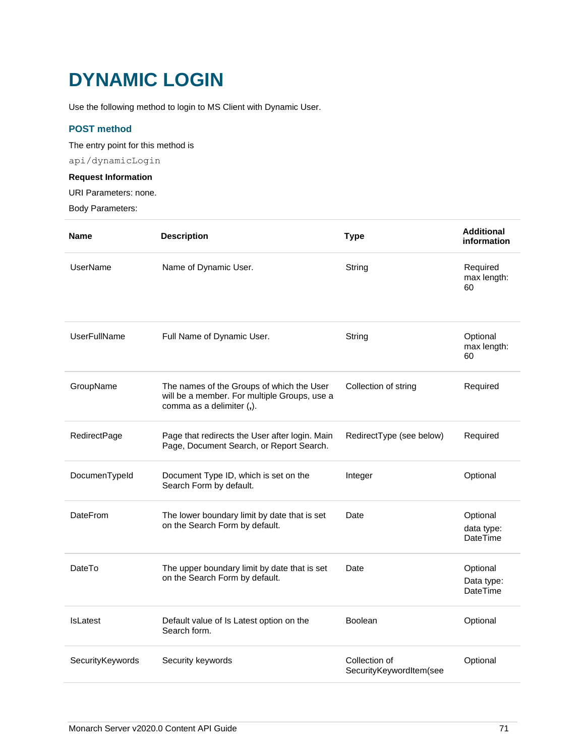# DYNAMIC LOGIN

Use the following method to login to MS Client with Dynamic User.

## POST method

The entry point for this method is

`api/dynamicLogin`

**Request Information**

URI Parameters: none.

Body Parameters:

| Name | Description | Type | Additional information |
|---|---|---|---|
| UserName | Name of Dynamic User. | String | Required max length: 60 |
| UserFullName | Full Name of Dynamic User. | String | Optional max length: 60 |
| GroupName | The names of the Groups of which the User will be a member. For multiple Groups, use a comma as a delimiter (**,**). | Collection of string | Required |
| RedirectPage | Page that redirects the User after login. Main Page, Document Search, or Report Search. | RedirectType (see below) | Required |
| DocumenTypeId | Document Type ID, which is set on the Search Form by default. | Integer | Optional |
| DateFrom | The lower boundary limit by date that is set on the Search Form by default. | Date | Optional<br>data type: DateTime |
| DateTo | The upper boundary limit by date that is set on the Search Form by default. | Date | Optional<br>Data type: DateTime |
| IsLatest | Default value of Is Latest option on the Search form. | Boolean | Optional |
| SecurityKeywords | Security keywords | Collection of SecurityKeywordItem(see | Optional |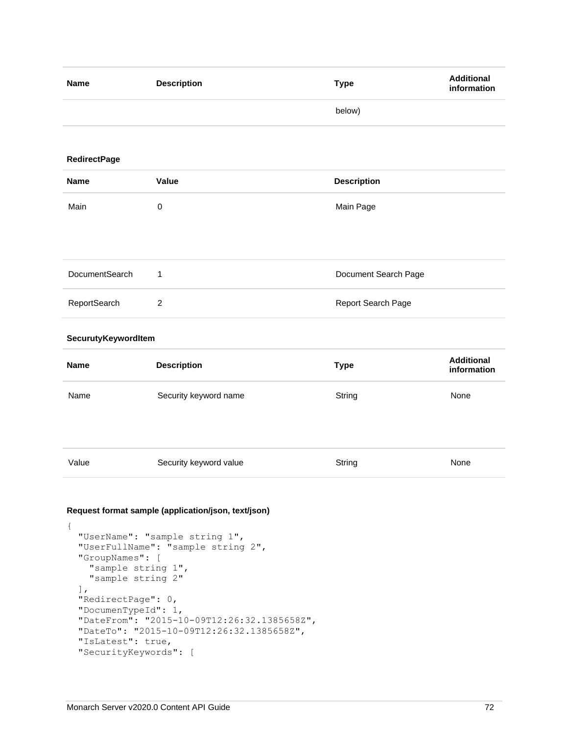| Name | Description | Type | Additional information |
| --- | --- | --- | --- |
| | | below) | |

**RedirectPage**

| Name | Value | Description |
| --- | --- | --- |
| Main | 0 | Main Page |
| DocumentSearch | 1 | Document Search Page |
| ReportSearch | 2 | Report Search Page |

**SecurutyKeywordItem**

| Name | Description | Type | Additional information |
| --- | --- | --- | --- |
| Name | Security keyword name | String | None |
| Value | Security keyword value | String | None |

**Request format sample (application/json, text/json)**

```
{
  "UserName": "sample string 1",
  "UserFullName": "sample string 2",
  "GroupNames": [
    "sample string 1",
    "sample string 2"
  ],
  "RedirectPage": 0,
  "DocumenTypeId": 1,
  "DateFrom": "2015-10-09T12:26:32.1385658Z",
  "DateTo": "2015-10-09T12:26:32.1385658Z",
  "IsLatest": true,
  "SecurityKeywords": [
```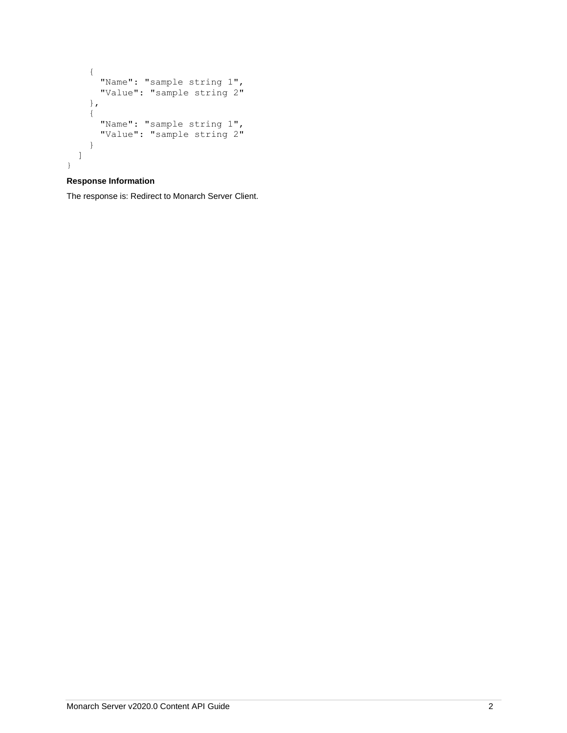```
    {
      "Name": "sample string 1",
      "Value": "sample string 2"
    },
    {
      "Name": "sample string 1",
      "Value": "sample string 2"
    }
  ]
}
```

**Response Information**

The response is: Redirect to Monarch Server Client.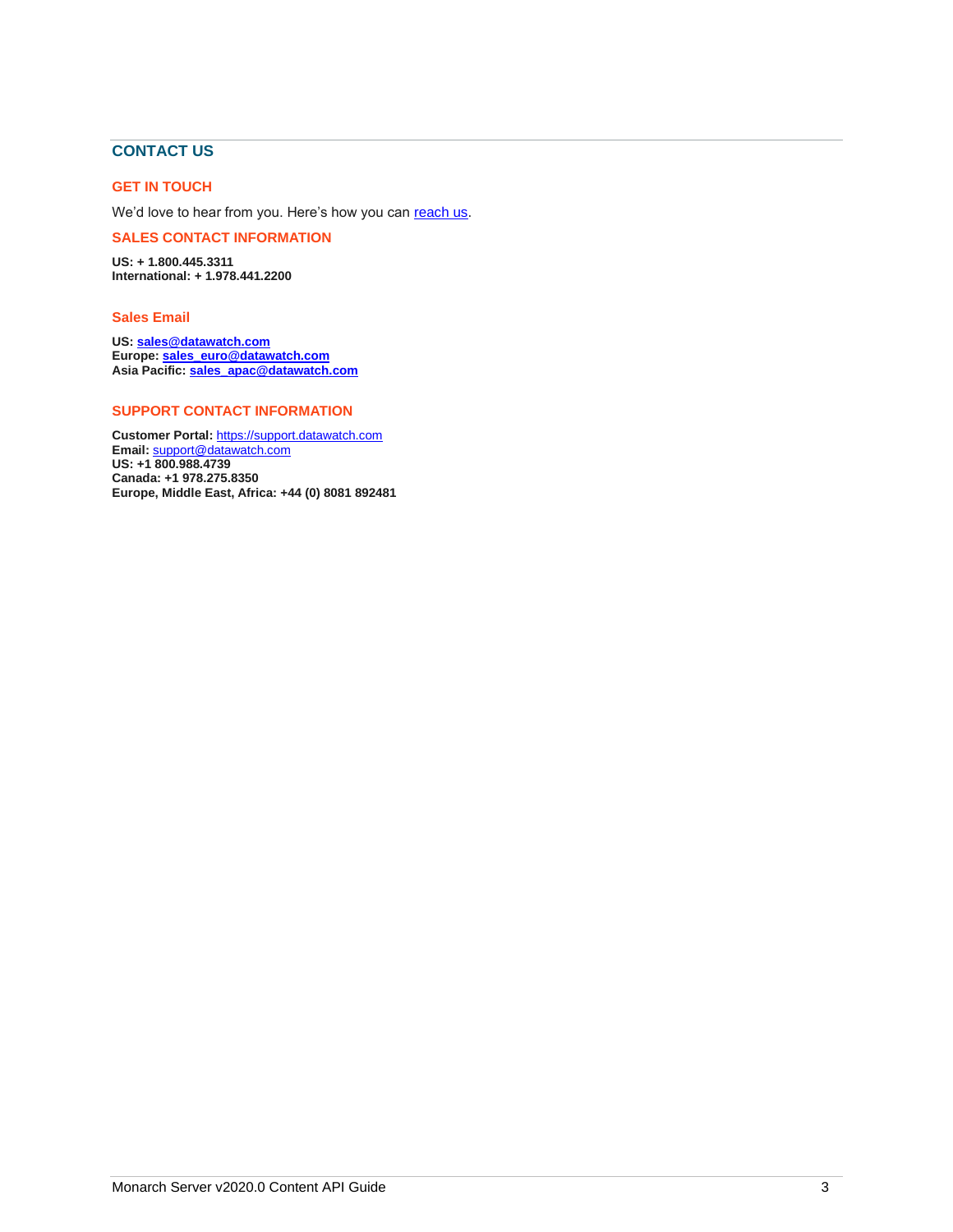## CONTACT US

### GET IN TOUCH

We'd love to hear from you. Here's how you can reach us.

### SALES CONTACT INFORMATION

**US: + 1.800.445.3311**
**International: + 1.978.441.2200**

### Sales Email

**US: sales@datawatch.com**
**Europe: sales_euro@datawatch.com**
**Asia Pacific: sales_apac@datawatch.com**

### SUPPORT CONTACT INFORMATION

**Customer Portal:** https://support.datawatch.com
**Email:** support@datawatch.com
**US: +1 800.988.4739**
**Canada: +1 978.275.8350**
**Europe, Middle East, Africa: +44 (0) 8081 892481**